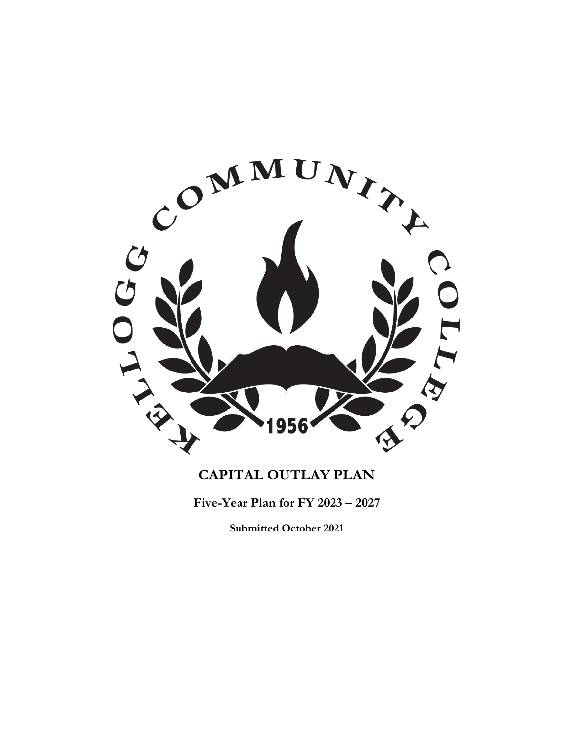# CAPITAL OUTLAY PLAN

**Five-Year Plan for FY 2023 – 2027**

**Submitted October 2021**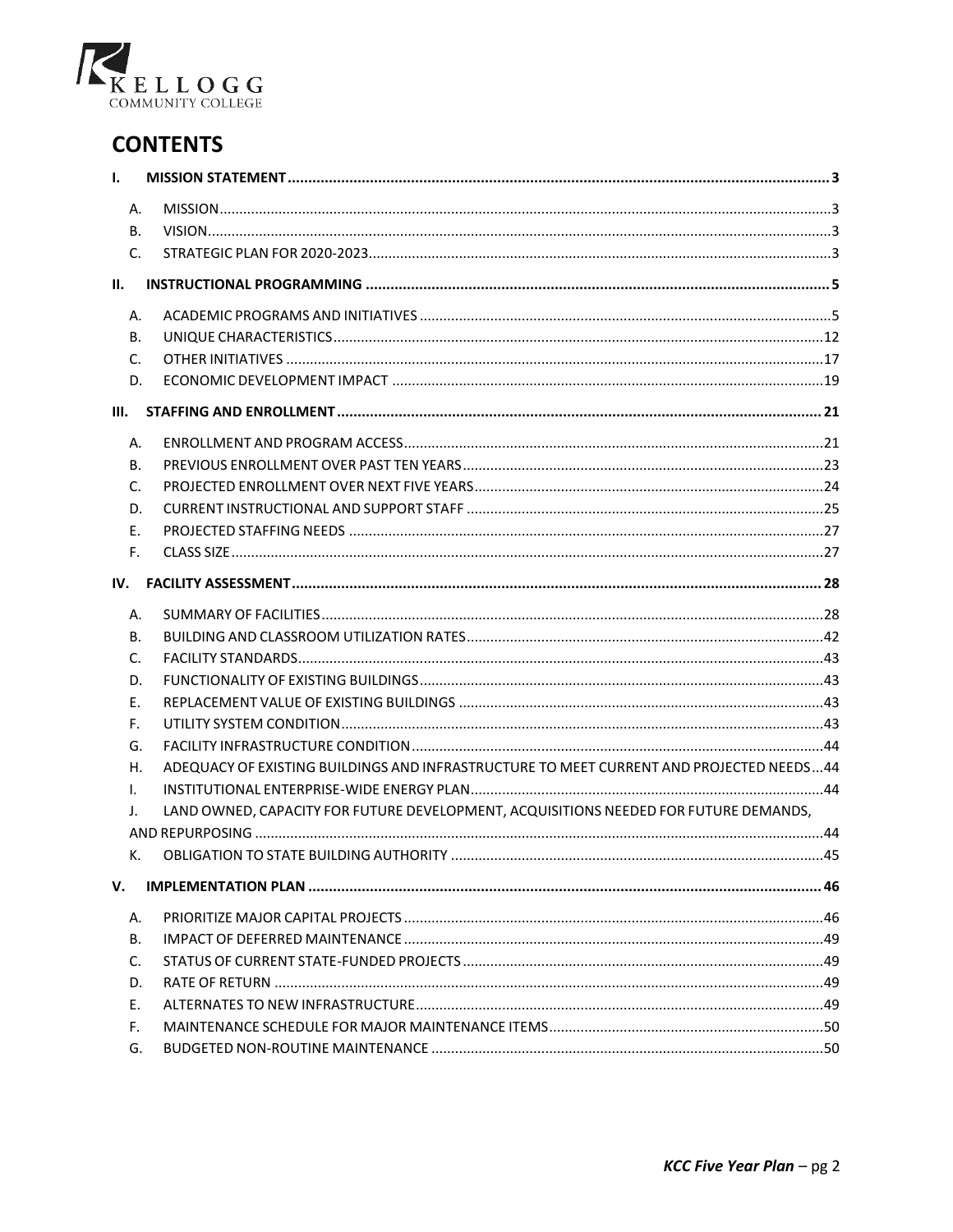# CONTENTS

- **I. MISSION STATEMENT** ..... 3
  - A. MISSION ..... 3
  - B. VISION ..... 3
  - C. STRATEGIC PLAN FOR 2020-2023 ..... 3
- **II. INSTRUCTIONAL PROGRAMMING** ..... 5
  - A. ACADEMIC PROGRAMS AND INITIATIVES ..... 5
  - B. UNIQUE CHARACTERISTICS ..... 12
  - C. OTHER INITIATIVES ..... 17
  - D. ECONOMIC DEVELOPMENT IMPACT ..... 19
- **III. STAFFING AND ENROLLMENT** ..... 21
  - A. ENROLLMENT AND PROGRAM ACCESS ..... 21
  - B. PREVIOUS ENROLLMENT OVER PAST TEN YEARS ..... 23
  - C. PROJECTED ENROLLMENT OVER NEXT FIVE YEARS ..... 24
  - D. CURRENT INSTRUCTIONAL AND SUPPORT STAFF ..... 25
  - E. PROJECTED STAFFING NEEDS ..... 27
  - F. CLASS SIZE ..... 27
- **IV. FACILITY ASSESSMENT** ..... 28
  - A. SUMMARY OF FACILITIES ..... 28
  - B. BUILDING AND CLASSROOM UTILIZATION RATES ..... 42
  - C. FACILITY STANDARDS ..... 43
  - D. FUNCTIONALITY OF EXISTING BUILDINGS ..... 43
  - E. REPLACEMENT VALUE OF EXISTING BUILDINGS ..... 43
  - F. UTILITY SYSTEM CONDITION ..... 43
  - G. FACILITY INFRASTRUCTURE CONDITION ..... 44
  - H. ADEQUACY OF EXISTING BUILDINGS AND INFRASTRUCTURE TO MEET CURRENT AND PROJECTED NEEDS ..... 44
  - I. INSTITUTIONAL ENTERPRISE-WIDE ENERGY PLAN ..... 44
  - J. LAND OWNED, CAPACITY FOR FUTURE DEVELOPMENT, ACQUISITIONS NEEDED FOR FUTURE DEMANDS, AND REPURPOSING ..... 44
  - K. OBLIGATION TO STATE BUILDING AUTHORITY ..... 45
- **V. IMPLEMENTATION PLAN** ..... 46
  - A. PRIORITIZE MAJOR CAPITAL PROJECTS ..... 46
  - B. IMPACT OF DEFERRED MAINTENANCE ..... 49
  - C. STATUS OF CURRENT STATE-FUNDED PROJECTS ..... 49
  - D. RATE OF RETURN ..... 49
  - E. ALTERNATES TO NEW INFRASTRUCTURE ..... 49
  - F. MAINTENANCE SCHEDULE FOR MAJOR MAINTENANCE ITEMS ..... 50
  - G. BUDGETED NON-ROUTINE MAINTENANCE ..... 50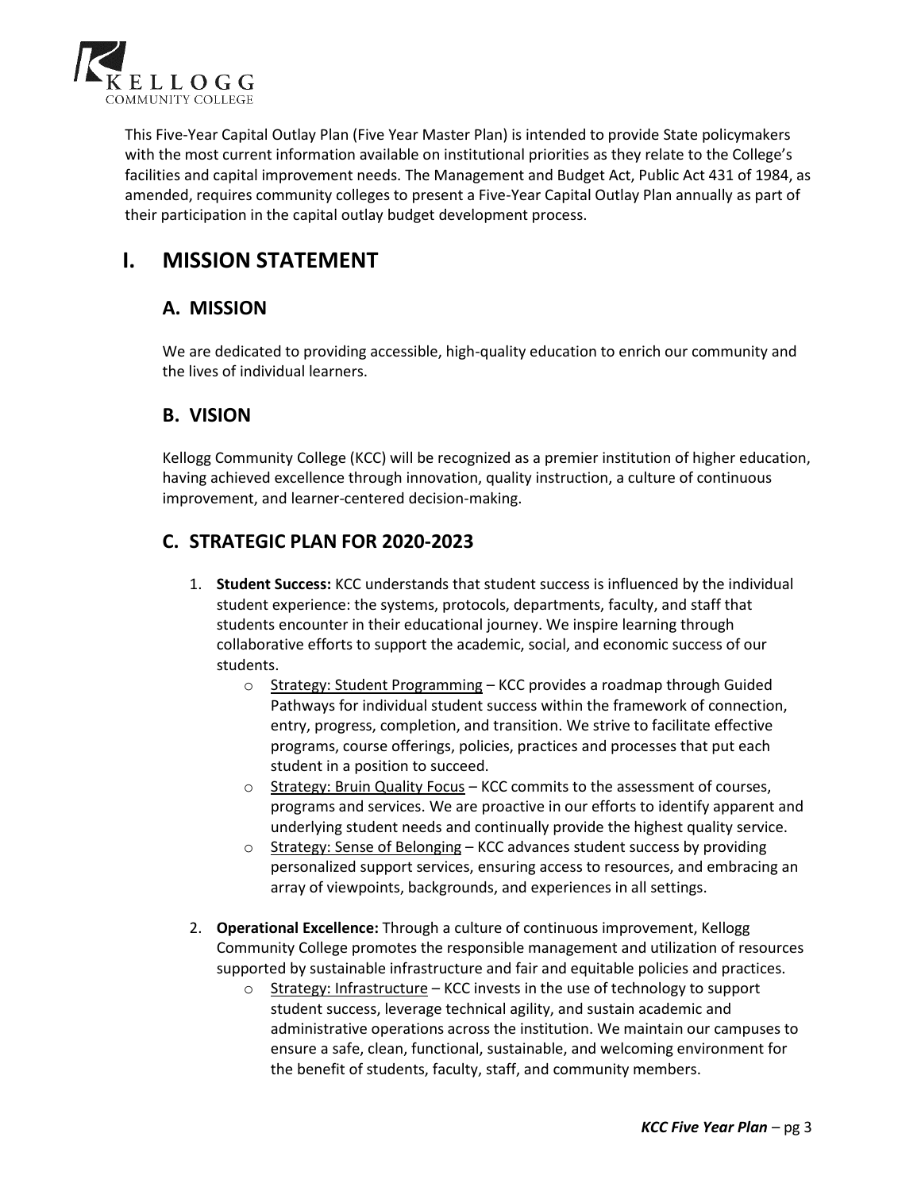This Five-Year Capital Outlay Plan (Five Year Master Plan) is intended to provide State policymakers with the most current information available on institutional priorities as they relate to the College's facilities and capital improvement needs. The Management and Budget Act, Public Act 431 of 1984, as amended, requires community colleges to present a Five-Year Capital Outlay Plan annually as part of their participation in the capital outlay budget development process.

# I. MISSION STATEMENT

## A. MISSION

We are dedicated to providing accessible, high-quality education to enrich our community and the lives of individual learners.

## B. VISION

Kellogg Community College (KCC) will be recognized as a premier institution of higher education, having achieved excellence through innovation, quality instruction, a culture of continuous improvement, and learner-centered decision-making.

## C. STRATEGIC PLAN FOR 2020-2023

1. **Student Success:** KCC understands that student success is influenced by the individual student experience: the systems, protocols, departments, faculty, and staff that students encounter in their educational journey. We inspire learning through collaborative efforts to support the academic, social, and economic success of our students.
   - Strategy: Student Programming – KCC provides a roadmap through Guided Pathways for individual student success within the framework of connection, entry, progress, completion, and transition. We strive to facilitate effective programs, course offerings, policies, practices and processes that put each student in a position to succeed.
   - Strategy: Bruin Quality Focus – KCC commits to the assessment of courses, programs and services. We are proactive in our efforts to identify apparent and underlying student needs and continually provide the highest quality service.
   - Strategy: Sense of Belonging – KCC advances student success by providing personalized support services, ensuring access to resources, and embracing an array of viewpoints, backgrounds, and experiences in all settings.

2. **Operational Excellence:** Through a culture of continuous improvement, Kellogg Community College promotes the responsible management and utilization of resources supported by sustainable infrastructure and fair and equitable policies and practices.
   - Strategy: Infrastructure – KCC invests in the use of technology to support student success, leverage technical agility, and sustain academic and administrative operations across the institution. We maintain our campuses to ensure a safe, clean, functional, sustainable, and welcoming environment for the benefit of students, faculty, staff, and community members.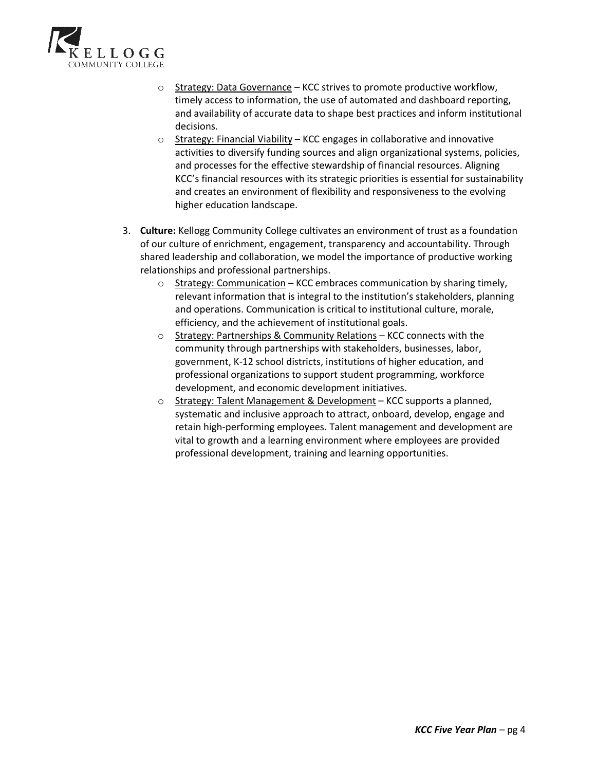- Strategy: Data Governance – KCC strives to promote productive workflow, timely access to information, the use of automated and dashboard reporting, and availability of accurate data to shape best practices and inform institutional decisions.
  - Strategy: Financial Viability – KCC engages in collaborative and innovative activities to diversify funding sources and align organizational systems, policies, and processes for the effective stewardship of financial resources. Aligning KCC's financial resources with its strategic priorities is essential for sustainability and creates an environment of flexibility and responsiveness to the evolving higher education landscape.

3. **Culture:** Kellogg Community College cultivates an environment of trust as a foundation of our culture of enrichment, engagement, transparency and accountability. Through shared leadership and collaboration, we model the importance of productive working relationships and professional partnerships.
   - Strategy: Communication – KCC embraces communication by sharing timely, relevant information that is integral to the institution's stakeholders, planning and operations. Communication is critical to institutional culture, morale, efficiency, and the achievement of institutional goals.
   - Strategy: Partnerships & Community Relations – KCC connects with the community through partnerships with stakeholders, businesses, labor, government, K-12 school districts, institutions of higher education, and professional organizations to support student programming, workforce development, and economic development initiatives.
   - Strategy: Talent Management & Development – KCC supports a planned, systematic and inclusive approach to attract, onboard, develop, engage and retain high-performing employees. Talent management and development are vital to growth and a learning environment where employees are provided professional development, training and learning opportunities.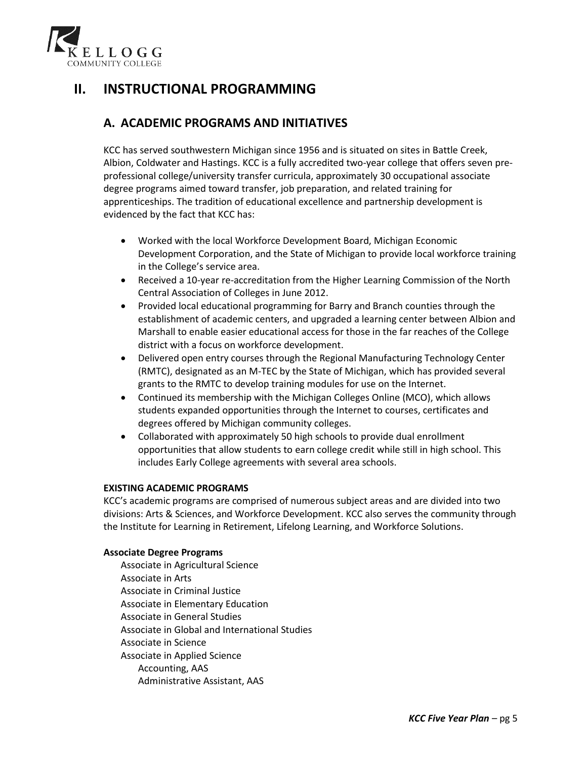# II. INSTRUCTIONAL PROGRAMMING

## A. ACADEMIC PROGRAMS AND INITIATIVES

KCC has served southwestern Michigan since 1956 and is situated on sites in Battle Creek, Albion, Coldwater and Hastings. KCC is a fully accredited two-year college that offers seven pre-professional college/university transfer curricula, approximately 30 occupational associate degree programs aimed toward transfer, job preparation, and related training for apprenticeships. The tradition of educational excellence and partnership development is evidenced by the fact that KCC has:

- Worked with the local Workforce Development Board, Michigan Economic Development Corporation, and the State of Michigan to provide local workforce training in the College's service area.
- Received a 10-year re-accreditation from the Higher Learning Commission of the North Central Association of Colleges in June 2012.
- Provided local educational programming for Barry and Branch counties through the establishment of academic centers, and upgraded a learning center between Albion and Marshall to enable easier educational access for those in the far reaches of the College district with a focus on workforce development.
- Delivered open entry courses through the Regional Manufacturing Technology Center (RMTC), designated as an M-TEC by the State of Michigan, which has provided several grants to the RMTC to develop training modules for use on the Internet.
- Continued its membership with the Michigan Colleges Online (MCO), which allows students expanded opportunities through the Internet to courses, certificates and degrees offered by Michigan community colleges.
- Collaborated with approximately 50 high schools to provide dual enrollment opportunities that allow students to earn college credit while still in high school. This includes Early College agreements with several area schools.

**EXISTING ACADEMIC PROGRAMS**

KCC's academic programs are comprised of numerous subject areas and are divided into two divisions: Arts & Sciences, and Workforce Development. KCC also serves the community through the Institute for Learning in Retirement, Lifelong Learning, and Workforce Solutions.

**Associate Degree Programs**

- Associate in Agricultural Science
- Associate in Arts
- Associate in Criminal Justice
- Associate in Elementary Education
- Associate in General Studies
- Associate in Global and International Studies
- Associate in Science
- Associate in Applied Science
  - Accounting, AAS
  - Administrative Assistant, AAS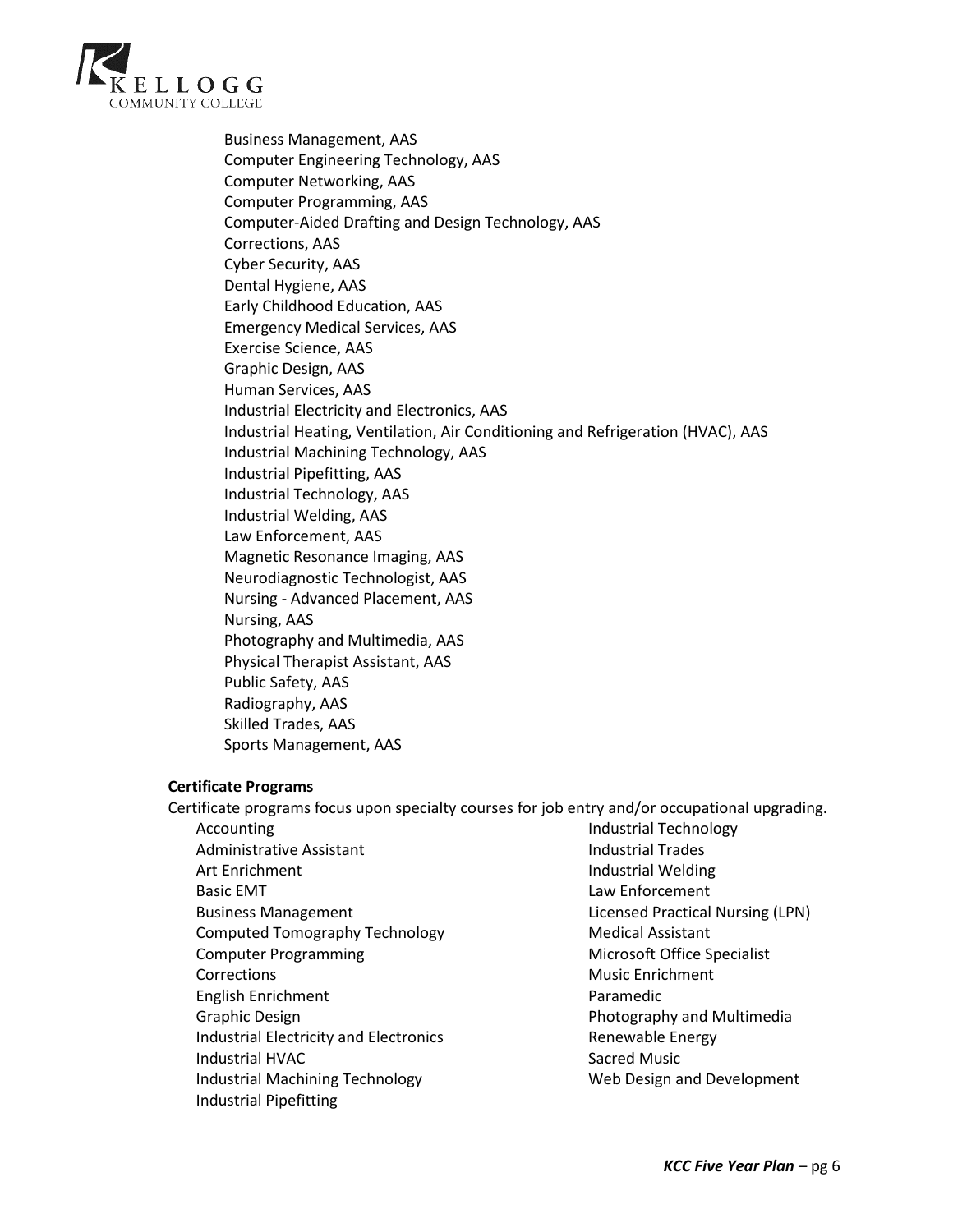Business Management, AAS
Computer Engineering Technology, AAS
Computer Networking, AAS
Computer Programming, AAS
Computer-Aided Drafting and Design Technology, AAS
Corrections, AAS
Cyber Security, AAS
Dental Hygiene, AAS
Early Childhood Education, AAS
Emergency Medical Services, AAS
Exercise Science, AAS
Graphic Design, AAS
Human Services, AAS
Industrial Electricity and Electronics, AAS
Industrial Heating, Ventilation, Air Conditioning and Refrigeration (HVAC), AAS
Industrial Machining Technology, AAS
Industrial Pipefitting, AAS
Industrial Technology, AAS
Industrial Welding, AAS
Law Enforcement, AAS
Magnetic Resonance Imaging, AAS
Neurodiagnostic Technologist, AAS
Nursing - Advanced Placement, AAS
Nursing, AAS
Photography and Multimedia, AAS
Physical Therapist Assistant, AAS
Public Safety, AAS
Radiography, AAS
Skilled Trades, AAS
Sports Management, AAS

**Certificate Programs**

Certificate programs focus upon specialty courses for job entry and/or occupational upgrading.

Accounting
Administrative Assistant
Art Enrichment
Basic EMT
Business Management
Computed Tomography Technology
Computer Programming
Corrections
English Enrichment
Graphic Design
Industrial Electricity and Electronics
Industrial HVAC
Industrial Machining Technology
Industrial Pipefitting
Industrial Technology
Industrial Trades
Industrial Welding
Law Enforcement
Licensed Practical Nursing (LPN)
Medical Assistant
Microsoft Office Specialist
Music Enrichment
Paramedic
Photography and Multimedia
Renewable Energy
Sacred Music
Web Design and Development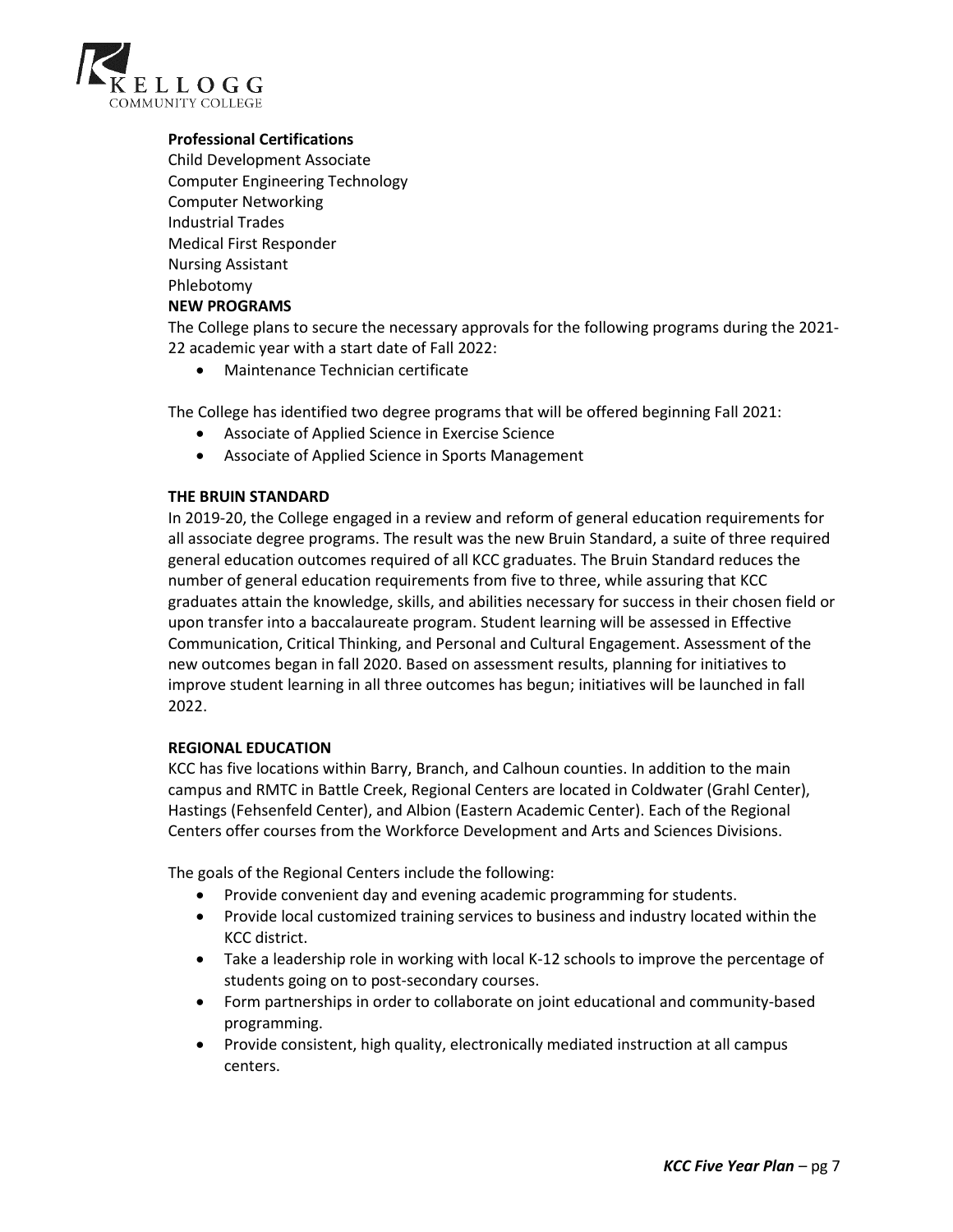**Professional Certifications**

Child Development Associate
Computer Engineering Technology
Computer Networking
Industrial Trades
Medical First Responder
Nursing Assistant
Phlebotomy

**NEW PROGRAMS**

The College plans to secure the necessary approvals for the following programs during the 2021-22 academic year with a start date of Fall 2022:

- Maintenance Technician certificate

The College has identified two degree programs that will be offered beginning Fall 2021:

- Associate of Applied Science in Exercise Science
- Associate of Applied Science in Sports Management

**THE BRUIN STANDARD**

In 2019-20, the College engaged in a review and reform of general education requirements for all associate degree programs. The result was the new Bruin Standard, a suite of three required general education outcomes required of all KCC graduates. The Bruin Standard reduces the number of general education requirements from five to three, while assuring that KCC graduates attain the knowledge, skills, and abilities necessary for success in their chosen field or upon transfer into a baccalaureate program. Student learning will be assessed in Effective Communication, Critical Thinking, and Personal and Cultural Engagement. Assessment of the new outcomes began in fall 2020. Based on assessment results, planning for initiatives to improve student learning in all three outcomes has begun; initiatives will be launched in fall 2022.

**REGIONAL EDUCATION**

KCC has five locations within Barry, Branch, and Calhoun counties. In addition to the main campus and RMTC in Battle Creek, Regional Centers are located in Coldwater (Grahl Center), Hastings (Fehsenfeld Center), and Albion (Eastern Academic Center). Each of the Regional Centers offer courses from the Workforce Development and Arts and Sciences Divisions.

The goals of the Regional Centers include the following:

- Provide convenient day and evening academic programming for students.
- Provide local customized training services to business and industry located within the KCC district.
- Take a leadership role in working with local K-12 schools to improve the percentage of students going on to post-secondary courses.
- Form partnerships in order to collaborate on joint educational and community-based programming.
- Provide consistent, high quality, electronically mediated instruction at all campus centers.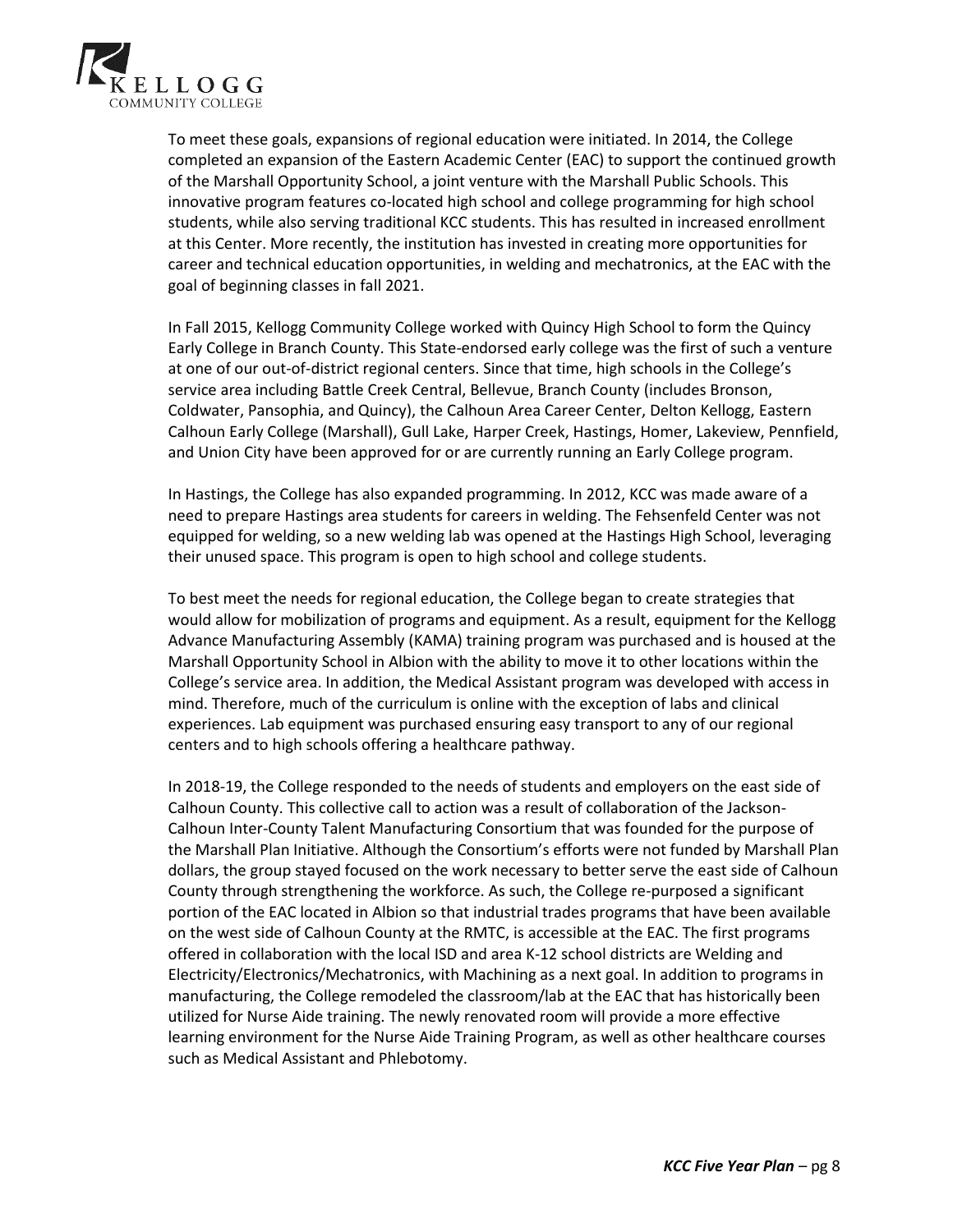To meet these goals, expansions of regional education were initiated. In 2014, the College completed an expansion of the Eastern Academic Center (EAC) to support the continued growth of the Marshall Opportunity School, a joint venture with the Marshall Public Schools. This innovative program features co-located high school and college programming for high school students, while also serving traditional KCC students. This has resulted in increased enrollment at this Center. More recently, the institution has invested in creating more opportunities for career and technical education opportunities, in welding and mechatronics, at the EAC with the goal of beginning classes in fall 2021.

In Fall 2015, Kellogg Community College worked with Quincy High School to form the Quincy Early College in Branch County. This State-endorsed early college was the first of such a venture at one of our out-of-district regional centers. Since that time, high schools in the College's service area including Battle Creek Central, Bellevue, Branch County (includes Bronson, Coldwater, Pansophia, and Quincy), the Calhoun Area Career Center, Delton Kellogg, Eastern Calhoun Early College (Marshall), Gull Lake, Harper Creek, Hastings, Homer, Lakeview, Pennfield, and Union City have been approved for or are currently running an Early College program.

In Hastings, the College has also expanded programming. In 2012, KCC was made aware of a need to prepare Hastings area students for careers in welding. The Fehsenfeld Center was not equipped for welding, so a new welding lab was opened at the Hastings High School, leveraging their unused space. This program is open to high school and college students.

To best meet the needs for regional education, the College began to create strategies that would allow for mobilization of programs and equipment. As a result, equipment for the Kellogg Advance Manufacturing Assembly (KAMA) training program was purchased and is housed at the Marshall Opportunity School in Albion with the ability to move it to other locations within the College's service area. In addition, the Medical Assistant program was developed with access in mind. Therefore, much of the curriculum is online with the exception of labs and clinical experiences. Lab equipment was purchased ensuring easy transport to any of our regional centers and to high schools offering a healthcare pathway.

In 2018-19, the College responded to the needs of students and employers on the east side of Calhoun County. This collective call to action was a result of collaboration of the Jackson-Calhoun Inter-County Talent Manufacturing Consortium that was founded for the purpose of the Marshall Plan Initiative. Although the Consortium's efforts were not funded by Marshall Plan dollars, the group stayed focused on the work necessary to better serve the east side of Calhoun County through strengthening the workforce. As such, the College re-purposed a significant portion of the EAC located in Albion so that industrial trades programs that have been available on the west side of Calhoun County at the RMTC, is accessible at the EAC. The first programs offered in collaboration with the local ISD and area K-12 school districts are Welding and Electricity/Electronics/Mechatronics, with Machining as a next goal. In addition to programs in manufacturing, the College remodeled the classroom/lab at the EAC that has historically been utilized for Nurse Aide training. The newly renovated room will provide a more effective learning environment for the Nurse Aide Training Program, as well as other healthcare courses such as Medical Assistant and Phlebotomy.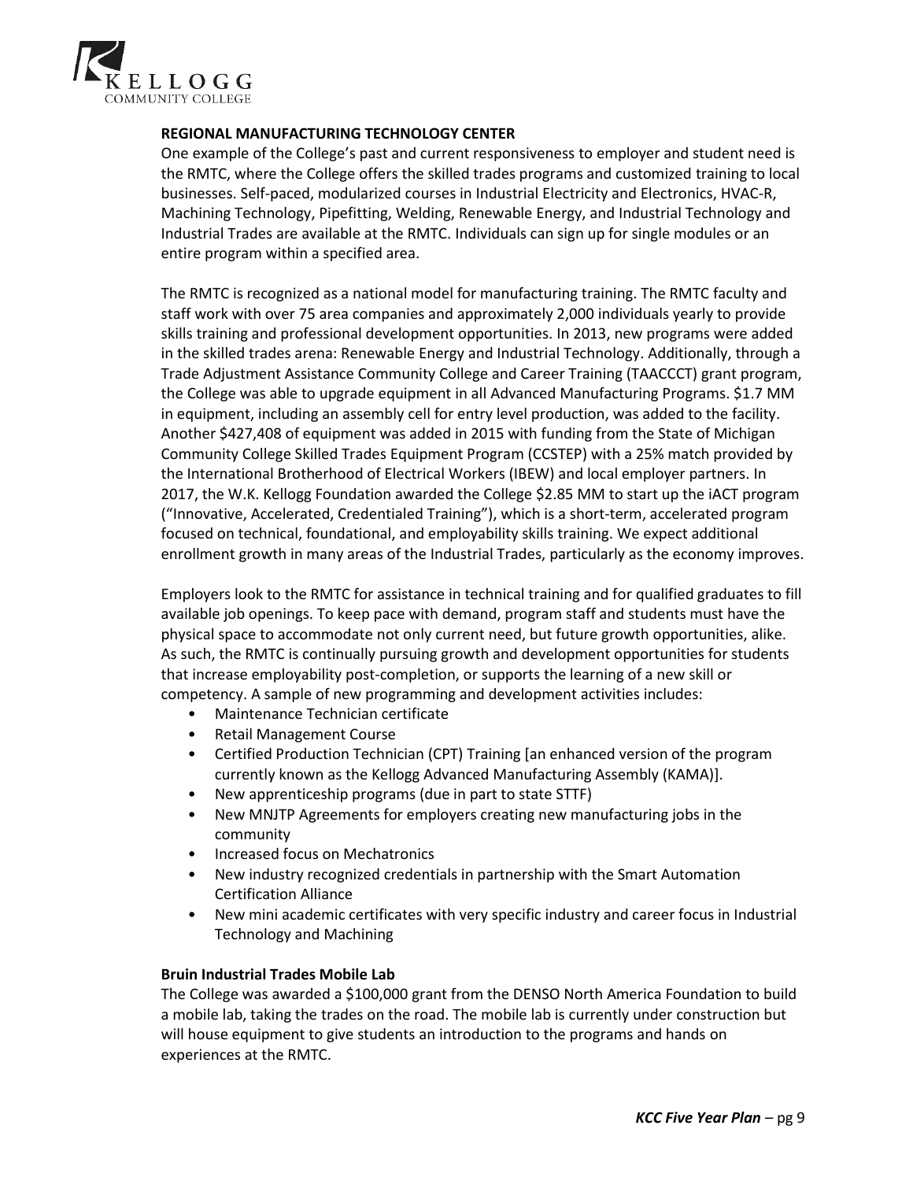## REGIONAL MANUFACTURING TECHNOLOGY CENTER

One example of the College's past and current responsiveness to employer and student need is the RMTC, where the College offers the skilled trades programs and customized training to local businesses. Self-paced, modularized courses in Industrial Electricity and Electronics, HVAC-R, Machining Technology, Pipefitting, Welding, Renewable Energy, and Industrial Technology and Industrial Trades are available at the RMTC. Individuals can sign up for single modules or an entire program within a specified area.

The RMTC is recognized as a national model for manufacturing training. The RMTC faculty and staff work with over 75 area companies and approximately 2,000 individuals yearly to provide skills training and professional development opportunities. In 2013, new programs were added in the skilled trades arena: Renewable Energy and Industrial Technology. Additionally, through a Trade Adjustment Assistance Community College and Career Training (TAACCCT) grant program, the College was able to upgrade equipment in all Advanced Manufacturing Programs. $1.7 MM in equipment, including an assembly cell for entry level production, was added to the facility. Another $427,408 of equipment was added in 2015 with funding from the State of Michigan Community College Skilled Trades Equipment Program (CCSTEP) with a 25% match provided by the International Brotherhood of Electrical Workers (IBEW) and local employer partners. In 2017, the W.K. Kellogg Foundation awarded the College $2.85 MM to start up the iACT program ("Innovative, Accelerated, Credentialed Training"), which is a short-term, accelerated program focused on technical, foundational, and employability skills training. We expect additional enrollment growth in many areas of the Industrial Trades, particularly as the economy improves.

Employers look to the RMTC for assistance in technical training and for qualified graduates to fill available job openings. To keep pace with demand, program staff and students must have the physical space to accommodate not only current need, but future growth opportunities, alike. As such, the RMTC is continually pursuing growth and development opportunities for students that increase employability post-completion, or supports the learning of a new skill or competency. A sample of new programming and development activities includes:

- Maintenance Technician certificate
- Retail Management Course
- Certified Production Technician (CPT) Training [an enhanced version of the program currently known as the Kellogg Advanced Manufacturing Assembly (KAMA)].
- New apprenticeship programs (due in part to state STTF)
- New MNJTP Agreements for employers creating new manufacturing jobs in the community
- Increased focus on Mechatronics
- New industry recognized credentials in partnership with the Smart Automation Certification Alliance
- New mini academic certificates with very specific industry and career focus in Industrial Technology and Machining

### Bruin Industrial Trades Mobile Lab

The College was awarded a $100,000 grant from the DENSO North America Foundation to build a mobile lab, taking the trades on the road. The mobile lab is currently under construction but will house equipment to give students an introduction to the programs and hands on experiences at the RMTC.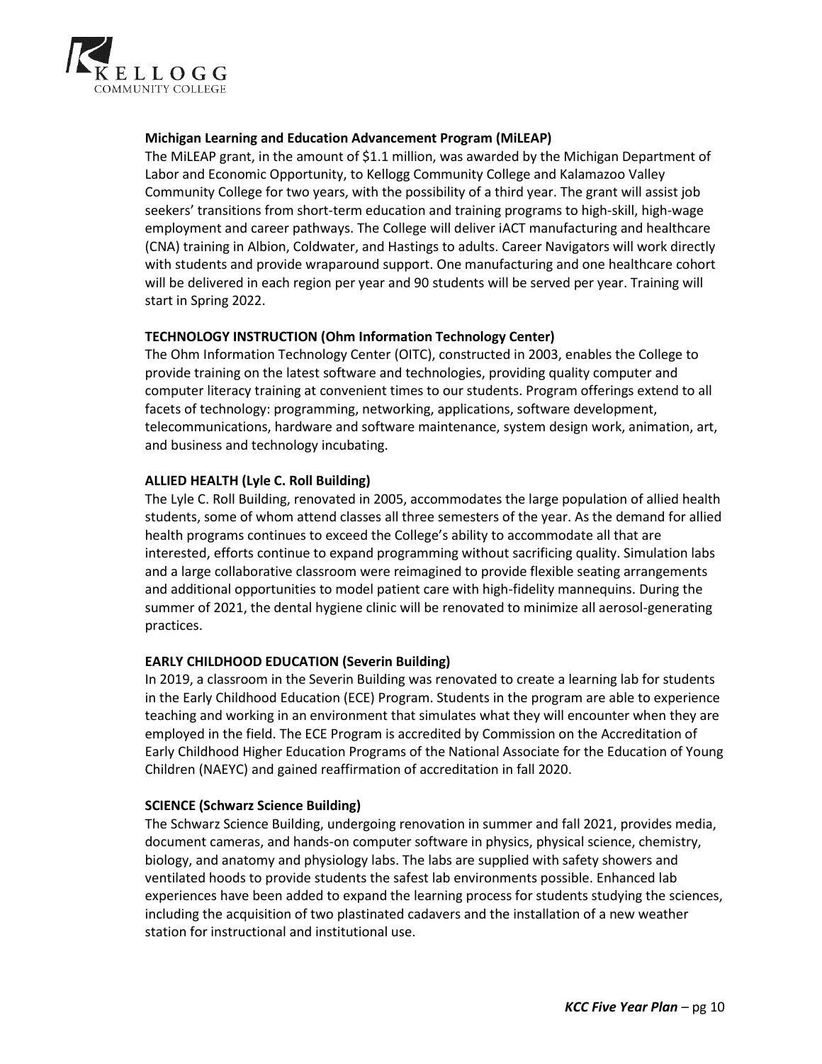### Michigan Learning and Education Advancement Program (MiLEAP)

The MiLEAP grant, in the amount of $1.1 million, was awarded by the Michigan Department of Labor and Economic Opportunity, to Kellogg Community College and Kalamazoo Valley Community College for two years, with the possibility of a third year. The grant will assist job seekers' transitions from short-term education and training programs to high-skill, high-wage employment and career pathways. The College will deliver iACT manufacturing and healthcare (CNA) training in Albion, Coldwater, and Hastings to adults. Career Navigators will work directly with students and provide wraparound support. One manufacturing and one healthcare cohort will be delivered in each region per year and 90 students will be served per year. Training will start in Spring 2022.

### TECHNOLOGY INSTRUCTION (Ohm Information Technology Center)

The Ohm Information Technology Center (OITC), constructed in 2003, enables the College to provide training on the latest software and technologies, providing quality computer and computer literacy training at convenient times to our students. Program offerings extend to all facets of technology: programming, networking, applications, software development, telecommunications, hardware and software maintenance, system design work, animation, art, and business and technology incubating.

### ALLIED HEALTH (Lyle C. Roll Building)

The Lyle C. Roll Building, renovated in 2005, accommodates the large population of allied health students, some of whom attend classes all three semesters of the year. As the demand for allied health programs continues to exceed the College's ability to accommodate all that are interested, efforts continue to expand programming without sacrificing quality. Simulation labs and a large collaborative classroom were reimagined to provide flexible seating arrangements and additional opportunities to model patient care with high-fidelity mannequins. During the summer of 2021, the dental hygiene clinic will be renovated to minimize all aerosol-generating practices.

### EARLY CHILDHOOD EDUCATION (Severin Building)

In 2019, a classroom in the Severin Building was renovated to create a learning lab for students in the Early Childhood Education (ECE) Program. Students in the program are able to experience teaching and working in an environment that simulates what they will encounter when they are employed in the field. The ECE Program is accredited by Commission on the Accreditation of Early Childhood Higher Education Programs of the National Associate for the Education of Young Children (NAEYC) and gained reaffirmation of accreditation in fall 2020.

### SCIENCE (Schwarz Science Building)

The Schwarz Science Building, undergoing renovation in summer and fall 2021, provides media, document cameras, and hands-on computer software in physics, physical science, chemistry, biology, and anatomy and physiology labs. The labs are supplied with safety showers and ventilated hoods to provide students the safest lab environments possible. Enhanced lab experiences have been added to expand the learning process for students studying the sciences, including the acquisition of two plastinated cadavers and the installation of a new weather station for instructional and institutional use.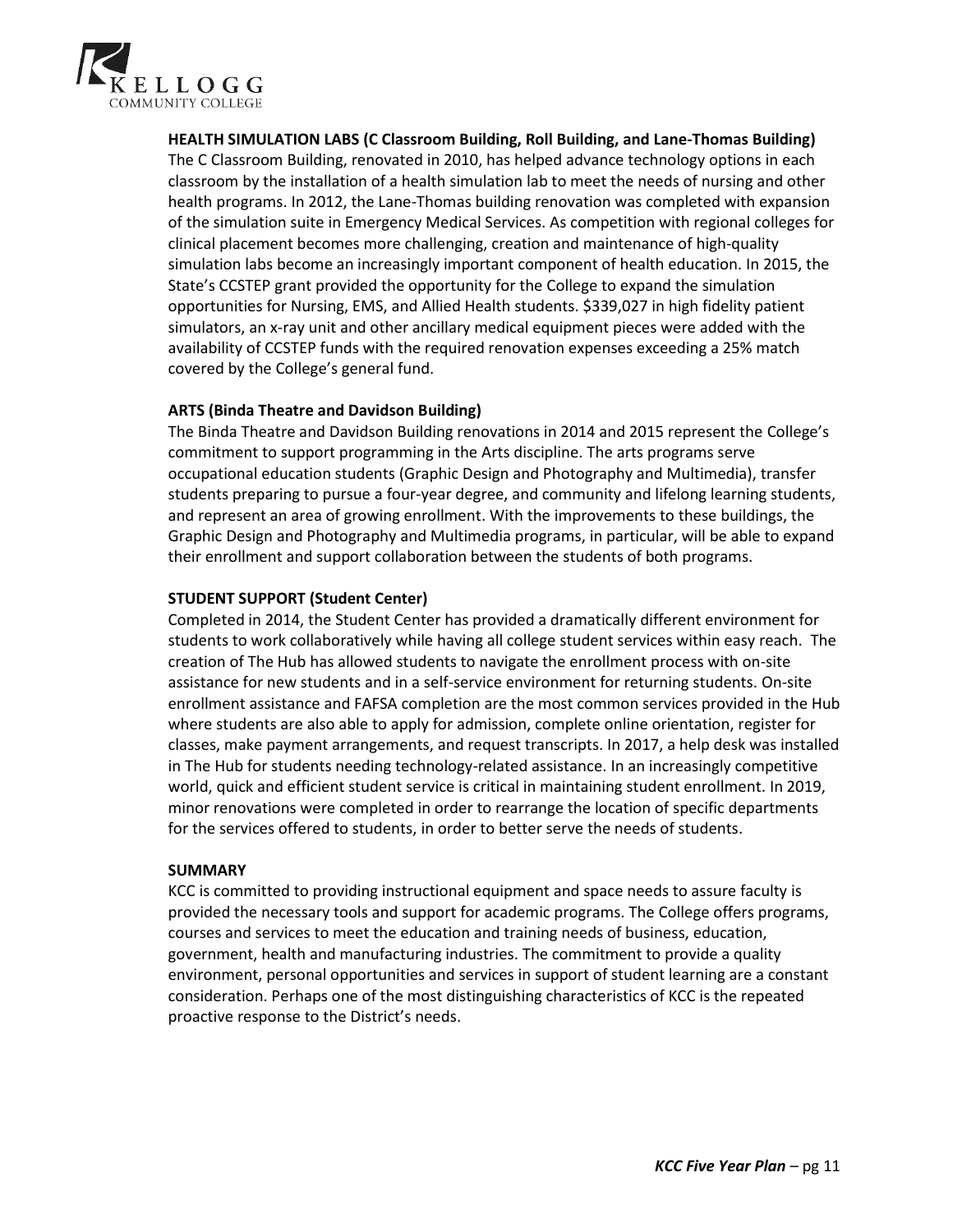**HEALTH SIMULATION LABS (C Classroom Building, Roll Building, and Lane-Thomas Building)**

The C Classroom Building, renovated in 2010, has helped advance technology options in each classroom by the installation of a health simulation lab to meet the needs of nursing and other health programs. In 2012, the Lane-Thomas building renovation was completed with expansion of the simulation suite in Emergency Medical Services. As competition with regional colleges for clinical placement becomes more challenging, creation and maintenance of high-quality simulation labs become an increasingly important component of health education. In 2015, the State's CCSTEP grant provided the opportunity for the College to expand the simulation opportunities for Nursing, EMS, and Allied Health students. $339,027 in high fidelity patient simulators, an x-ray unit and other ancillary medical equipment pieces were added with the availability of CCSTEP funds with the required renovation expenses exceeding a 25% match covered by the College's general fund.

**ARTS (Binda Theatre and Davidson Building)**

The Binda Theatre and Davidson Building renovations in 2014 and 2015 represent the College's commitment to support programming in the Arts discipline. The arts programs serve occupational education students (Graphic Design and Photography and Multimedia), transfer students preparing to pursue a four-year degree, and community and lifelong learning students, and represent an area of growing enrollment. With the improvements to these buildings, the Graphic Design and Photography and Multimedia programs, in particular, will be able to expand their enrollment and support collaboration between the students of both programs.

**STUDENT SUPPORT (Student Center)**

Completed in 2014, the Student Center has provided a dramatically different environment for students to work collaboratively while having all college student services within easy reach. The creation of The Hub has allowed students to navigate the enrollment process with on-site assistance for new students and in a self-service environment for returning students. On-site enrollment assistance and FAFSA completion are the most common services provided in the Hub where students are also able to apply for admission, complete online orientation, register for classes, make payment arrangements, and request transcripts. In 2017, a help desk was installed in The Hub for students needing technology-related assistance. In an increasingly competitive world, quick and efficient student service is critical in maintaining student enrollment. In 2019, minor renovations were completed in order to rearrange the location of specific departments for the services offered to students, in order to better serve the needs of students.

**SUMMARY**

KCC is committed to providing instructional equipment and space needs to assure faculty is provided the necessary tools and support for academic programs. The College offers programs, courses and services to meet the education and training needs of business, education, government, health and manufacturing industries. The commitment to provide a quality environment, personal opportunities and services in support of student learning are a constant consideration. Perhaps one of the most distinguishing characteristics of KCC is the repeated proactive response to the District's needs.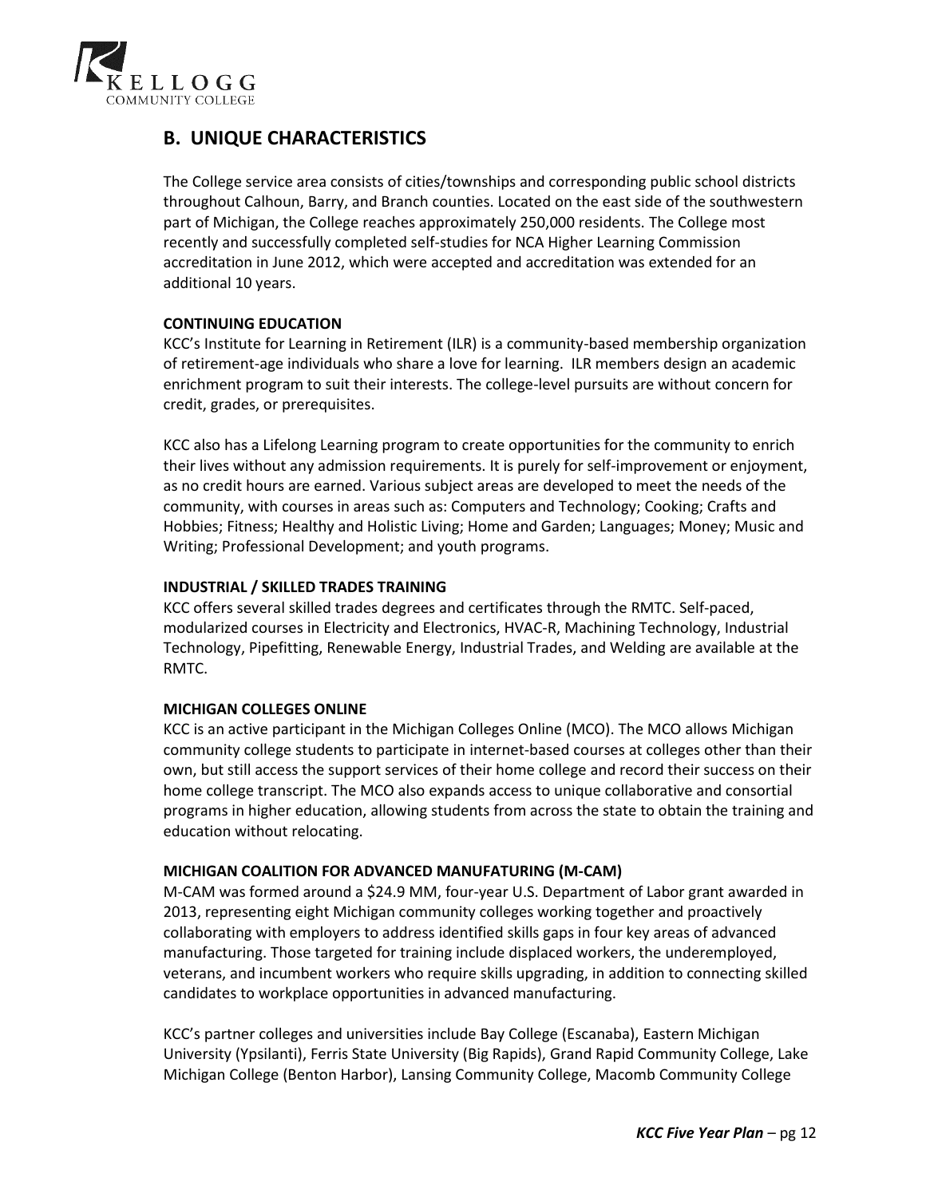## B. UNIQUE CHARACTERISTICS

The College service area consists of cities/townships and corresponding public school districts throughout Calhoun, Barry, and Branch counties. Located on the east side of the southwestern part of Michigan, the College reaches approximately 250,000 residents. The College most recently and successfully completed self-studies for NCA Higher Learning Commission accreditation in June 2012, which were accepted and accreditation was extended for an additional 10 years.

**CONTINUING EDUCATION**

KCC's Institute for Learning in Retirement (ILR) is a community-based membership organization of retirement-age individuals who share a love for learning. ILR members design an academic enrichment program to suit their interests. The college-level pursuits are without concern for credit, grades, or prerequisites.

KCC also has a Lifelong Learning program to create opportunities for the community to enrich their lives without any admission requirements. It is purely for self-improvement or enjoyment, as no credit hours are earned. Various subject areas are developed to meet the needs of the community, with courses in areas such as: Computers and Technology; Cooking; Crafts and Hobbies; Fitness; Healthy and Holistic Living; Home and Garden; Languages; Money; Music and Writing; Professional Development; and youth programs.

**INDUSTRIAL / SKILLED TRADES TRAINING**

KCC offers several skilled trades degrees and certificates through the RMTC. Self-paced, modularized courses in Electricity and Electronics, HVAC-R, Machining Technology, Industrial Technology, Pipefitting, Renewable Energy, Industrial Trades, and Welding are available at the RMTC.

**MICHIGAN COLLEGES ONLINE**

KCC is an active participant in the Michigan Colleges Online (MCO). The MCO allows Michigan community college students to participate in internet-based courses at colleges other than their own, but still access the support services of their home college and record their success on their home college transcript. The MCO also expands access to unique collaborative and consortial programs in higher education, allowing students from across the state to obtain the training and education without relocating.

**MICHIGAN COALITION FOR ADVANCED MANUFATURING (M-CAM)**

M-CAM was formed around a $24.9 MM, four-year U.S. Department of Labor grant awarded in 2013, representing eight Michigan community colleges working together and proactively collaborating with employers to address identified skills gaps in four key areas of advanced manufacturing. Those targeted for training include displaced workers, the underemployed, veterans, and incumbent workers who require skills upgrading, in addition to connecting skilled candidates to workplace opportunities in advanced manufacturing.

KCC's partner colleges and universities include Bay College (Escanaba), Eastern Michigan University (Ypsilanti), Ferris State University (Big Rapids), Grand Rapid Community College, Lake Michigan College (Benton Harbor), Lansing Community College, Macomb Community College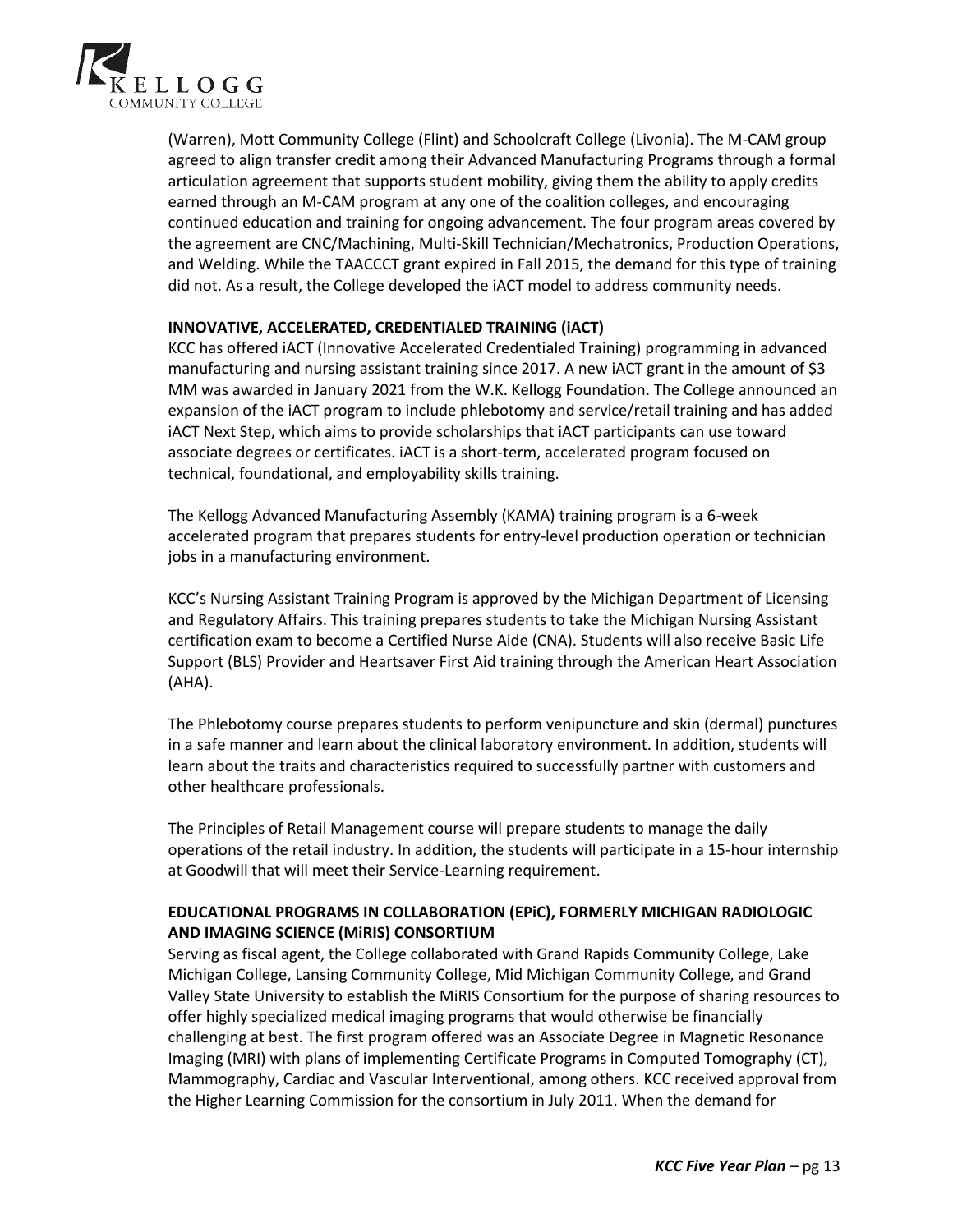(Warren), Mott Community College (Flint) and Schoolcraft College (Livonia). The M-CAM group agreed to align transfer credit among their Advanced Manufacturing Programs through a formal articulation agreement that supports student mobility, giving them the ability to apply credits earned through an M-CAM program at any one of the coalition colleges, and encouraging continued education and training for ongoing advancement. The four program areas covered by the agreement are CNC/Machining, Multi-Skill Technician/Mechatronics, Production Operations, and Welding. While the TAACCCT grant expired in Fall 2015, the demand for this type of training did not. As a result, the College developed the iACT model to address community needs.

**INNOVATIVE, ACCELERATED, CREDENTIALED TRAINING (iACT)**

KCC has offered iACT (Innovative Accelerated Credentialed Training) programming in advanced manufacturing and nursing assistant training since 2017. A new iACT grant in the amount of $3 MM was awarded in January 2021 from the W.K. Kellogg Foundation. The College announced an expansion of the iACT program to include phlebotomy and service/retail training and has added iACT Next Step, which aims to provide scholarships that iACT participants can use toward associate degrees or certificates. iACT is a short-term, accelerated program focused on technical, foundational, and employability skills training.

The Kellogg Advanced Manufacturing Assembly (KAMA) training program is a 6-week accelerated program that prepares students for entry-level production operation or technician jobs in a manufacturing environment.

KCC's Nursing Assistant Training Program is approved by the Michigan Department of Licensing and Regulatory Affairs. This training prepares students to take the Michigan Nursing Assistant certification exam to become a Certified Nurse Aide (CNA). Students will also receive Basic Life Support (BLS) Provider and Heartsaver First Aid training through the American Heart Association (AHA).

The Phlebotomy course prepares students to perform venipuncture and skin (dermal) punctures in a safe manner and learn about the clinical laboratory environment. In addition, students will learn about the traits and characteristics required to successfully partner with customers and other healthcare professionals.

The Principles of Retail Management course will prepare students to manage the daily operations of the retail industry. In addition, the students will participate in a 15-hour internship at Goodwill that will meet their Service-Learning requirement.

**EDUCATIONAL PROGRAMS IN COLLABORATION (EPiC), FORMERLY MICHIGAN RADIOLOGIC AND IMAGING SCIENCE (MiRIS) CONSORTIUM**

Serving as fiscal agent, the College collaborated with Grand Rapids Community College, Lake Michigan College, Lansing Community College, Mid Michigan Community College, and Grand Valley State University to establish the MiRIS Consortium for the purpose of sharing resources to offer highly specialized medical imaging programs that would otherwise be financially challenging at best. The first program offered was an Associate Degree in Magnetic Resonance Imaging (MRI) with plans of implementing Certificate Programs in Computed Tomography (CT), Mammography, Cardiac and Vascular Interventional, among others. KCC received approval from the Higher Learning Commission for the consortium in July 2011. When the demand for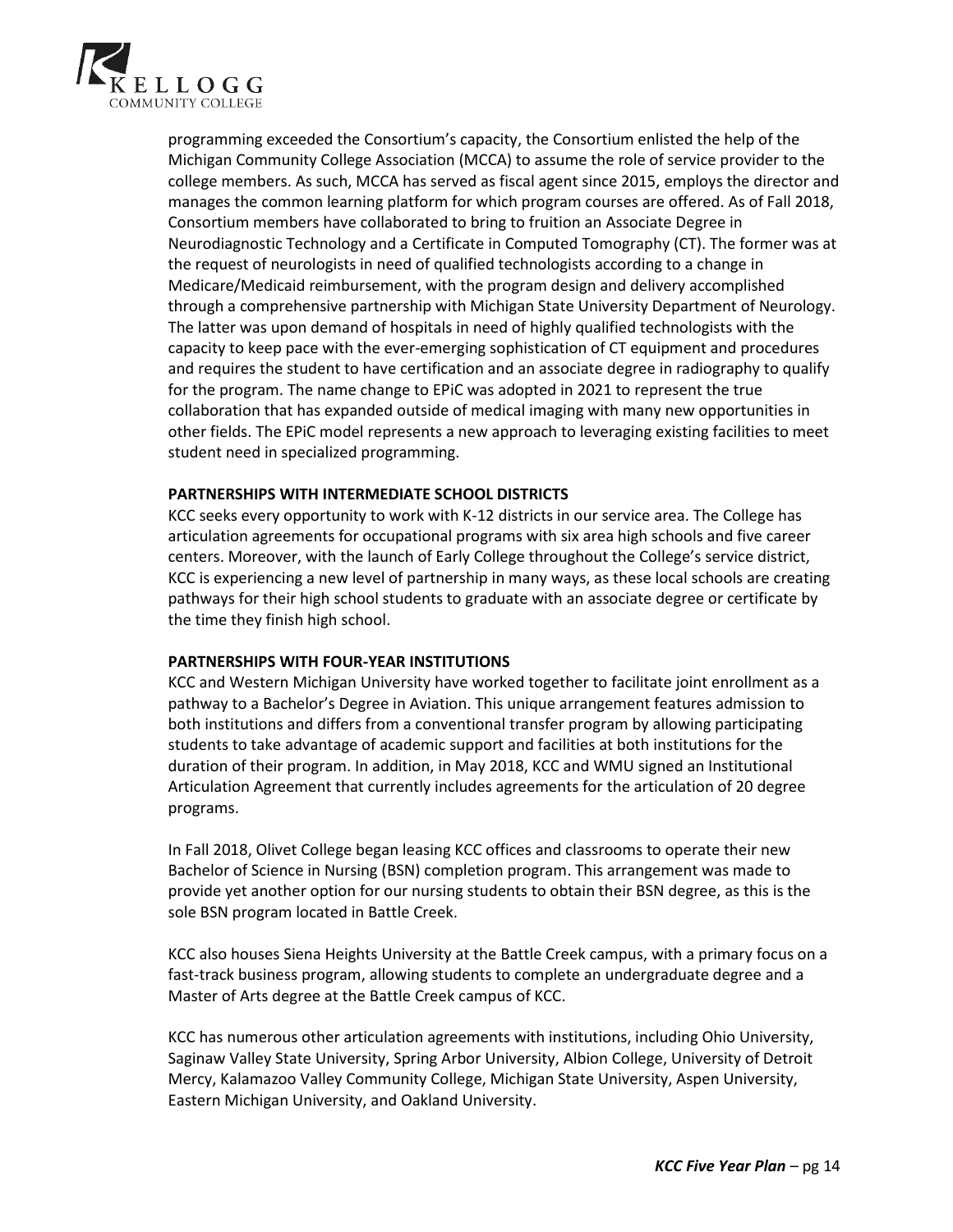programming exceeded the Consortium's capacity, the Consortium enlisted the help of the Michigan Community College Association (MCCA) to assume the role of service provider to the college members. As such, MCCA has served as fiscal agent since 2015, employs the director and manages the common learning platform for which program courses are offered. As of Fall 2018, Consortium members have collaborated to bring to fruition an Associate Degree in Neurodiagnostic Technology and a Certificate in Computed Tomography (CT). The former was at the request of neurologists in need of qualified technologists according to a change in Medicare/Medicaid reimbursement, with the program design and delivery accomplished through a comprehensive partnership with Michigan State University Department of Neurology. The latter was upon demand of hospitals in need of highly qualified technologists with the capacity to keep pace with the ever-emerging sophistication of CT equipment and procedures and requires the student to have certification and an associate degree in radiography to qualify for the program. The name change to EPiC was adopted in 2021 to represent the true collaboration that has expanded outside of medical imaging with many new opportunities in other fields. The EPiC model represents a new approach to leveraging existing facilities to meet student need in specialized programming.

**PARTNERSHIPS WITH INTERMEDIATE SCHOOL DISTRICTS**

KCC seeks every opportunity to work with K-12 districts in our service area. The College has articulation agreements for occupational programs with six area high schools and five career centers. Moreover, with the launch of Early College throughout the College's service district, KCC is experiencing a new level of partnership in many ways, as these local schools are creating pathways for their high school students to graduate with an associate degree or certificate by the time they finish high school.

**PARTNERSHIPS WITH FOUR-YEAR INSTITUTIONS**

KCC and Western Michigan University have worked together to facilitate joint enrollment as a pathway to a Bachelor's Degree in Aviation. This unique arrangement features admission to both institutions and differs from a conventional transfer program by allowing participating students to take advantage of academic support and facilities at both institutions for the duration of their program. In addition, in May 2018, KCC and WMU signed an Institutional Articulation Agreement that currently includes agreements for the articulation of 20 degree programs.

In Fall 2018, Olivet College began leasing KCC offices and classrooms to operate their new Bachelor of Science in Nursing (BSN) completion program. This arrangement was made to provide yet another option for our nursing students to obtain their BSN degree, as this is the sole BSN program located in Battle Creek.

KCC also houses Siena Heights University at the Battle Creek campus, with a primary focus on a fast-track business program, allowing students to complete an undergraduate degree and a Master of Arts degree at the Battle Creek campus of KCC.

KCC has numerous other articulation agreements with institutions, including Ohio University, Saginaw Valley State University, Spring Arbor University, Albion College, University of Detroit Mercy, Kalamazoo Valley Community College, Michigan State University, Aspen University, Eastern Michigan University, and Oakland University.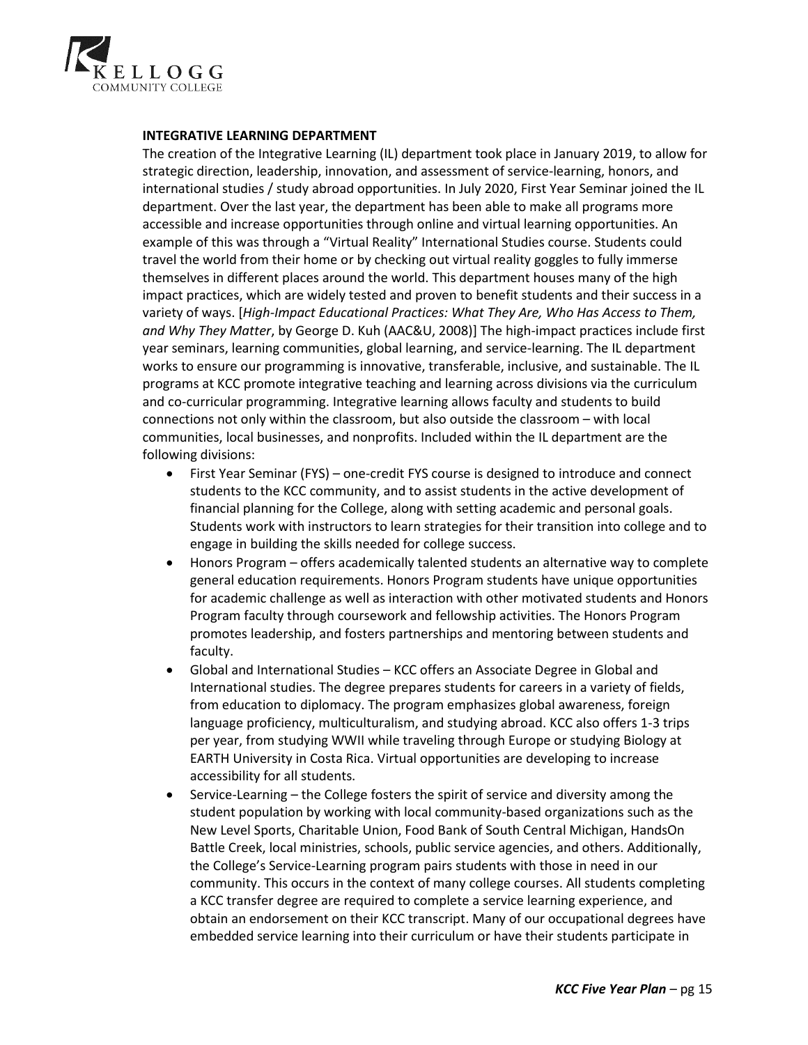### INTEGRATIVE LEARNING DEPARTMENT

The creation of the Integrative Learning (IL) department took place in January 2019, to allow for strategic direction, leadership, innovation, and assessment of service-learning, honors, and international studies / study abroad opportunities. In July 2020, First Year Seminar joined the IL department. Over the last year, the department has been able to make all programs more accessible and increase opportunities through online and virtual learning opportunities. An example of this was through a "Virtual Reality" International Studies course. Students could travel the world from their home or by checking out virtual reality goggles to fully immerse themselves in different places around the world. This department houses many of the high impact practices, which are widely tested and proven to benefit students and their success in a variety of ways. [*High-Impact Educational Practices: What They Are, Who Has Access to Them, and Why They Matter*, by George D. Kuh (AAC&U, 2008)] The high-impact practices include first year seminars, learning communities, global learning, and service-learning. The IL department works to ensure our programming is innovative, transferable, inclusive, and sustainable. The IL programs at KCC promote integrative teaching and learning across divisions via the curriculum and co-curricular programming. Integrative learning allows faculty and students to build connections not only within the classroom, but also outside the classroom – with local communities, local businesses, and nonprofits. Included within the IL department are the following divisions:

- First Year Seminar (FYS) – one-credit FYS course is designed to introduce and connect students to the KCC community, and to assist students in the active development of financial planning for the College, along with setting academic and personal goals. Students work with instructors to learn strategies for their transition into college and to engage in building the skills needed for college success.
- Honors Program – offers academically talented students an alternative way to complete general education requirements. Honors Program students have unique opportunities for academic challenge as well as interaction with other motivated students and Honors Program faculty through coursework and fellowship activities. The Honors Program promotes leadership, and fosters partnerships and mentoring between students and faculty.
- Global and International Studies – KCC offers an Associate Degree in Global and International studies. The degree prepares students for careers in a variety of fields, from education to diplomacy. The program emphasizes global awareness, foreign language proficiency, multiculturalism, and studying abroad. KCC also offers 1-3 trips per year, from studying WWII while traveling through Europe or studying Biology at EARTH University in Costa Rica. Virtual opportunities are developing to increase accessibility for all students.
- Service-Learning – the College fosters the spirit of service and diversity among the student population by working with local community-based organizations such as the New Level Sports, Charitable Union, Food Bank of South Central Michigan, HandsOn Battle Creek, local ministries, schools, public service agencies, and others. Additionally, the College's Service-Learning program pairs students with those in need in our community. This occurs in the context of many college courses. All students completing a KCC transfer degree are required to complete a service learning experience, and obtain an endorsement on their KCC transcript. Many of our occupational degrees have embedded service learning into their curriculum or have their students participate in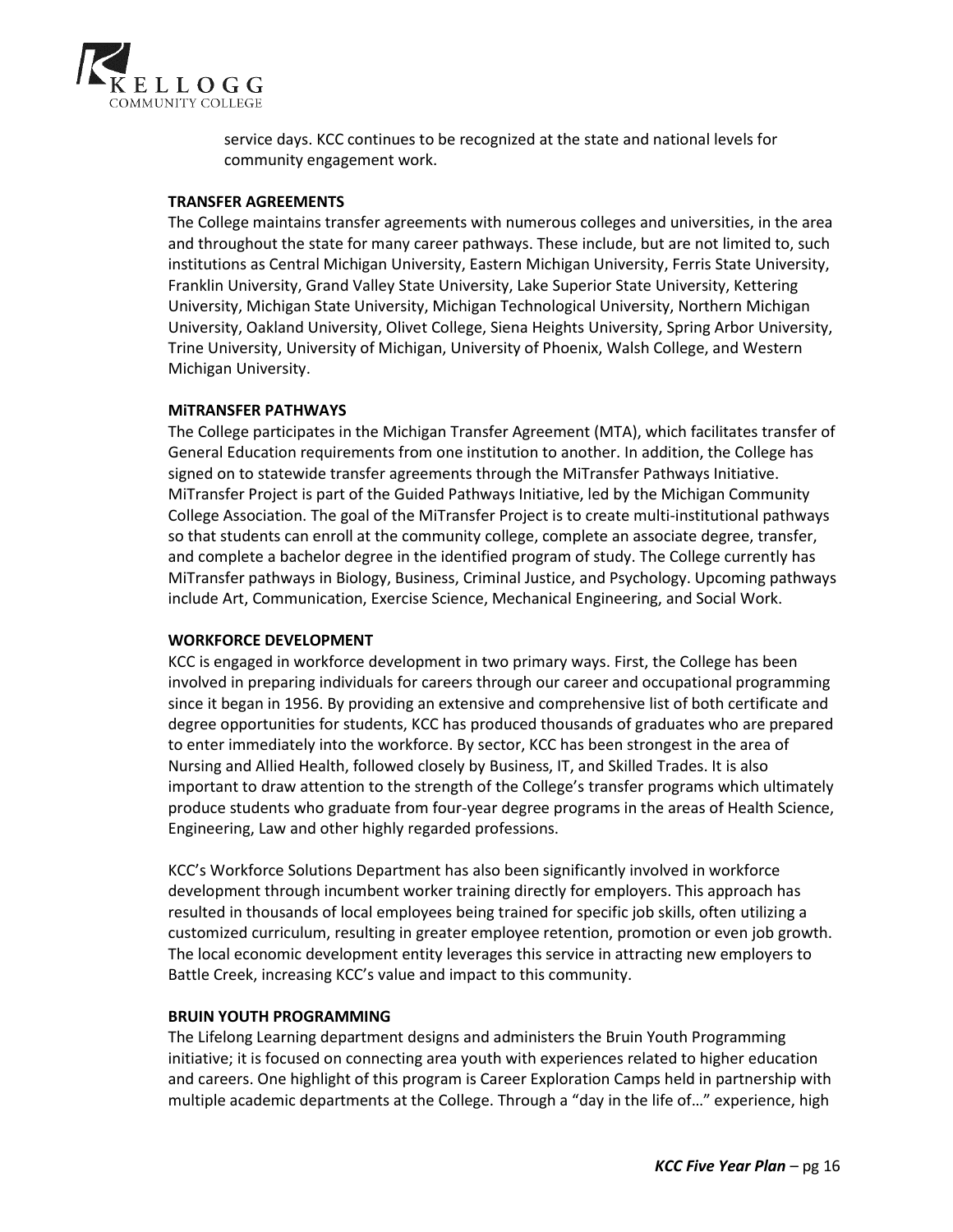service days. KCC continues to be recognized at the state and national levels for community engagement work.

### TRANSFER AGREEMENTS

The College maintains transfer agreements with numerous colleges and universities, in the area and throughout the state for many career pathways. These include, but are not limited to, such institutions as Central Michigan University, Eastern Michigan University, Ferris State University, Franklin University, Grand Valley State University, Lake Superior State University, Kettering University, Michigan State University, Michigan Technological University, Northern Michigan University, Oakland University, Olivet College, Siena Heights University, Spring Arbor University, Trine University, University of Michigan, University of Phoenix, Walsh College, and Western Michigan University.

### MiTRANSFER PATHWAYS

The College participates in the Michigan Transfer Agreement (MTA), which facilitates transfer of General Education requirements from one institution to another. In addition, the College has signed on to statewide transfer agreements through the MiTransfer Pathways Initiative. MiTransfer Project is part of the Guided Pathways Initiative, led by the Michigan Community College Association. The goal of the MiTransfer Project is to create multi-institutional pathways so that students can enroll at the community college, complete an associate degree, transfer, and complete a bachelor degree in the identified program of study. The College currently has MiTransfer pathways in Biology, Business, Criminal Justice, and Psychology. Upcoming pathways include Art, Communication, Exercise Science, Mechanical Engineering, and Social Work.

### WORKFORCE DEVELOPMENT

KCC is engaged in workforce development in two primary ways. First, the College has been involved in preparing individuals for careers through our career and occupational programming since it began in 1956. By providing an extensive and comprehensive list of both certificate and degree opportunities for students, KCC has produced thousands of graduates who are prepared to enter immediately into the workforce. By sector, KCC has been strongest in the area of Nursing and Allied Health, followed closely by Business, IT, and Skilled Trades. It is also important to draw attention to the strength of the College's transfer programs which ultimately produce students who graduate from four-year degree programs in the areas of Health Science, Engineering, Law and other highly regarded professions.

KCC's Workforce Solutions Department has also been significantly involved in workforce development through incumbent worker training directly for employers. This approach has resulted in thousands of local employees being trained for specific job skills, often utilizing a customized curriculum, resulting in greater employee retention, promotion or even job growth. The local economic development entity leverages this service in attracting new employers to Battle Creek, increasing KCC's value and impact to this community.

### BRUIN YOUTH PROGRAMMING

The Lifelong Learning department designs and administers the Bruin Youth Programming initiative; it is focused on connecting area youth with experiences related to higher education and careers. One highlight of this program is Career Exploration Camps held in partnership with multiple academic departments at the College. Through a "day in the life of…" experience, high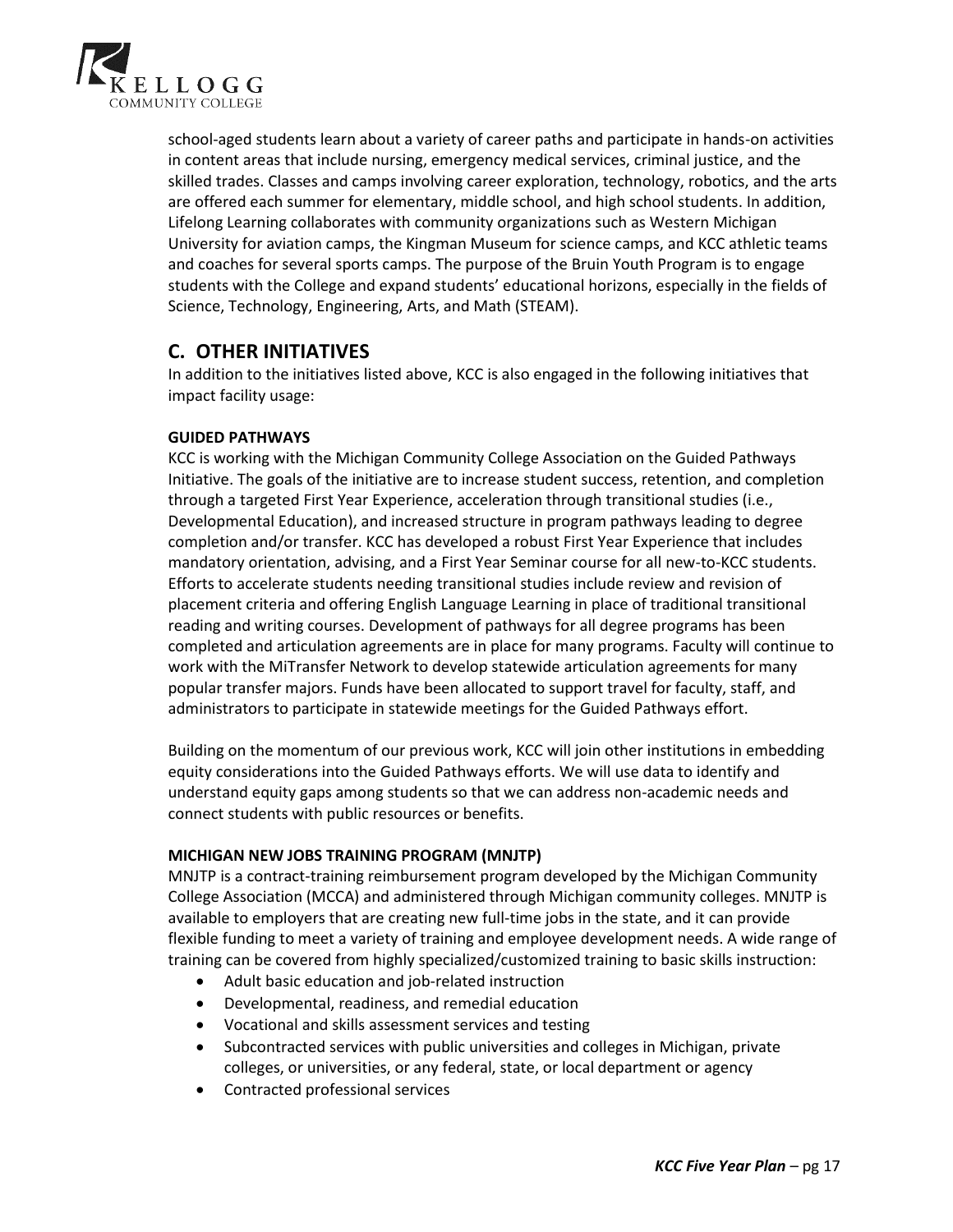school-aged students learn about a variety of career paths and participate in hands-on activities in content areas that include nursing, emergency medical services, criminal justice, and the skilled trades. Classes and camps involving career exploration, technology, robotics, and the arts are offered each summer for elementary, middle school, and high school students. In addition, Lifelong Learning collaborates with community organizations such as Western Michigan University for aviation camps, the Kingman Museum for science camps, and KCC athletic teams and coaches for several sports camps. The purpose of the Bruin Youth Program is to engage students with the College and expand students' educational horizons, especially in the fields of Science, Technology, Engineering, Arts, and Math (STEAM).

## C. OTHER INITIATIVES

In addition to the initiatives listed above, KCC is also engaged in the following initiatives that impact facility usage:

**GUIDED PATHWAYS**

KCC is working with the Michigan Community College Association on the Guided Pathways Initiative. The goals of the initiative are to increase student success, retention, and completion through a targeted First Year Experience, acceleration through transitional studies (i.e., Developmental Education), and increased structure in program pathways leading to degree completion and/or transfer. KCC has developed a robust First Year Experience that includes mandatory orientation, advising, and a First Year Seminar course for all new-to-KCC students. Efforts to accelerate students needing transitional studies include review and revision of placement criteria and offering English Language Learning in place of traditional transitional reading and writing courses. Development of pathways for all degree programs has been completed and articulation agreements are in place for many programs. Faculty will continue to work with the MiTransfer Network to develop statewide articulation agreements for many popular transfer majors. Funds have been allocated to support travel for faculty, staff, and administrators to participate in statewide meetings for the Guided Pathways effort.

Building on the momentum of our previous work, KCC will join other institutions in embedding equity considerations into the Guided Pathways efforts. We will use data to identify and understand equity gaps among students so that we can address non-academic needs and connect students with public resources or benefits.

**MICHIGAN NEW JOBS TRAINING PROGRAM (MNJTP)**

MNJTP is a contract-training reimbursement program developed by the Michigan Community College Association (MCCA) and administered through Michigan community colleges. MNJTP is available to employers that are creating new full-time jobs in the state, and it can provide flexible funding to meet a variety of training and employee development needs. A wide range of training can be covered from highly specialized/customized training to basic skills instruction:

- Adult basic education and job-related instruction
- Developmental, readiness, and remedial education
- Vocational and skills assessment services and testing
- Subcontracted services with public universities and colleges in Michigan, private colleges, or universities, or any federal, state, or local department or agency
- Contracted professional services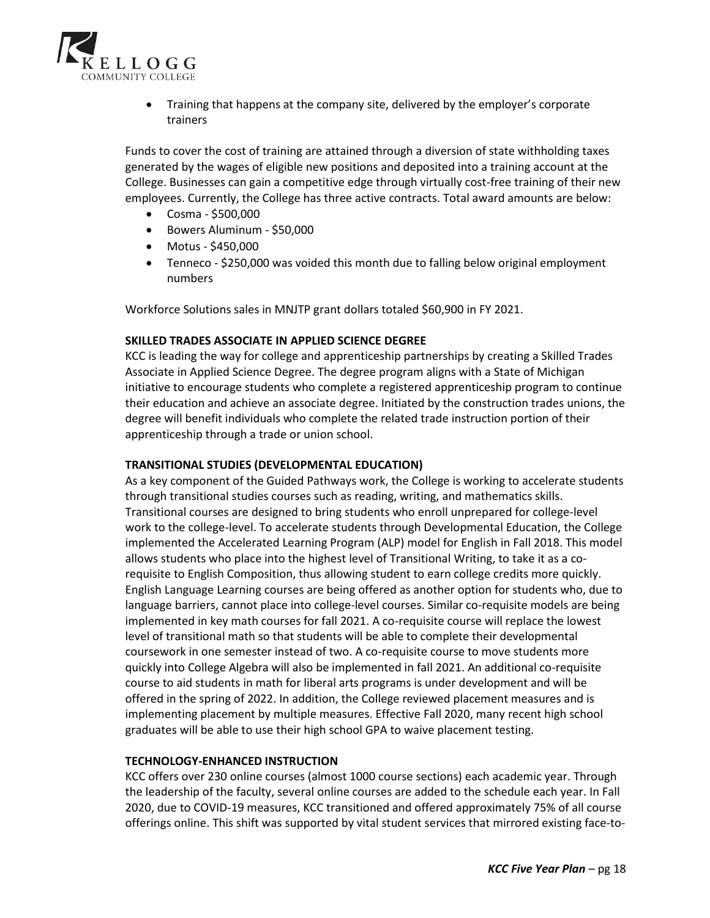- Training that happens at the company site, delivered by the employer's corporate trainers

Funds to cover the cost of training are attained through a diversion of state withholding taxes generated by the wages of eligible new positions and deposited into a training account at the College. Businesses can gain a competitive edge through virtually cost-free training of their new employees. Currently, the College has three active contracts. Total award amounts are below:

- Cosma - $500,000
- Bowers Aluminum - $50,000
- Motus - $450,000
- Tenneco - $250,000 was voided this month due to falling below original employment numbers

Workforce Solutions sales in MNJTP grant dollars totaled $60,900 in FY 2021.

## SKILLED TRADES ASSOCIATE IN APPLIED SCIENCE DEGREE

KCC is leading the way for college and apprenticeship partnerships by creating a Skilled Trades Associate in Applied Science Degree. The degree program aligns with a State of Michigan initiative to encourage students who complete a registered apprenticeship program to continue their education and achieve an associate degree. Initiated by the construction trades unions, the degree will benefit individuals who complete the related trade instruction portion of their apprenticeship through a trade or union school.

## TRANSITIONAL STUDIES (DEVELOPMENTAL EDUCATION)

As a key component of the Guided Pathways work, the College is working to accelerate students through transitional studies courses such as reading, writing, and mathematics skills. Transitional courses are designed to bring students who enroll unprepared for college-level work to the college-level. To accelerate students through Developmental Education, the College implemented the Accelerated Learning Program (ALP) model for English in Fall 2018. This model allows students who place into the highest level of Transitional Writing, to take it as a co-requisite to English Composition, thus allowing student to earn college credits more quickly. English Language Learning courses are being offered as another option for students who, due to language barriers, cannot place into college-level courses. Similar co-requisite models are being implemented in key math courses for fall 2021. A co-requisite course will replace the lowest level of transitional math so that students will be able to complete their developmental coursework in one semester instead of two. A co-requisite course to move students more quickly into College Algebra will also be implemented in fall 2021. An additional co-requisite course to aid students in math for liberal arts programs is under development and will be offered in the spring of 2022. In addition, the College reviewed placement measures and is implementing placement by multiple measures. Effective Fall 2020, many recent high school graduates will be able to use their high school GPA to waive placement testing.

## TECHNOLOGY-ENHANCED INSTRUCTION

KCC offers over 230 online courses (almost 1000 course sections) each academic year. Through the leadership of the faculty, several online courses are added to the schedule each year. In Fall 2020, due to COVID-19 measures, KCC transitioned and offered approximately 75% of all course offerings online. This shift was supported by vital student services that mirrored existing face-to-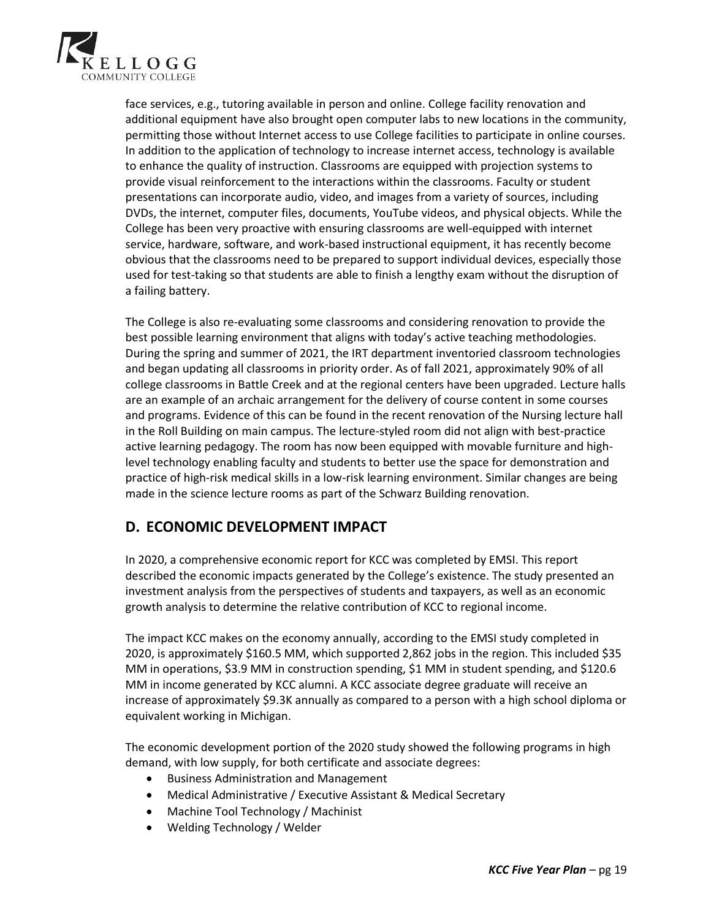face services, e.g., tutoring available in person and online. College facility renovation and additional equipment have also brought open computer labs to new locations in the community, permitting those without Internet access to use College facilities to participate in online courses. In addition to the application of technology to increase internet access, technology is available to enhance the quality of instruction. Classrooms are equipped with projection systems to provide visual reinforcement to the interactions within the classrooms. Faculty or student presentations can incorporate audio, video, and images from a variety of sources, including DVDs, the internet, computer files, documents, YouTube videos, and physical objects. While the College has been very proactive with ensuring classrooms are well-equipped with internet service, hardware, software, and work-based instructional equipment, it has recently become obvious that the classrooms need to be prepared to support individual devices, especially those used for test-taking so that students are able to finish a lengthy exam without the disruption of a failing battery.

The College is also re-evaluating some classrooms and considering renovation to provide the best possible learning environment that aligns with today's active teaching methodologies. During the spring and summer of 2021, the IRT department inventoried classroom technologies and began updating all classrooms in priority order. As of fall 2021, approximately 90% of all college classrooms in Battle Creek and at the regional centers have been upgraded. Lecture halls are an example of an archaic arrangement for the delivery of course content in some courses and programs. Evidence of this can be found in the recent renovation of the Nursing lecture hall in the Roll Building on main campus. The lecture-styled room did not align with best-practice active learning pedagogy. The room has now been equipped with movable furniture and high-level technology enabling faculty and students to better use the space for demonstration and practice of high-risk medical skills in a low-risk learning environment. Similar changes are being made in the science lecture rooms as part of the Schwarz Building renovation.

## D. ECONOMIC DEVELOPMENT IMPACT

In 2020, a comprehensive economic report for KCC was completed by EMSI. This report described the economic impacts generated by the College's existence. The study presented an investment analysis from the perspectives of students and taxpayers, as well as an economic growth analysis to determine the relative contribution of KCC to regional income.

The impact KCC makes on the economy annually, according to the EMSI study completed in 2020, is approximately $160.5 MM, which supported 2,862 jobs in the region. This included $35 MM in operations, $3.9 MM in construction spending, $1 MM in student spending, and $120.6 MM in income generated by KCC alumni. A KCC associate degree graduate will receive an increase of approximately $9.3K annually as compared to a person with a high school diploma or equivalent working in Michigan.

The economic development portion of the 2020 study showed the following programs in high demand, with low supply, for both certificate and associate degrees:

- Business Administration and Management
- Medical Administrative / Executive Assistant & Medical Secretary
- Machine Tool Technology / Machinist
- Welding Technology / Welder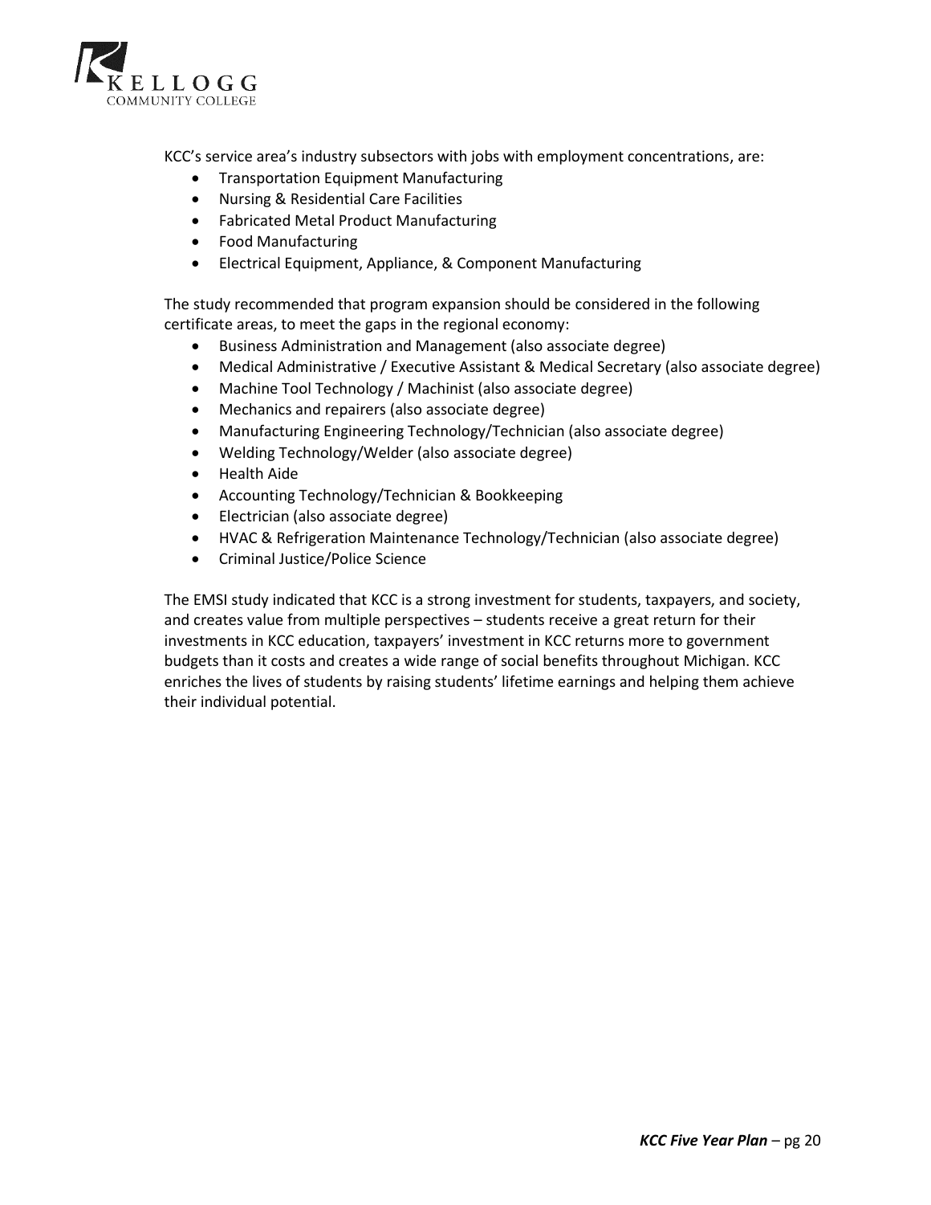KCC's service area's industry subsectors with jobs with employment concentrations, are:

- Transportation Equipment Manufacturing
- Nursing & Residential Care Facilities
- Fabricated Metal Product Manufacturing
- Food Manufacturing
- Electrical Equipment, Appliance, & Component Manufacturing

The study recommended that program expansion should be considered in the following certificate areas, to meet the gaps in the regional economy:

- Business Administration and Management (also associate degree)
- Medical Administrative / Executive Assistant & Medical Secretary (also associate degree)
- Machine Tool Technology / Machinist (also associate degree)
- Mechanics and repairers (also associate degree)
- Manufacturing Engineering Technology/Technician (also associate degree)
- Welding Technology/Welder (also associate degree)
- Health Aide
- Accounting Technology/Technician & Bookkeeping
- Electrician (also associate degree)
- HVAC & Refrigeration Maintenance Technology/Technician (also associate degree)
- Criminal Justice/Police Science

The EMSI study indicated that KCC is a strong investment for students, taxpayers, and society, and creates value from multiple perspectives – students receive a great return for their investments in KCC education, taxpayers' investment in KCC returns more to government budgets than it costs and creates a wide range of social benefits throughout Michigan. KCC enriches the lives of students by raising students' lifetime earnings and helping them achieve their individual potential.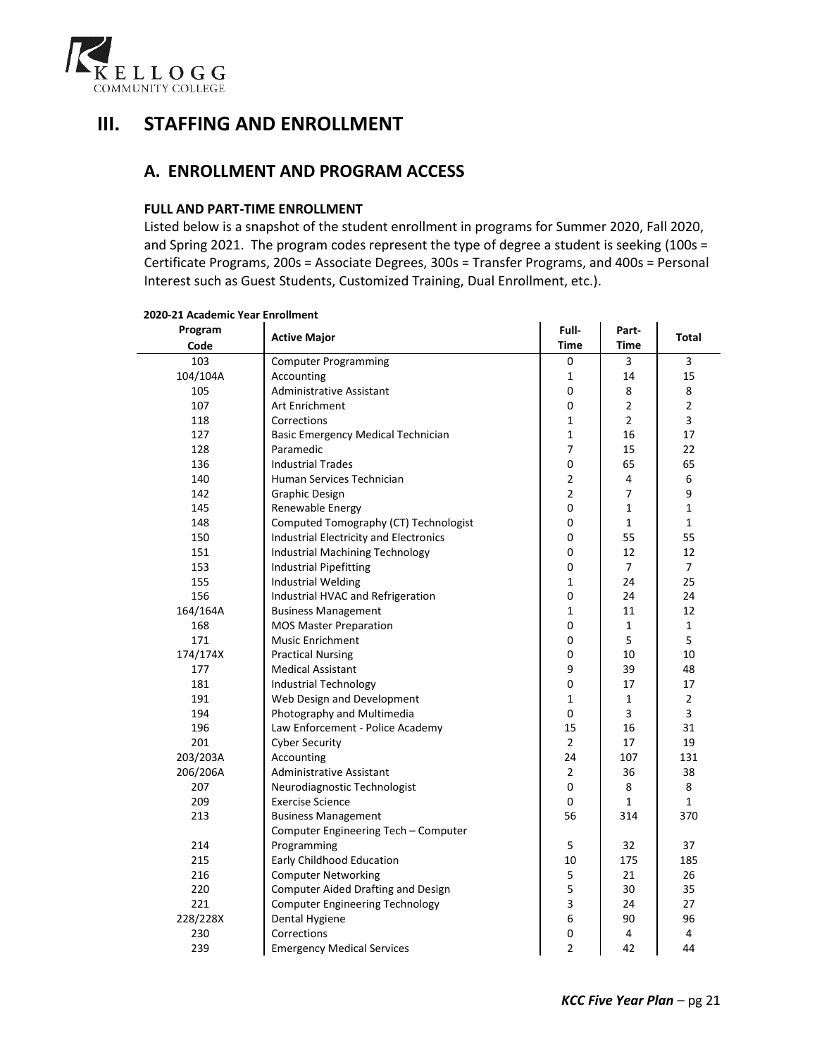# III. STAFFING AND ENROLLMENT

## A. ENROLLMENT AND PROGRAM ACCESS

### FULL AND PART-TIME ENROLLMENT

Listed below is a snapshot of the student enrollment in programs for Summer 2020, Fall 2020, and Spring 2021. The program codes represent the type of degree a student is seeking (100s = Certificate Programs, 200s = Associate Degrees, 300s = Transfer Programs, and 400s = Personal Interest such as Guest Students, Customized Training, Dual Enrollment, etc.).

**2020-21 Academic Year Enrollment**

| Program Code | Active Major | Full-Time | Part-Time | Total |
|---|---|---|---|---|
| 103 | Computer Programming | 0 | 3 | 3 |
| 104/104A | Accounting | 1 | 14 | 15 |
| 105 | Administrative Assistant | 0 | 8 | 8 |
| 107 | Art Enrichment | 0 | 2 | 2 |
| 118 | Corrections | 1 | 2 | 3 |
| 127 | Basic Emergency Medical Technician | 1 | 16 | 17 |
| 128 | Paramedic | 7 | 15 | 22 |
| 136 | Industrial Trades | 0 | 65 | 65 |
| 140 | Human Services Technician | 2 | 4 | 6 |
| 142 | Graphic Design | 2 | 7 | 9 |
| 145 | Renewable Energy | 0 | 1 | 1 |
| 148 | Computed Tomography (CT) Technologist | 0 | 1 | 1 |
| 150 | Industrial Electricity and Electronics | 0 | 55 | 55 |
| 151 | Industrial Machining Technology | 0 | 12 | 12 |
| 153 | Industrial Pipefitting | 0 | 7 | 7 |
| 155 | Industrial Welding | 1 | 24 | 25 |
| 156 | Industrial HVAC and Refrigeration | 0 | 24 | 24 |
| 164/164A | Business Management | 1 | 11 | 12 |
| 168 | MOS Master Preparation | 0 | 1 | 1 |
| 171 | Music Enrichment | 0 | 5 | 5 |
| 174/174X | Practical Nursing | 0 | 10 | 10 |
| 177 | Medical Assistant | 9 | 39 | 48 |
| 181 | Industrial Technology | 0 | 17 | 17 |
| 191 | Web Design and Development | 1 | 1 | 2 |
| 194 | Photography and Multimedia | 0 | 3 | 3 |
| 196 | Law Enforcement - Police Academy | 15 | 16 | 31 |
| 201 | Cyber Security | 2 | 17 | 19 |
| 203/203A | Accounting | 24 | 107 | 131 |
| 206/206A | Administrative Assistant | 2 | 36 | 38 |
| 207 | Neurodiagnostic Technologist | 0 | 8 | 8 |
| 209 | Exercise Science | 0 | 1 | 1 |
| 213 | Business Management | 56 | 314 | 370 |
| 214 | Computer Engineering Tech – Computer Programming | 5 | 32 | 37 |
| 215 | Early Childhood Education | 10 | 175 | 185 |
| 216 | Computer Networking | 5 | 21 | 26 |
| 220 | Computer Aided Drafting and Design | 5 | 30 | 35 |
| 221 | Computer Engineering Technology | 3 | 24 | 27 |
| 228/228X | Dental Hygiene | 6 | 90 | 96 |
| 230 | Corrections | 0 | 4 | 4 |
| 239 | Emergency Medical Services | 2 | 42 | 44 |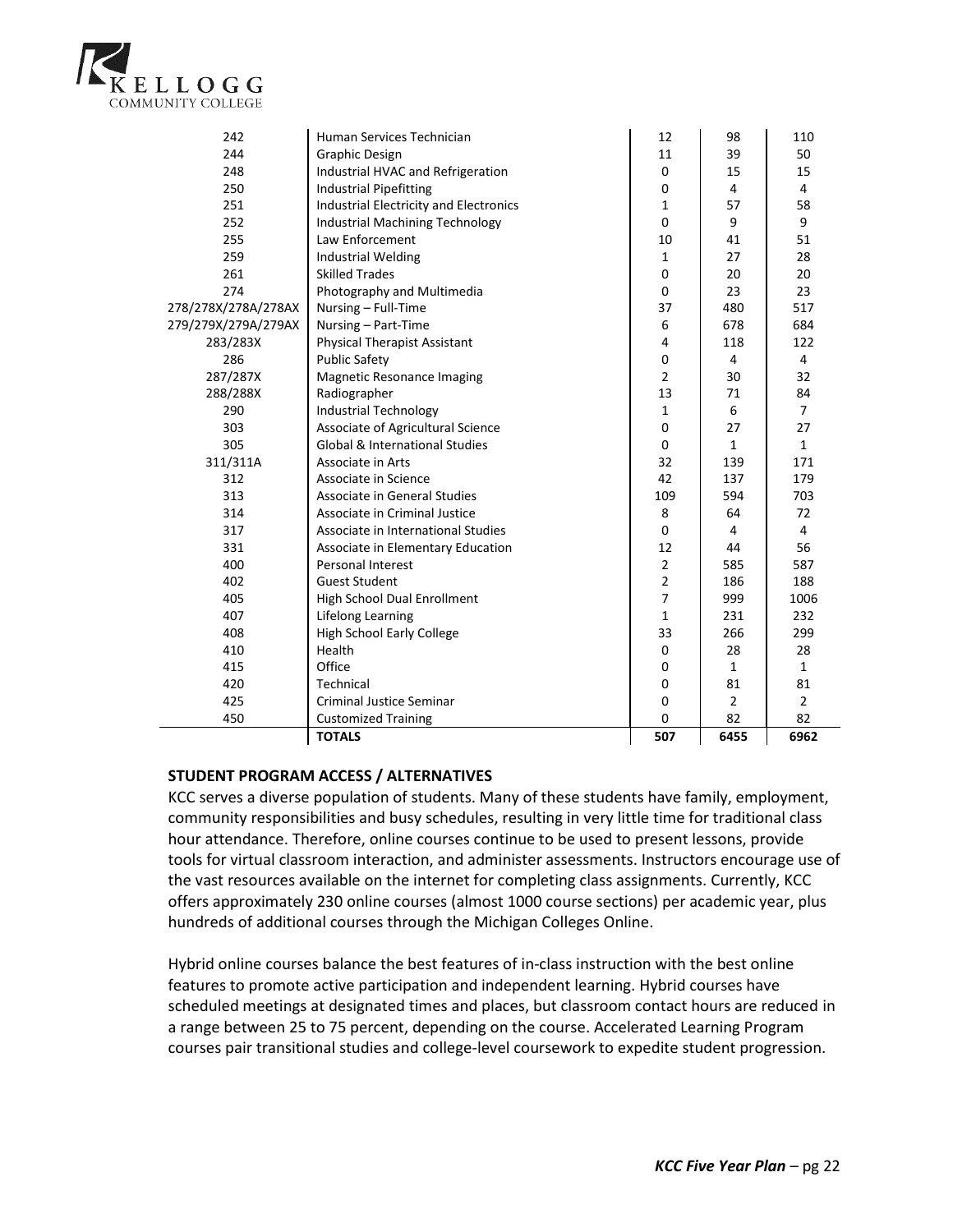| | | | | |
|---|---|---|---|---|
| 242 | Human Services Technician | 12 | 98 | 110 |
| 244 | Graphic Design | 11 | 39 | 50 |
| 248 | Industrial HVAC and Refrigeration | 0 | 15 | 15 |
| 250 | Industrial Pipefitting | 0 | 4 | 4 |
| 251 | Industrial Electricity and Electronics | 1 | 57 | 58 |
| 252 | Industrial Machining Technology | 0 | 9 | 9 |
| 255 | Law Enforcement | 10 | 41 | 51 |
| 259 | Industrial Welding | 1 | 27 | 28 |
| 261 | Skilled Trades | 0 | 20 | 20 |
| 274 | Photography and Multimedia | 0 | 23 | 23 |
| 278/278X/278A/278AX | Nursing – Full-Time | 37 | 480 | 517 |
| 279/279X/279A/279AX | Nursing – Part-Time | 6 | 678 | 684 |
| 283/283X | Physical Therapist Assistant | 4 | 118 | 122 |
| 286 | Public Safety | 0 | 4 | 4 |
| 287/287X | Magnetic Resonance Imaging | 2 | 30 | 32 |
| 288/288X | Radiographer | 13 | 71 | 84 |
| 290 | Industrial Technology | 1 | 6 | 7 |
| 303 | Associate of Agricultural Science | 0 | 27 | 27 |
| 305 | Global & International Studies | 0 | 1 | 1 |
| 311/311A | Associate in Arts | 32 | 139 | 171 |
| 312 | Associate in Science | 42 | 137 | 179 |
| 313 | Associate in General Studies | 109 | 594 | 703 |
| 314 | Associate in Criminal Justice | 8 | 64 | 72 |
| 317 | Associate in International Studies | 0 | 4 | 4 |
| 331 | Associate in Elementary Education | 12 | 44 | 56 |
| 400 | Personal Interest | 2 | 585 | 587 |
| 402 | Guest Student | 2 | 186 | 188 |
| 405 | High School Dual Enrollment | 7 | 999 | 1006 |
| 407 | Lifelong Learning | 1 | 231 | 232 |
| 408 | High School Early College | 33 | 266 | 299 |
| 410 | Health | 0 | 28 | 28 |
| 415 | Office | 0 | 1 | 1 |
| 420 | Technical | 0 | 81 | 81 |
| 425 | Criminal Justice Seminar | 0 | 2 | 2 |
| 450 | Customized Training | 0 | 82 | 82 |
| | **TOTALS** | **507** | **6455** | **6962** |

**STUDENT PROGRAM ACCESS / ALTERNATIVES**

KCC serves a diverse population of students. Many of these students have family, employment, community responsibilities and busy schedules, resulting in very little time for traditional class hour attendance. Therefore, online courses continue to be used to present lessons, provide tools for virtual classroom interaction, and administer assessments. Instructors encourage use of the vast resources available on the internet for completing class assignments. Currently, KCC offers approximately 230 online courses (almost 1000 course sections) per academic year, plus hundreds of additional courses through the Michigan Colleges Online.

Hybrid online courses balance the best features of in-class instruction with the best online features to promote active participation and independent learning. Hybrid courses have scheduled meetings at designated times and places, but classroom contact hours are reduced in a range between 25 to 75 percent, depending on the course. Accelerated Learning Program courses pair transitional studies and college-level coursework to expedite student progression.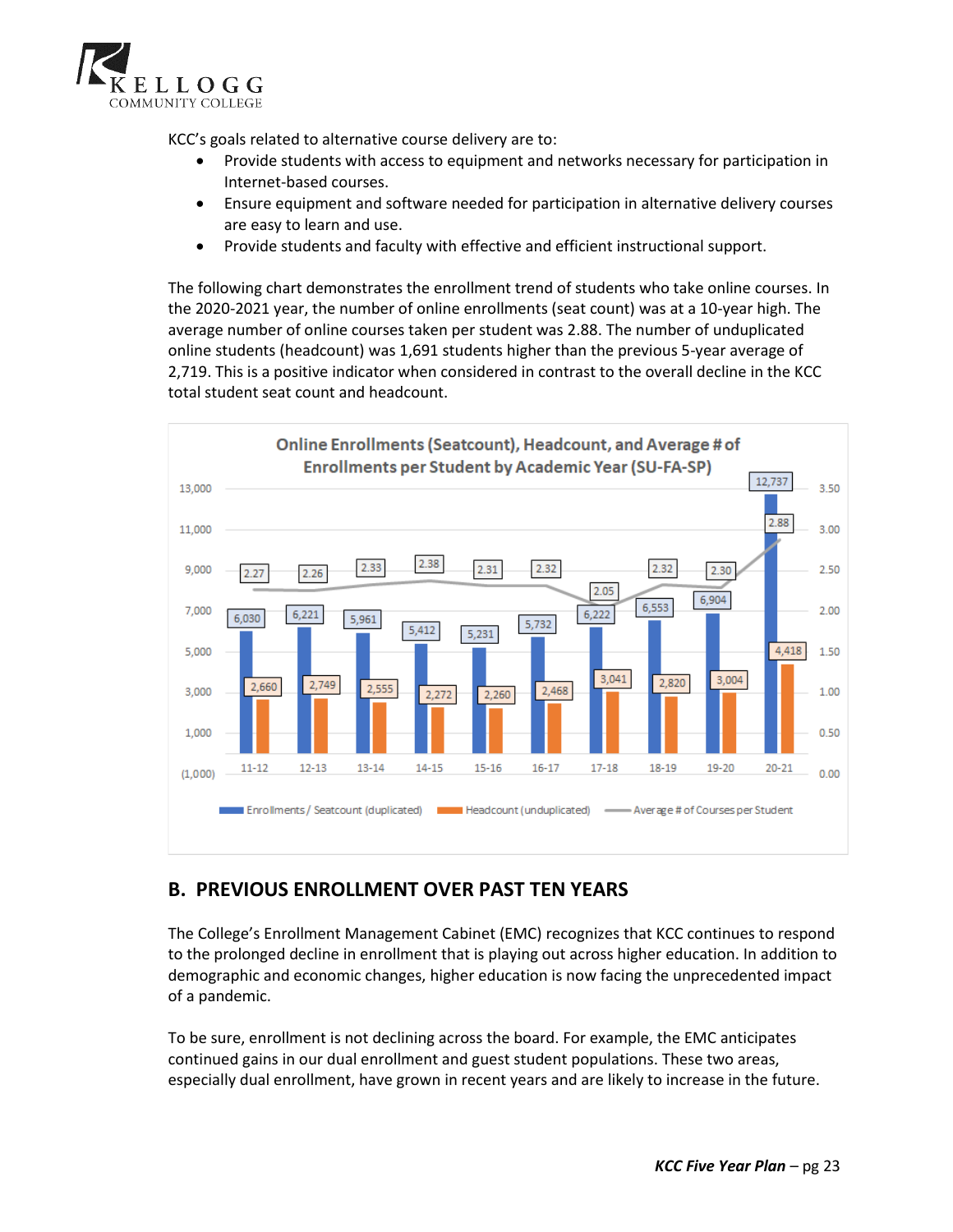KCC's goals related to alternative course delivery are to:

- Provide students with access to equipment and networks necessary for participation in Internet-based courses.
- Ensure equipment and software needed for participation in alternative delivery courses are easy to learn and use.
- Provide students and faculty with effective and efficient instructional support.

The following chart demonstrates the enrollment trend of students who take online courses. In the 2020-2021 year, the number of online enrollments (seat count) was at a 10-year high. The average number of online courses taken per student was 2.88. The number of unduplicated online students (headcount) was 1,691 students higher than the previous 5-year average of 2,719. This is a positive indicator when considered in contrast to the overall decline in the KCC total student seat count and headcount.

**Online Enrollments (Seatcount), Headcount, and Average # of Enrollments per Student by Academic Year (SU-FA-SP)**

| Academic Year | Enrollments / Seatcount (duplicated) | Headcount (unduplicated) | Average # of Courses per Student |
|---|---|---|---|
| 11-12 | 6,030 | 2,660 | 2.27 |
| 12-13 | 6,221 | 2,749 | 2.26 |
| 13-14 | 5,961 | 2,555 | 2.33 |
| 14-15 | 5,412 | 2,272 | 2.38 |
| 15-16 | 5,231 | 2,260 | 2.31 |
| 16-17 | 5,732 | 2,468 | 2.32 |
| 17-18 | 6,222 | 3,041 | 2.05 |
| 18-19 | 6,553 | 2,820 | 2.32 |
| 19-20 | 6,904 | 3,004 | 2.30 |
| 20-21 | 12,737 | 4,418 | 2.88 |

## B. PREVIOUS ENROLLMENT OVER PAST TEN YEARS

The College's Enrollment Management Cabinet (EMC) recognizes that KCC continues to respond to the prolonged decline in enrollment that is playing out across higher education. In addition to demographic and economic changes, higher education is now facing the unprecedented impact of a pandemic.

To be sure, enrollment is not declining across the board. For example, the EMC anticipates continued gains in our dual enrollment and guest student populations. These two areas, especially dual enrollment, have grown in recent years and are likely to increase in the future.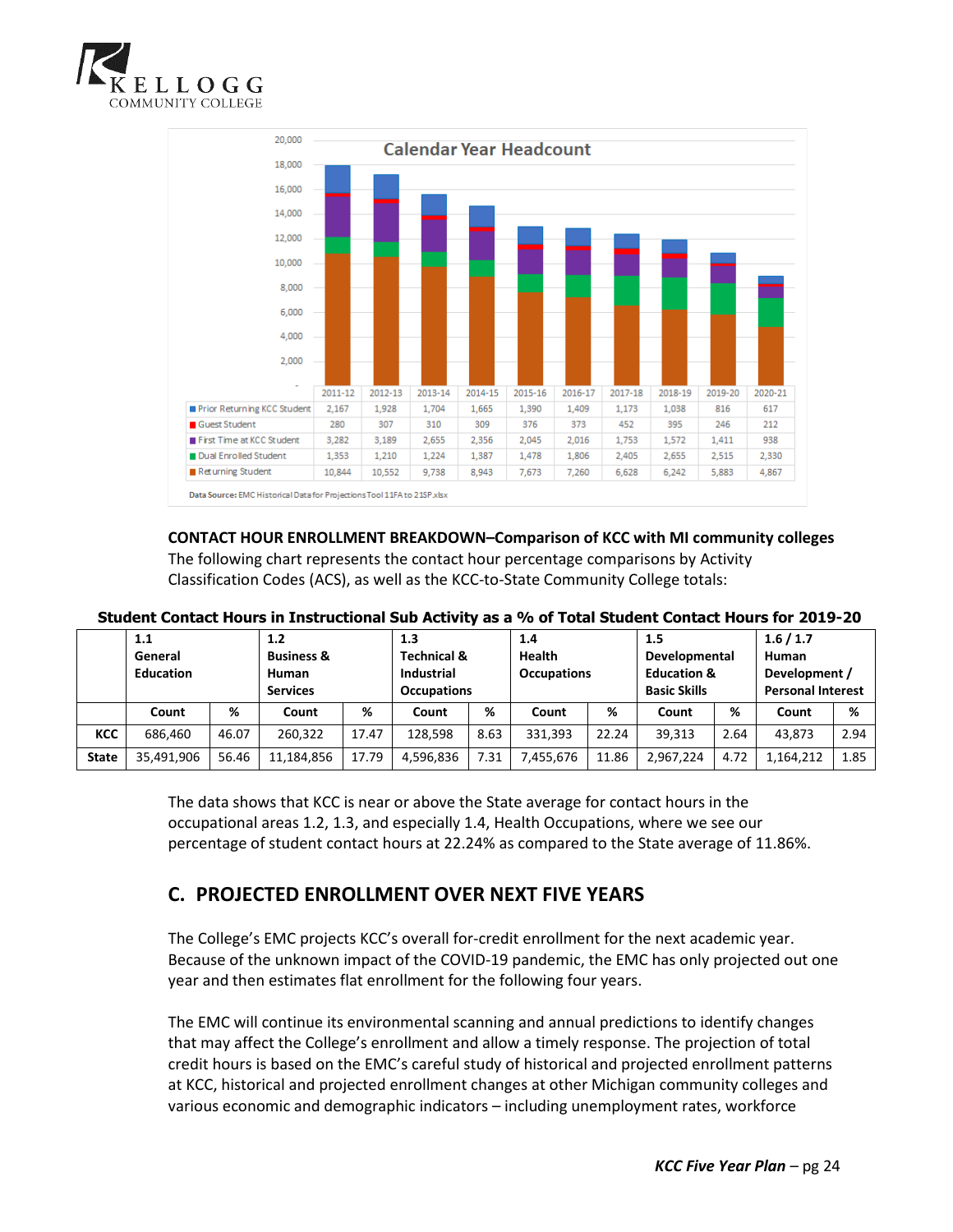**Calendar Year Headcount**

| | 2011-12 | 2012-13 | 2013-14 | 2014-15 | 2015-16 | 2016-17 | 2017-18 | 2018-19 | 2019-20 | 2020-21 |
|---|---|---|---|---|---|---|---|---|---|---|
| Prior Returning KCC Student | 2,167 | 1,928 | 1,704 | 1,665 | 1,390 | 1,409 | 1,173 | 1,038 | 816 | 617 |
| Guest Student | 280 | 307 | 310 | 309 | 376 | 373 | 452 | 395 | 246 | 212 |
| First Time at KCC Student | 3,282 | 3,189 | 2,655 | 2,356 | 2,045 | 2,016 | 1,753 | 1,572 | 1,411 | 938 |
| Dual Enrolled Student | 1,353 | 1,210 | 1,224 | 1,387 | 1,478 | 1,806 | 2,405 | 2,655 | 2,515 | 2,330 |
| Returning Student | 10,844 | 10,552 | 9,738 | 8,943 | 7,673 | 7,260 | 6,628 | 6,242 | 5,883 | 4,867 |

**Data Source:** EMC Historical Data for Projections Tool 11FA to 21SP.xlsx

**CONTACT HOUR ENROLLMENT BREAKDOWN–Comparison of KCC with MI community colleges**

The following chart represents the contact hour percentage comparisons by Activity Classification Codes (ACS), as well as the KCC-to-State Community College totals:

**Student Contact Hours in Instructional Sub Activity as a % of Total Student Contact Hours for 2019-20**

| | 1.1 General Education | | 1.2 Business & Human Services | | 1.3 Technical & Industrial Occupations | | 1.4 Health Occupations | | 1.5 Developmental Education & Basic Skills | | 1.6 / 1.7 Human Development / Personal Interest | |
|---|---|---|---|---|---|---|---|---|---|---|---|---|
| | Count | % | Count | % | Count | % | Count | % | Count | % | Count | % |
| **KCC** | 686,460 | 46.07 | 260,322 | 17.47 | 128,598 | 8.63 | 331,393 | 22.24 | 39,313 | 2.64 | 43,873 | 2.94 |
| **State** | 35,491,906 | 56.46 | 11,184,856 | 17.79 | 4,596,836 | 7.31 | 7,455,676 | 11.86 | 2,967,224 | 4.72 | 1,164,212 | 1.85 |

The data shows that KCC is near or above the State average for contact hours in the occupational areas 1.2, 1.3, and especially 1.4, Health Occupations, where we see our percentage of student contact hours at 22.24% as compared to the State average of 11.86%.

## C. PROJECTED ENROLLMENT OVER NEXT FIVE YEARS

The College's EMC projects KCC's overall for-credit enrollment for the next academic year. Because of the unknown impact of the COVID-19 pandemic, the EMC has only projected out one year and then estimates flat enrollment for the following four years.

The EMC will continue its environmental scanning and annual predictions to identify changes that may affect the College's enrollment and allow a timely response. The projection of total credit hours is based on the EMC's careful study of historical and projected enrollment patterns at KCC, historical and projected enrollment changes at other Michigan community colleges and various economic and demographic indicators – including unemployment rates, workforce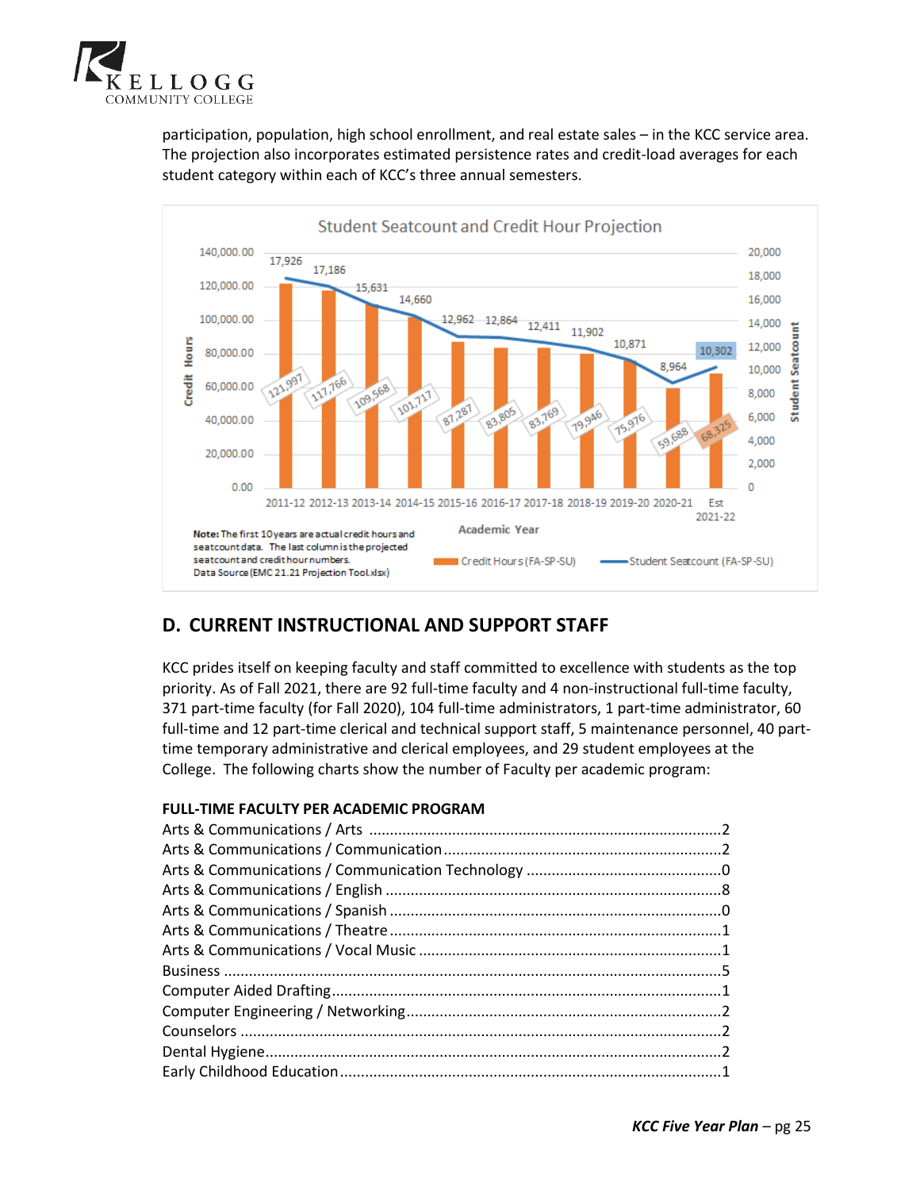participation, population, high school enrollment, and real estate sales – in the KCC service area. The projection also incorporates estimated persistence rates and credit-load averages for each student category within each of KCC's three annual semesters.

**Student Seatcount and Credit Hour Projection**

| Academic Year | Credit Hours (FA-SP-SU) | Student Seatcount (FA-SP-SU) |
|---|---|---|
| 2011-12 | 121,997 | 17,926 |
| 2012-13 | 117,766 | 17,186 |
| 2013-14 | 109,568 | 15,631 |
| 2014-15 | 101,717 | 14,660 |
| 2015-16 | 87,287 | 12,962 |
| 2016-17 | 83,805 | 12,864 |
| 2017-18 | 83,769 | 12,411 |
| 2018-19 | 79,946 | 11,902 |
| 2019-20 | 75,976 | 10,871 |
| 2020-21 | 59,688 | 8,964 |
| Est 2021-22 | 68,325 | 10,302 |

**Note:** The first 10 years are actual credit hours and seatcount data. The last column is the projected seatcount and credit hour numbers.
Data Source (EMC 21.21 Projection Tool.xlsx)

## D. CURRENT INSTRUCTIONAL AND SUPPORT STAFF

KCC prides itself on keeping faculty and staff committed to excellence with students as the top priority. As of Fall 2021, there are 92 full-time faculty and 4 non-instructional full-time faculty, 371 part-time faculty (for Fall 2020), 104 full-time administrators, 1 part-time administrator, 60 full-time and 12 part-time clerical and technical support staff, 5 maintenance personnel, 40 part-time temporary administrative and clerical employees, and 29 student employees at the College. The following charts show the number of Faculty per academic program:

**FULL-TIME FACULTY PER ACADEMIC PROGRAM**

Arts & Communications / Arts ....................................................................................2
Arts & Communications / Communication ..................................................................2
Arts & Communications / Communication Technology ..............................................0
Arts & Communications / English ...............................................................................8
Arts & Communications / Spanish ..............................................................................0
Arts & Communications / Theatre ...............................................................................1
Arts & Communications / Vocal Music ........................................................................1
Business .....................................................................................................................5
Computer Aided Drafting ............................................................................................1
Computer Engineering / Networking ..........................................................................2
Counselors .................................................................................................................2
Dental Hygiene ...........................................................................................................2
Early Childhood Education .........................................................................................1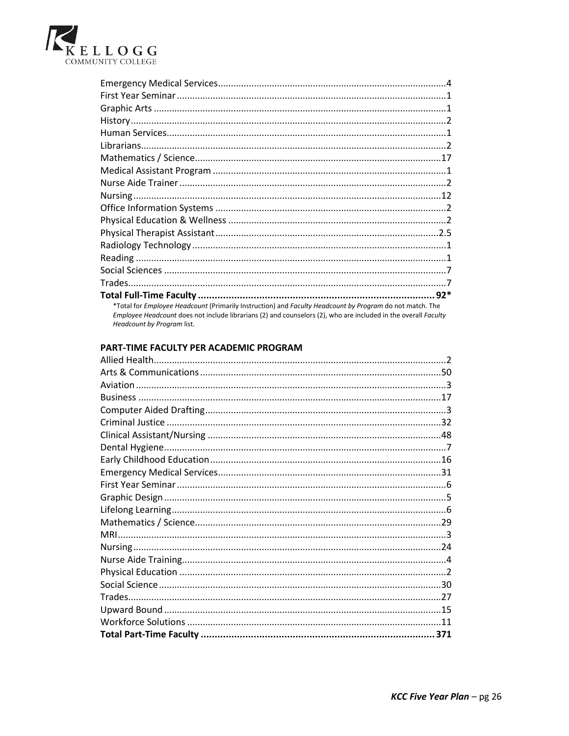Emergency Medical Services........................................................................................4
First Year Seminar........................................................................................1
Graphic Arts........................................................................................1
History........................................................................................2
Human Services........................................................................................1
Librarians........................................................................................2
Mathematics / Science........................................................................................17
Medical Assistant Program........................................................................................1
Nurse Aide Trainer........................................................................................2
Nursing........................................................................................12
Office Information Systems........................................................................................2
Physical Education & Wellness........................................................................................2
Physical Therapist Assistant........................................................................................2.5
Radiology Technology........................................................................................1
Reading........................................................................................1
Social Sciences........................................................................................7
Trades........................................................................................7
**Total Full-Time Faculty........................................................................................92***

*Total for *Employee Headcount* (Primarily Instruction) and *Faculty Headcount by Program* do not match. The *Employee Headcount* does not include librarians (2) and counselors (2), who are included in the overall *Faculty Headcount by Program* list.

### PART-TIME FACULTY PER ACADEMIC PROGRAM

Allied Health........................................................................................2
Arts & Communications........................................................................................50
Aviation........................................................................................3
Business........................................................................................17
Computer Aided Drafting........................................................................................3
Criminal Justice........................................................................................32
Clinical Assistant/Nursing........................................................................................48
Dental Hygiene........................................................................................7
Early Childhood Education........................................................................................16
Emergency Medical Services........................................................................................31
First Year Seminar........................................................................................6
Graphic Design........................................................................................5
Lifelong Learning........................................................................................6
Mathematics / Science........................................................................................29
MRI........................................................................................3
Nursing........................................................................................24
Nurse Aide Training........................................................................................4
Physical Education........................................................................................2
Social Science........................................................................................30
Trades........................................................................................27
Upward Bound........................................................................................15
Workforce Solutions........................................................................................11
**Total Part-Time Faculty........................................................................................371**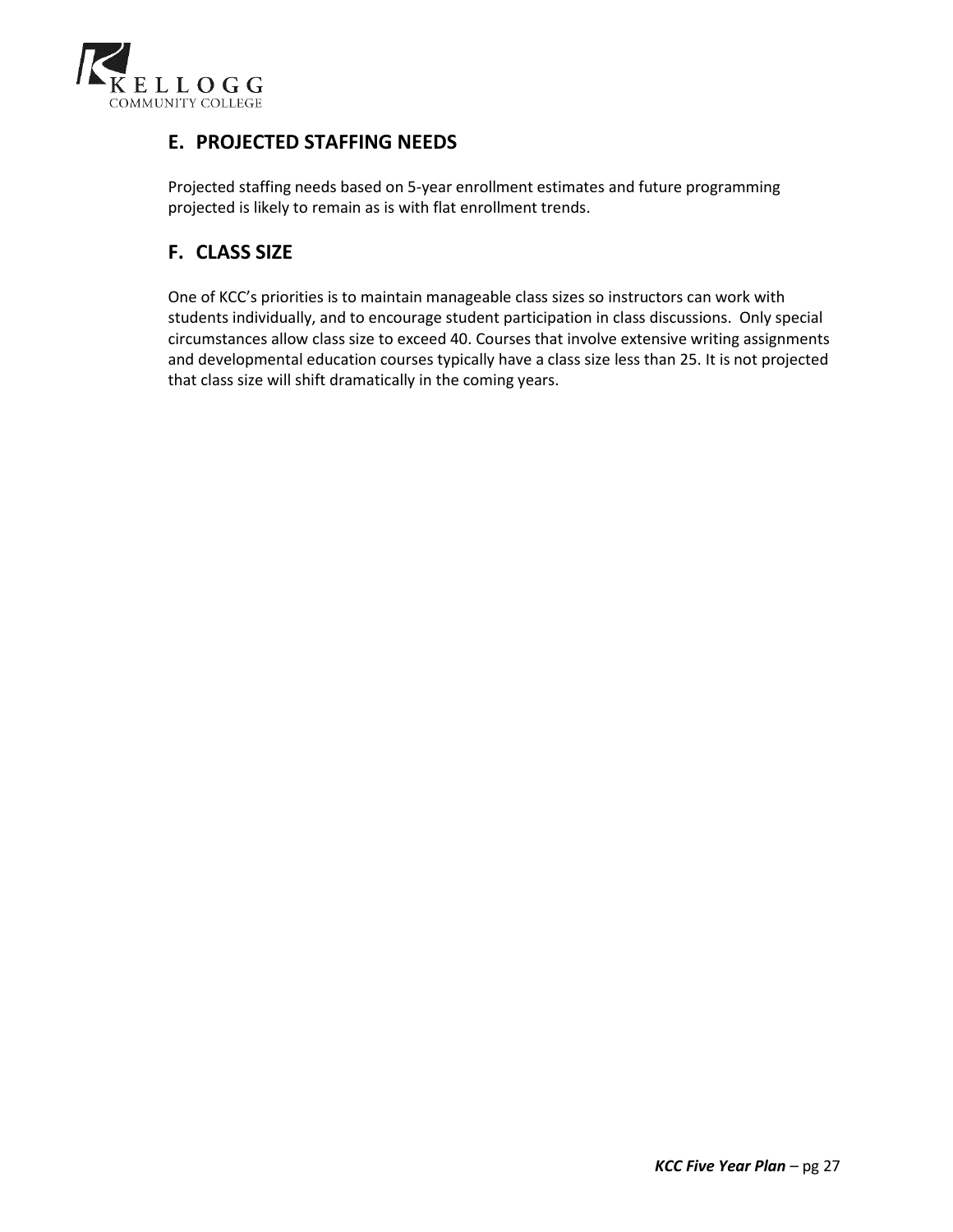## E. PROJECTED STAFFING NEEDS

Projected staffing needs based on 5-year enrollment estimates and future programming projected is likely to remain as is with flat enrollment trends.

## F. CLASS SIZE

One of KCC's priorities is to maintain manageable class sizes so instructors can work with students individually, and to encourage student participation in class discussions. Only special circumstances allow class size to exceed 40. Courses that involve extensive writing assignments and developmental education courses typically have a class size less than 25. It is not projected that class size will shift dramatically in the coming years.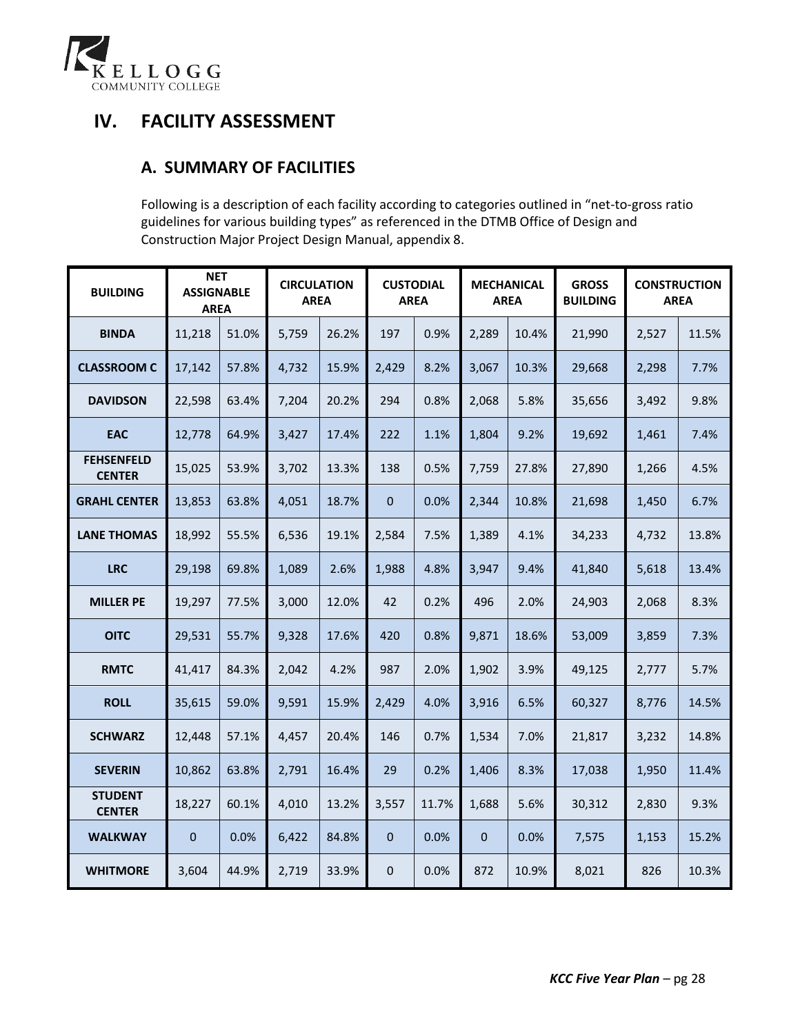# IV. FACILITY ASSESSMENT

## A. SUMMARY OF FACILITIES

Following is a description of each facility according to categories outlined in "net-to-gross ratio guidelines for various building types" as referenced in the DTMB Office of Design and Construction Major Project Design Manual, appendix 8.

| BUILDING | NET ASSIGNABLE AREA | | CIRCULATION AREA | | CUSTODIAL AREA | | MECHANICAL AREA | | GROSS BUILDING | CONSTRUCTION AREA | |
|---|---|---|---|---|---|---|---|---|---|---|---|
| BINDA | 11,218 | 51.0% | 5,759 | 26.2% | 197 | 0.9% | 2,289 | 10.4% | 21,990 | 2,527 | 11.5% |
| CLASSROOM C | 17,142 | 57.8% | 4,732 | 15.9% | 2,429 | 8.2% | 3,067 | 10.3% | 29,668 | 2,298 | 7.7% |
| DAVIDSON | 22,598 | 63.4% | 7,204 | 20.2% | 294 | 0.8% | 2,068 | 5.8% | 35,656 | 3,492 | 9.8% |
| EAC | 12,778 | 64.9% | 3,427 | 17.4% | 222 | 1.1% | 1,804 | 9.2% | 19,692 | 1,461 | 7.4% |
| FEHSENFELD CENTER | 15,025 | 53.9% | 3,702 | 13.3% | 138 | 0.5% | 7,759 | 27.8% | 27,890 | 1,266 | 4.5% |
| GRAHL CENTER | 13,853 | 63.8% | 4,051 | 18.7% | 0 | 0.0% | 2,344 | 10.8% | 21,698 | 1,450 | 6.7% |
| LANE THOMAS | 18,992 | 55.5% | 6,536 | 19.1% | 2,584 | 7.5% | 1,389 | 4.1% | 34,233 | 4,732 | 13.8% |
| LRC | 29,198 | 69.8% | 1,089 | 2.6% | 1,988 | 4.8% | 3,947 | 9.4% | 41,840 | 5,618 | 13.4% |
| MILLER PE | 19,297 | 77.5% | 3,000 | 12.0% | 42 | 0.2% | 496 | 2.0% | 24,903 | 2,068 | 8.3% |
| OITC | 29,531 | 55.7% | 9,328 | 17.6% | 420 | 0.8% | 9,871 | 18.6% | 53,009 | 3,859 | 7.3% |
| RMTC | 41,417 | 84.3% | 2,042 | 4.2% | 987 | 2.0% | 1,902 | 3.9% | 49,125 | 2,777 | 5.7% |
| ROLL | 35,615 | 59.0% | 9,591 | 15.9% | 2,429 | 4.0% | 3,916 | 6.5% | 60,327 | 8,776 | 14.5% |
| SCHWARZ | 12,448 | 57.1% | 4,457 | 20.4% | 146 | 0.7% | 1,534 | 7.0% | 21,817 | 3,232 | 14.8% |
| SEVERIN | 10,862 | 63.8% | 2,791 | 16.4% | 29 | 0.2% | 1,406 | 8.3% | 17,038 | 1,950 | 11.4% |
| STUDENT CENTER | 18,227 | 60.1% | 4,010 | 13.2% | 3,557 | 11.7% | 1,688 | 5.6% | 30,312 | 2,830 | 9.3% |
| WALKWAY | 0 | 0.0% | 6,422 | 84.8% | 0 | 0.0% | 0 | 0.0% | 7,575 | 1,153 | 15.2% |
| WHITMORE | 3,604 | 44.9% | 2,719 | 33.9% | 0 | 0.0% | 872 | 10.9% | 8,021 | 826 | 10.3% |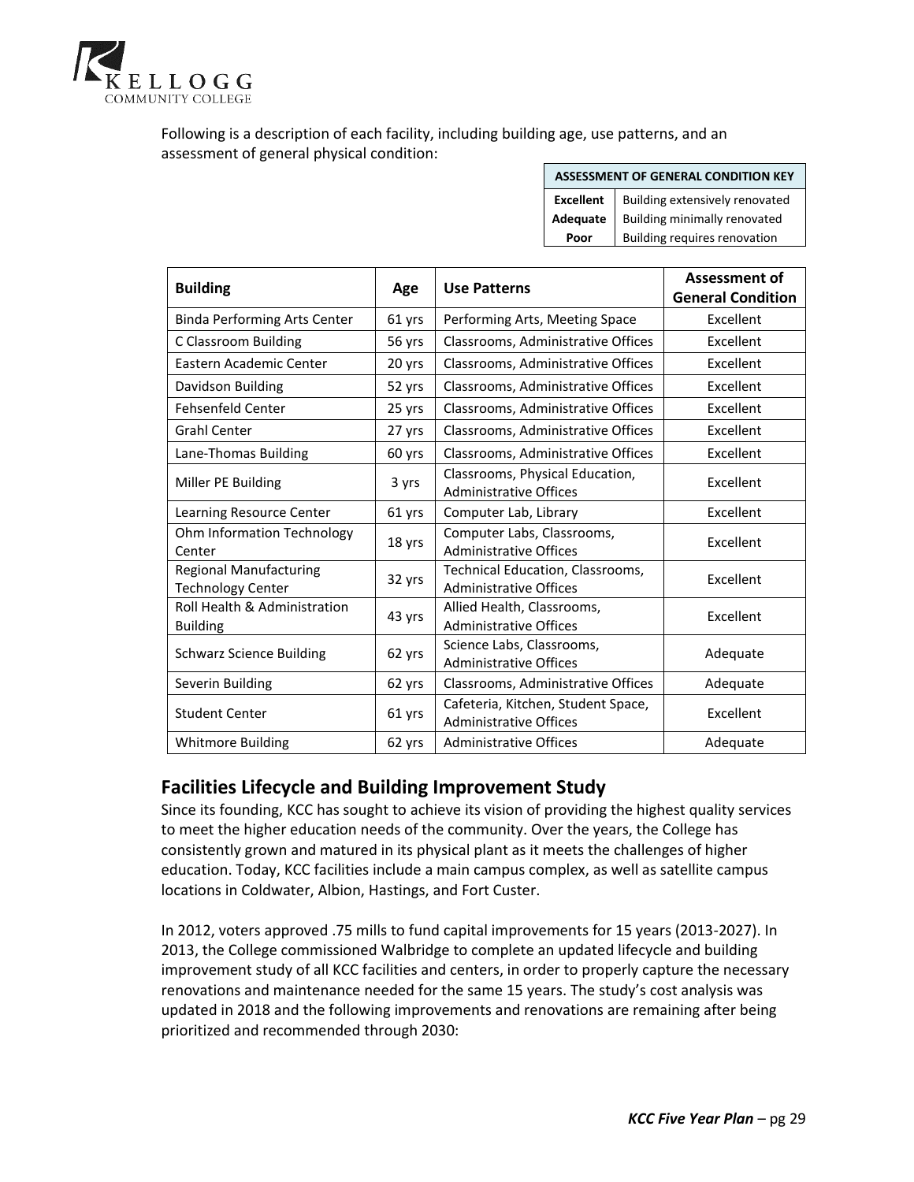Following is a description of each facility, including building age, use patterns, and an assessment of general physical condition:

| ASSESSMENT OF GENERAL CONDITION KEY | |
|---|---|
| **Excellent** | Building extensively renovated |
| **Adequate** | Building minimally renovated |
| **Poor** | Building requires renovation |

| Building | Age | Use Patterns | Assessment of General Condition |
|---|---|---|---|
| Binda Performing Arts Center | 61 yrs | Performing Arts, Meeting Space | Excellent |
| C Classroom Building | 56 yrs | Classrooms, Administrative Offices | Excellent |
| Eastern Academic Center | 20 yrs | Classrooms, Administrative Offices | Excellent |
| Davidson Building | 52 yrs | Classrooms, Administrative Offices | Excellent |
| Fehsenfeld Center | 25 yrs | Classrooms, Administrative Offices | Excellent |
| Grahl Center | 27 yrs | Classrooms, Administrative Offices | Excellent |
| Lane-Thomas Building | 60 yrs | Classrooms, Administrative Offices | Excellent |
| Miller PE Building | 3 yrs | Classrooms, Physical Education, Administrative Offices | Excellent |
| Learning Resource Center | 61 yrs | Computer Lab, Library | Excellent |
| Ohm Information Technology Center | 18 yrs | Computer Labs, Classrooms, Administrative Offices | Excellent |
| Regional Manufacturing Technology Center | 32 yrs | Technical Education, Classrooms, Administrative Offices | Excellent |
| Roll Health & Administration Building | 43 yrs | Allied Health, Classrooms, Administrative Offices | Excellent |
| Schwarz Science Building | 62 yrs | Science Labs, Classrooms, Administrative Offices | Adequate |
| Severin Building | 62 yrs | Classrooms, Administrative Offices | Adequate |
| Student Center | 61 yrs | Cafeteria, Kitchen, Student Space, Administrative Offices | Excellent |
| Whitmore Building | 62 yrs | Administrative Offices | Adequate |

## Facilities Lifecycle and Building Improvement Study

Since its founding, KCC has sought to achieve its vision of providing the highest quality services to meet the higher education needs of the community. Over the years, the College has consistently grown and matured in its physical plant as it meets the challenges of higher education. Today, KCC facilities include a main campus complex, as well as satellite campus locations in Coldwater, Albion, Hastings, and Fort Custer.

In 2012, voters approved .75 mills to fund capital improvements for 15 years (2013-2027). In 2013, the College commissioned Walbridge to complete an updated lifecycle and building improvement study of all KCC facilities and centers, in order to properly capture the necessary renovations and maintenance needed for the same 15 years. The study's cost analysis was updated in 2018 and the following improvements and renovations are remaining after being prioritized and recommended through 2030: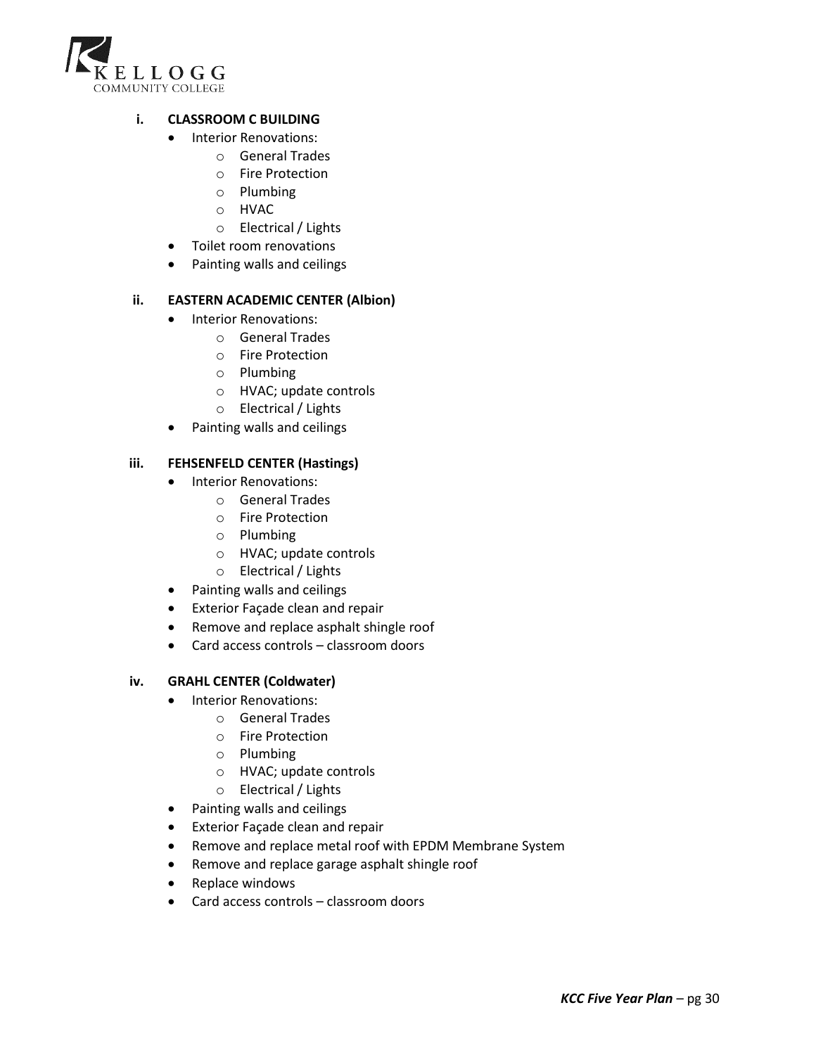**i. CLASSROOM C BUILDING**

- Interior Renovations:
  - General Trades
  - Fire Protection
  - Plumbing
  - HVAC
  - Electrical / Lights
- Toilet room renovations
- Painting walls and ceilings

**ii. EASTERN ACADEMIC CENTER (Albion)**

- Interior Renovations:
  - General Trades
  - Fire Protection
  - Plumbing
  - HVAC; update controls
  - Electrical / Lights
- Painting walls and ceilings

**iii. FEHSENFELD CENTER (Hastings)**

- Interior Renovations:
  - General Trades
  - Fire Protection
  - Plumbing
  - HVAC; update controls
  - Electrical / Lights
- Painting walls and ceilings
- Exterior Façade clean and repair
- Remove and replace asphalt shingle roof
- Card access controls – classroom doors

**iv. GRAHL CENTER (Coldwater)**

- Interior Renovations:
  - General Trades
  - Fire Protection
  - Plumbing
  - HVAC; update controls
  - Electrical / Lights
- Painting walls and ceilings
- Exterior Façade clean and repair
- Remove and replace metal roof with EPDM Membrane System
- Remove and replace garage asphalt shingle roof
- Replace windows
- Card access controls – classroom doors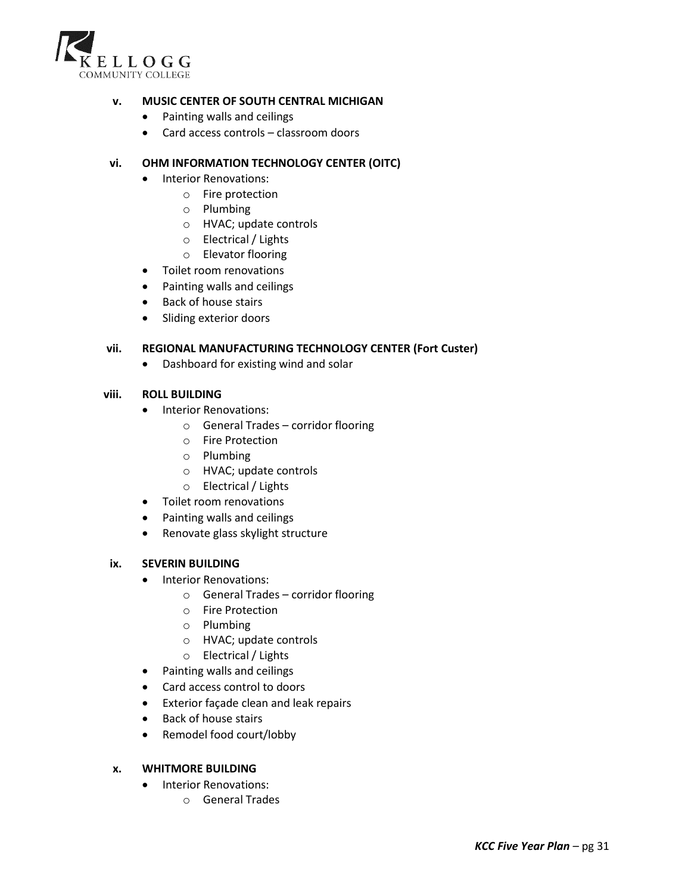**v. MUSIC CENTER OF SOUTH CENTRAL MICHIGAN**

- Painting walls and ceilings
- Card access controls – classroom doors

**vi. OHM INFORMATION TECHNOLOGY CENTER (OITC)**

- Interior Renovations:
  - Fire protection
  - Plumbing
  - HVAC; update controls
  - Electrical / Lights
  - Elevator flooring
- Toilet room renovations
- Painting walls and ceilings
- Back of house stairs
- Sliding exterior doors

**vii. REGIONAL MANUFACTURING TECHNOLOGY CENTER (Fort Custer)**

- Dashboard for existing wind and solar

**viii. ROLL BUILDING**

- Interior Renovations:
  - General Trades – corridor flooring
  - Fire Protection
  - Plumbing
  - HVAC; update controls
  - Electrical / Lights
- Toilet room renovations
- Painting walls and ceilings
- Renovate glass skylight structure

**ix. SEVERIN BUILDING**

- Interior Renovations:
  - General Trades – corridor flooring
  - Fire Protection
  - Plumbing
  - HVAC; update controls
  - Electrical / Lights
- Painting walls and ceilings
- Card access control to doors
- Exterior façade clean and leak repairs
- Back of house stairs
- Remodel food court/lobby

**x. WHITMORE BUILDING**

- Interior Renovations:
  - General Trades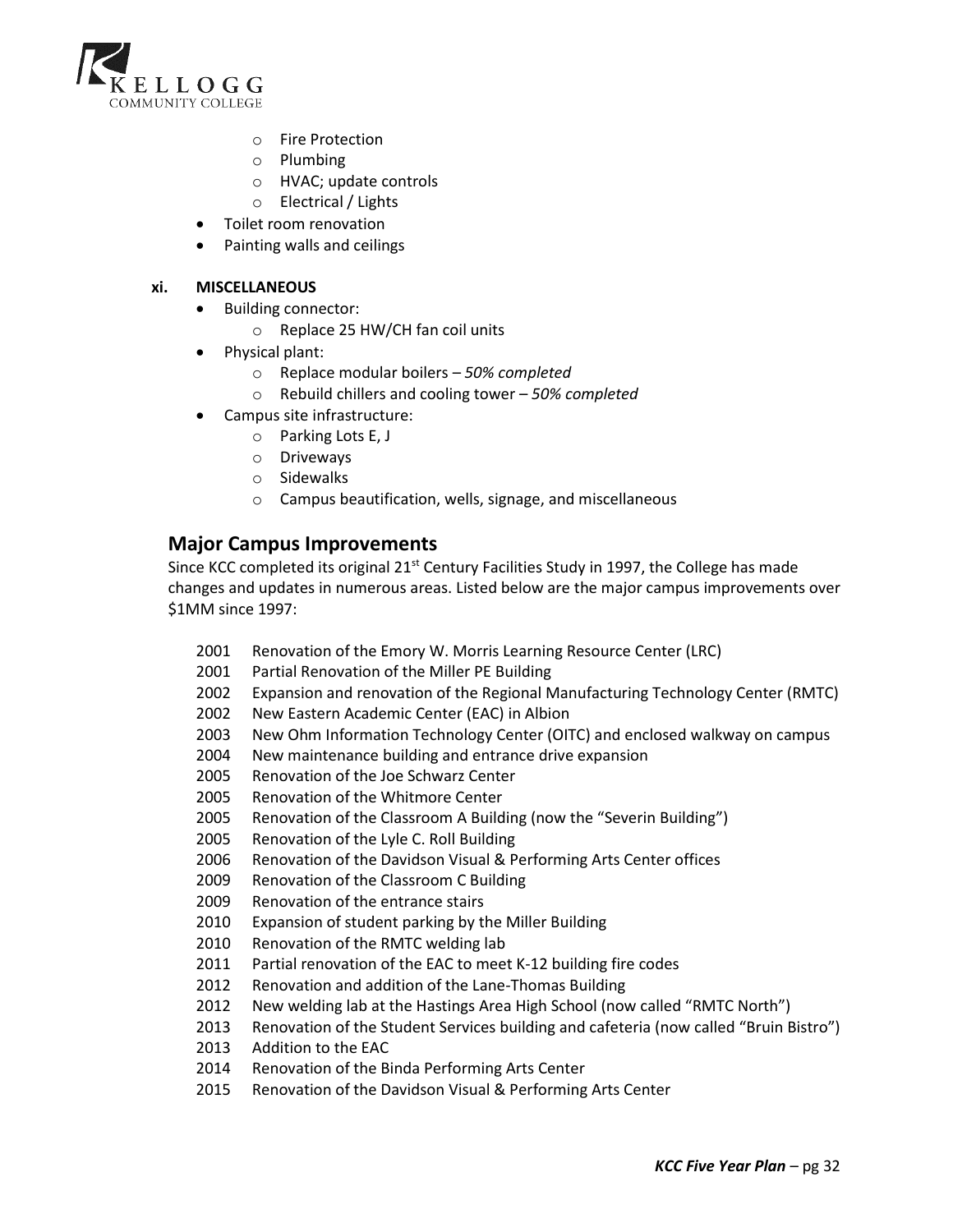- Fire Protection
  - Plumbing
  - HVAC; update controls
  - Electrical / Lights
- Toilet room renovation
- Painting walls and ceilings

**xi. MISCELLANEOUS**

- Building connector:
  - Replace 25 HW/CH fan coil units
- Physical plant:
  - Replace modular boilers – *50% completed*
  - Rebuild chillers and cooling tower – *50% completed*
- Campus site infrastructure:
  - Parking Lots E, J
  - Driveways
  - Sidewalks
  - Campus beautification, wells, signage, and miscellaneous

## Major Campus Improvements

Since KCC completed its original 21st Century Facilities Study in 1997, the College has made changes and updates in numerous areas. Listed below are the major campus improvements over $1MM since 1997:

2001 Renovation of the Emory W. Morris Learning Resource Center (LRC)
2001 Partial Renovation of the Miller PE Building
2002 Expansion and renovation of the Regional Manufacturing Technology Center (RMTC)
2002 New Eastern Academic Center (EAC) in Albion
2003 New Ohm Information Technology Center (OITC) and enclosed walkway on campus
2004 New maintenance building and entrance drive expansion
2005 Renovation of the Joe Schwarz Center
2005 Renovation of the Whitmore Center
2005 Renovation of the Classroom A Building (now the "Severin Building")
2005 Renovation of the Lyle C. Roll Building
2006 Renovation of the Davidson Visual & Performing Arts Center offices
2009 Renovation of the Classroom C Building
2009 Renovation of the entrance stairs
2010 Expansion of student parking by the Miller Building
2010 Renovation of the RMTC welding lab
2011 Partial renovation of the EAC to meet K-12 building fire codes
2012 Renovation and addition of the Lane-Thomas Building
2012 New welding lab at the Hastings Area High School (now called "RMTC North")
2013 Renovation of the Student Services building and cafeteria (now called "Bruin Bistro")
2013 Addition to the EAC
2014 Renovation of the Binda Performing Arts Center
2015 Renovation of the Davidson Visual & Performing Arts Center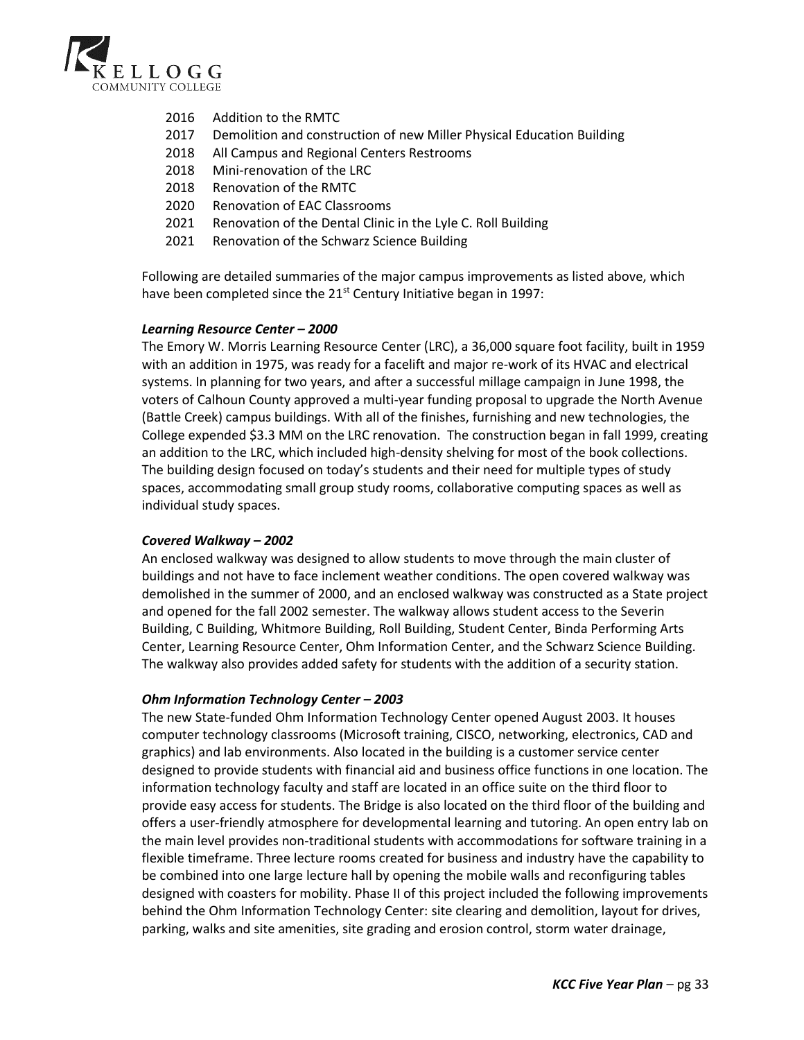- 2016 Addition to the RMTC
- 2017 Demolition and construction of new Miller Physical Education Building
- 2018 All Campus and Regional Centers Restrooms
- 2018 Mini-renovation of the LRC
- 2018 Renovation of the RMTC
- 2020 Renovation of EAC Classrooms
- 2021 Renovation of the Dental Clinic in the Lyle C. Roll Building
- 2021 Renovation of the Schwarz Science Building

Following are detailed summaries of the major campus improvements as listed above, which have been completed since the 21st Century Initiative began in 1997:

***Learning Resource Center – 2000***

The Emory W. Morris Learning Resource Center (LRC), a 36,000 square foot facility, built in 1959 with an addition in 1975, was ready for a facelift and major re-work of its HVAC and electrical systems. In planning for two years, and after a successful millage campaign in June 1998, the voters of Calhoun County approved a multi-year funding proposal to upgrade the North Avenue (Battle Creek) campus buildings. With all of the finishes, furnishing and new technologies, the College expended $3.3 MM on the LRC renovation. The construction began in fall 1999, creating an addition to the LRC, which included high-density shelving for most of the book collections. The building design focused on today's students and their need for multiple types of study spaces, accommodating small group study rooms, collaborative computing spaces as well as individual study spaces.

***Covered Walkway – 2002***

An enclosed walkway was designed to allow students to move through the main cluster of buildings and not have to face inclement weather conditions. The open covered walkway was demolished in the summer of 2000, and an enclosed walkway was constructed as a State project and opened for the fall 2002 semester. The walkway allows student access to the Severin Building, C Building, Whitmore Building, Roll Building, Student Center, Binda Performing Arts Center, Learning Resource Center, Ohm Information Center, and the Schwarz Science Building. The walkway also provides added safety for students with the addition of a security station.

***Ohm Information Technology Center – 2003***

The new State-funded Ohm Information Technology Center opened August 2003. It houses computer technology classrooms (Microsoft training, CISCO, networking, electronics, CAD and graphics) and lab environments. Also located in the building is a customer service center designed to provide students with financial aid and business office functions in one location. The information technology faculty and staff are located in an office suite on the third floor to provide easy access for students. The Bridge is also located on the third floor of the building and offers a user-friendly atmosphere for developmental learning and tutoring. An open entry lab on the main level provides non-traditional students with accommodations for software training in a flexible timeframe. Three lecture rooms created for business and industry have the capability to be combined into one large lecture hall by opening the mobile walls and reconfiguring tables designed with coasters for mobility. Phase II of this project included the following improvements behind the Ohm Information Technology Center: site clearing and demolition, layout for drives, parking, walks and site amenities, site grading and erosion control, storm water drainage,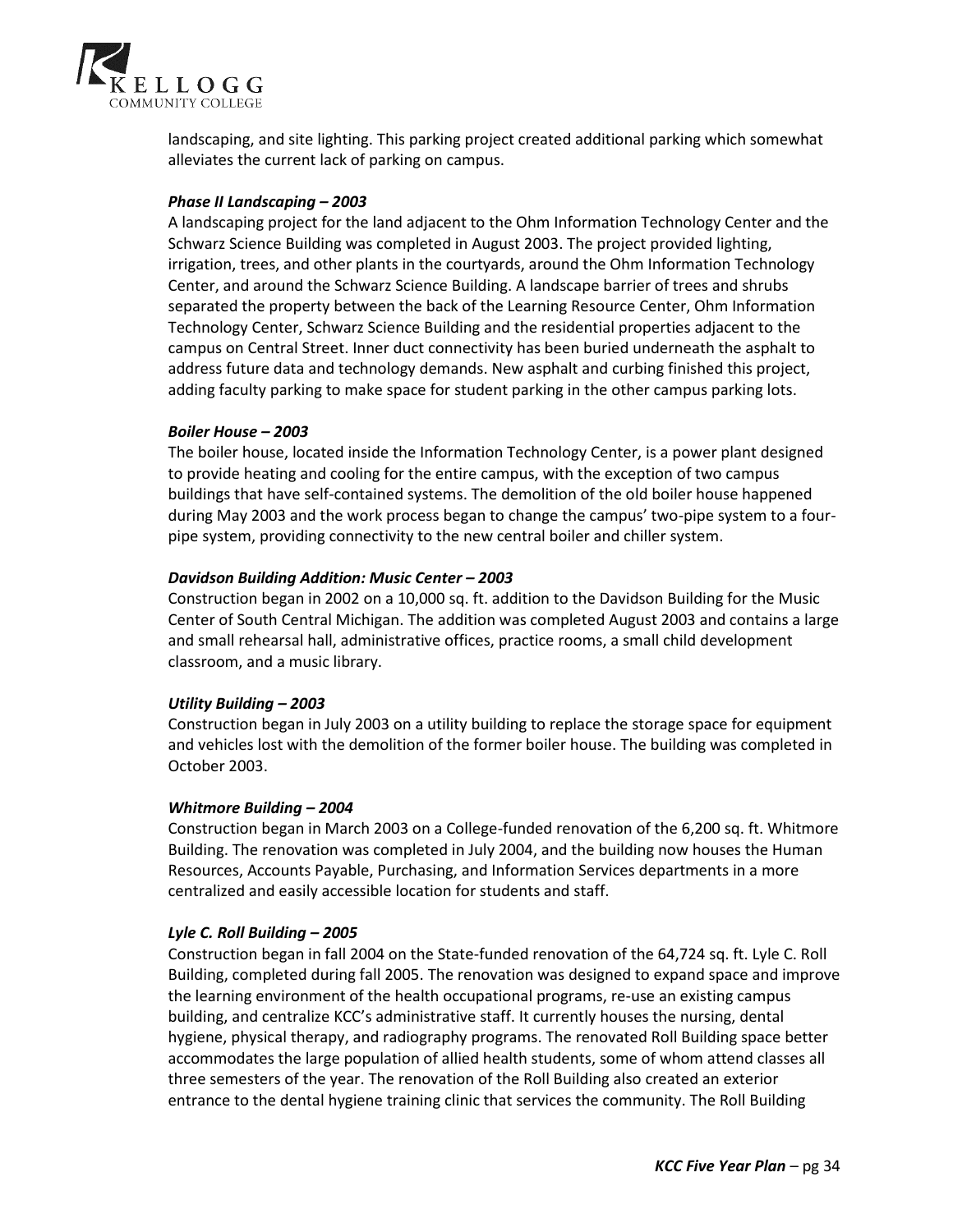landscaping, and site lighting. This parking project created additional parking which somewhat alleviates the current lack of parking on campus.

***Phase II Landscaping – 2003***

A landscaping project for the land adjacent to the Ohm Information Technology Center and the Schwarz Science Building was completed in August 2003. The project provided lighting, irrigation, trees, and other plants in the courtyards, around the Ohm Information Technology Center, and around the Schwarz Science Building. A landscape barrier of trees and shrubs separated the property between the back of the Learning Resource Center, Ohm Information Technology Center, Schwarz Science Building and the residential properties adjacent to the campus on Central Street. Inner duct connectivity has been buried underneath the asphalt to address future data and technology demands. New asphalt and curbing finished this project, adding faculty parking to make space for student parking in the other campus parking lots.

***Boiler House – 2003***

The boiler house, located inside the Information Technology Center, is a power plant designed to provide heating and cooling for the entire campus, with the exception of two campus buildings that have self-contained systems. The demolition of the old boiler house happened during May 2003 and the work process began to change the campus' two-pipe system to a four-pipe system, providing connectivity to the new central boiler and chiller system.

***Davidson Building Addition: Music Center – 2003***

Construction began in 2002 on a 10,000 sq. ft. addition to the Davidson Building for the Music Center of South Central Michigan. The addition was completed August 2003 and contains a large and small rehearsal hall, administrative offices, practice rooms, a small child development classroom, and a music library.

***Utility Building – 2003***

Construction began in July 2003 on a utility building to replace the storage space for equipment and vehicles lost with the demolition of the former boiler house. The building was completed in October 2003.

***Whitmore Building – 2004***

Construction began in March 2003 on a College-funded renovation of the 6,200 sq. ft. Whitmore Building. The renovation was completed in July 2004, and the building now houses the Human Resources, Accounts Payable, Purchasing, and Information Services departments in a more centralized and easily accessible location for students and staff.

***Lyle C. Roll Building – 2005***

Construction began in fall 2004 on the State-funded renovation of the 64,724 sq. ft. Lyle C. Roll Building, completed during fall 2005. The renovation was designed to expand space and improve the learning environment of the health occupational programs, re-use an existing campus building, and centralize KCC's administrative staff. It currently houses the nursing, dental hygiene, physical therapy, and radiography programs. The renovated Roll Building space better accommodates the large population of allied health students, some of whom attend classes all three semesters of the year. The renovation of the Roll Building also created an exterior entrance to the dental hygiene training clinic that services the community. The Roll Building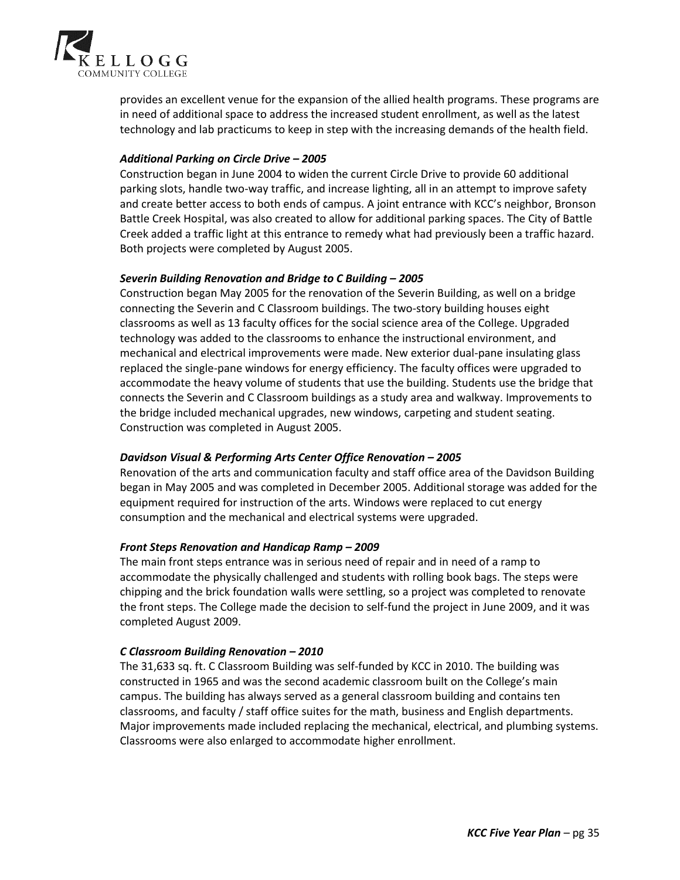provides an excellent venue for the expansion of the allied health programs. These programs are in need of additional space to address the increased student enrollment, as well as the latest technology and lab practicums to keep in step with the increasing demands of the health field.

***Additional Parking on Circle Drive – 2005***

Construction began in June 2004 to widen the current Circle Drive to provide 60 additional parking slots, handle two-way traffic, and increase lighting, all in an attempt to improve safety and create better access to both ends of campus. A joint entrance with KCC's neighbor, Bronson Battle Creek Hospital, was also created to allow for additional parking spaces. The City of Battle Creek added a traffic light at this entrance to remedy what had previously been a traffic hazard. Both projects were completed by August 2005.

***Severin Building Renovation and Bridge to C Building – 2005***

Construction began May 2005 for the renovation of the Severin Building, as well on a bridge connecting the Severin and C Classroom buildings. The two-story building houses eight classrooms as well as 13 faculty offices for the social science area of the College. Upgraded technology was added to the classrooms to enhance the instructional environment, and mechanical and electrical improvements were made. New exterior dual-pane insulating glass replaced the single-pane windows for energy efficiency. The faculty offices were upgraded to accommodate the heavy volume of students that use the building. Students use the bridge that connects the Severin and C Classroom buildings as a study area and walkway. Improvements to the bridge included mechanical upgrades, new windows, carpeting and student seating. Construction was completed in August 2005.

***Davidson Visual & Performing Arts Center Office Renovation – 2005***

Renovation of the arts and communication faculty and staff office area of the Davidson Building began in May 2005 and was completed in December 2005. Additional storage was added for the equipment required for instruction of the arts. Windows were replaced to cut energy consumption and the mechanical and electrical systems were upgraded.

***Front Steps Renovation and Handicap Ramp – 2009***

The main front steps entrance was in serious need of repair and in need of a ramp to accommodate the physically challenged and students with rolling book bags. The steps were chipping and the brick foundation walls were settling, so a project was completed to renovate the front steps. The College made the decision to self-fund the project in June 2009, and it was completed August 2009.

***C Classroom Building Renovation – 2010***

The 31,633 sq. ft. C Classroom Building was self-funded by KCC in 2010. The building was constructed in 1965 and was the second academic classroom built on the College's main campus. The building has always served as a general classroom building and contains ten classrooms, and faculty / staff office suites for the math, business and English departments. Major improvements made included replacing the mechanical, electrical, and plumbing systems. Classrooms were also enlarged to accommodate higher enrollment.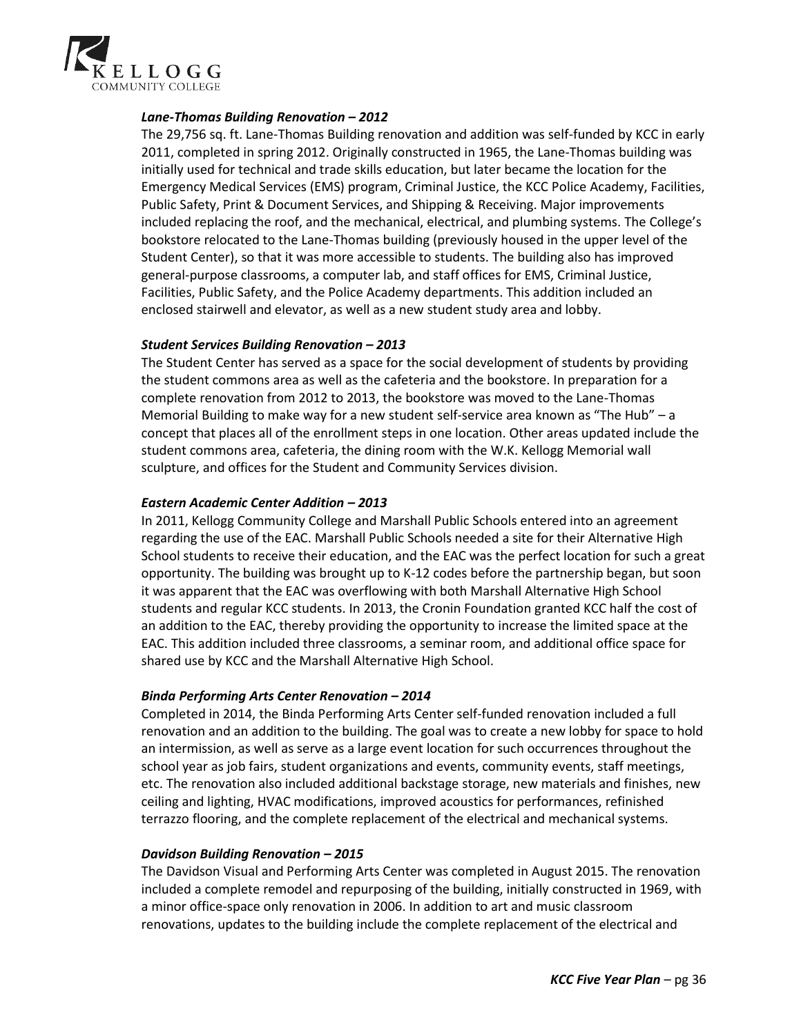***Lane-Thomas Building Renovation – 2012***

The 29,756 sq. ft. Lane-Thomas Building renovation and addition was self-funded by KCC in early 2011, completed in spring 2012. Originally constructed in 1965, the Lane-Thomas building was initially used for technical and trade skills education, but later became the location for the Emergency Medical Services (EMS) program, Criminal Justice, the KCC Police Academy, Facilities, Public Safety, Print & Document Services, and Shipping & Receiving. Major improvements included replacing the roof, and the mechanical, electrical, and plumbing systems. The College's bookstore relocated to the Lane-Thomas building (previously housed in the upper level of the Student Center), so that it was more accessible to students. The building also has improved general-purpose classrooms, a computer lab, and staff offices for EMS, Criminal Justice, Facilities, Public Safety, and the Police Academy departments. This addition included an enclosed stairwell and elevator, as well as a new student study area and lobby.

***Student Services Building Renovation – 2013***

The Student Center has served as a space for the social development of students by providing the student commons area as well as the cafeteria and the bookstore. In preparation for a complete renovation from 2012 to 2013, the bookstore was moved to the Lane-Thomas Memorial Building to make way for a new student self-service area known as "The Hub" – a concept that places all of the enrollment steps in one location. Other areas updated include the student commons area, cafeteria, the dining room with the W.K. Kellogg Memorial wall sculpture, and offices for the Student and Community Services division.

***Eastern Academic Center Addition – 2013***

In 2011, Kellogg Community College and Marshall Public Schools entered into an agreement regarding the use of the EAC. Marshall Public Schools needed a site for their Alternative High School students to receive their education, and the EAC was the perfect location for such a great opportunity. The building was brought up to K-12 codes before the partnership began, but soon it was apparent that the EAC was overflowing with both Marshall Alternative High School students and regular KCC students. In 2013, the Cronin Foundation granted KCC half the cost of an addition to the EAC, thereby providing the opportunity to increase the limited space at the EAC. This addition included three classrooms, a seminar room, and additional office space for shared use by KCC and the Marshall Alternative High School.

***Binda Performing Arts Center Renovation – 2014***

Completed in 2014, the Binda Performing Arts Center self-funded renovation included a full renovation and an addition to the building. The goal was to create a new lobby for space to hold an intermission, as well as serve as a large event location for such occurrences throughout the school year as job fairs, student organizations and events, community events, staff meetings, etc. The renovation also included additional backstage storage, new materials and finishes, new ceiling and lighting, HVAC modifications, improved acoustics for performances, refinished terrazzo flooring, and the complete replacement of the electrical and mechanical systems.

***Davidson Building Renovation – 2015***

The Davidson Visual and Performing Arts Center was completed in August 2015. The renovation included a complete remodel and repurposing of the building, initially constructed in 1969, with a minor office-space only renovation in 2006. In addition to art and music classroom renovations, updates to the building include the complete replacement of the electrical and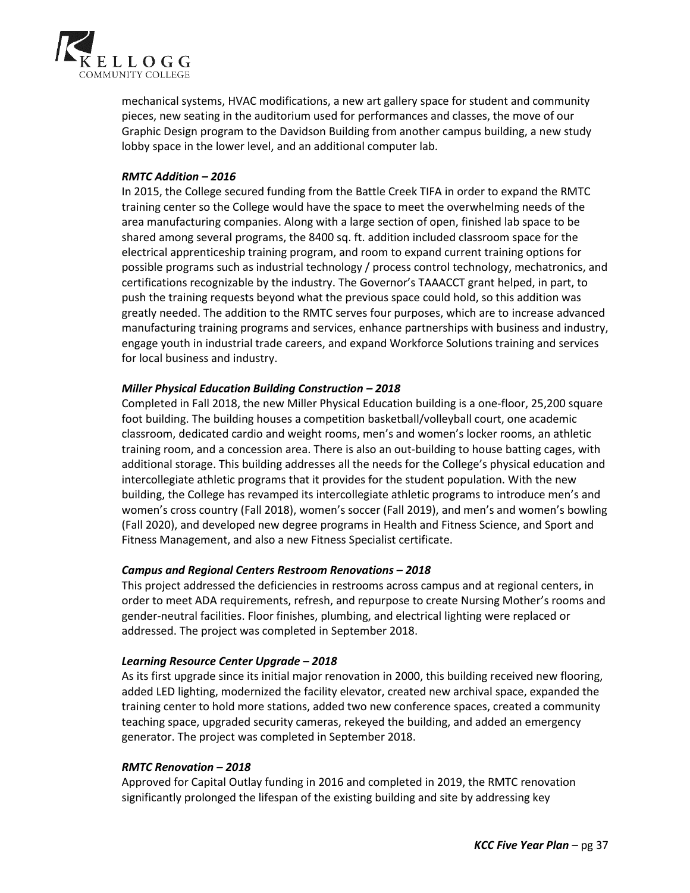mechanical systems, HVAC modifications, a new art gallery space for student and community pieces, new seating in the auditorium used for performances and classes, the move of our Graphic Design program to the Davidson Building from another campus building, a new study lobby space in the lower level, and an additional computer lab.

***RMTC Addition – 2016***

In 2015, the College secured funding from the Battle Creek TIFA in order to expand the RMTC training center so the College would have the space to meet the overwhelming needs of the area manufacturing companies. Along with a large section of open, finished lab space to be shared among several programs, the 8400 sq. ft. addition included classroom space for the electrical apprenticeship training program, and room to expand current training options for possible programs such as industrial technology / process control technology, mechatronics, and certifications recognizable by the industry. The Governor's TAAACCT grant helped, in part, to push the training requests beyond what the previous space could hold, so this addition was greatly needed. The addition to the RMTC serves four purposes, which are to increase advanced manufacturing training programs and services, enhance partnerships with business and industry, engage youth in industrial trade careers, and expand Workforce Solutions training and services for local business and industry.

***Miller Physical Education Building Construction – 2018***

Completed in Fall 2018, the new Miller Physical Education building is a one-floor, 25,200 square foot building. The building houses a competition basketball/volleyball court, one academic classroom, dedicated cardio and weight rooms, men's and women's locker rooms, an athletic training room, and a concession area. There is also an out-building to house batting cages, with additional storage. This building addresses all the needs for the College's physical education and intercollegiate athletic programs that it provides for the student population. With the new building, the College has revamped its intercollegiate athletic programs to introduce men's and women's cross country (Fall 2018), women's soccer (Fall 2019), and men's and women's bowling (Fall 2020), and developed new degree programs in Health and Fitness Science, and Sport and Fitness Management, and also a new Fitness Specialist certificate.

***Campus and Regional Centers Restroom Renovations – 2018***

This project addressed the deficiencies in restrooms across campus and at regional centers, in order to meet ADA requirements, refresh, and repurpose to create Nursing Mother's rooms and gender-neutral facilities. Floor finishes, plumbing, and electrical lighting were replaced or addressed. The project was completed in September 2018.

***Learning Resource Center Upgrade – 2018***

As its first upgrade since its initial major renovation in 2000, this building received new flooring, added LED lighting, modernized the facility elevator, created new archival space, expanded the training center to hold more stations, added two new conference spaces, created a community teaching space, upgraded security cameras, rekeyed the building, and added an emergency generator. The project was completed in September 2018.

***RMTC Renovation – 2018***

Approved for Capital Outlay funding in 2016 and completed in 2019, the RMTC renovation significantly prolonged the lifespan of the existing building and site by addressing key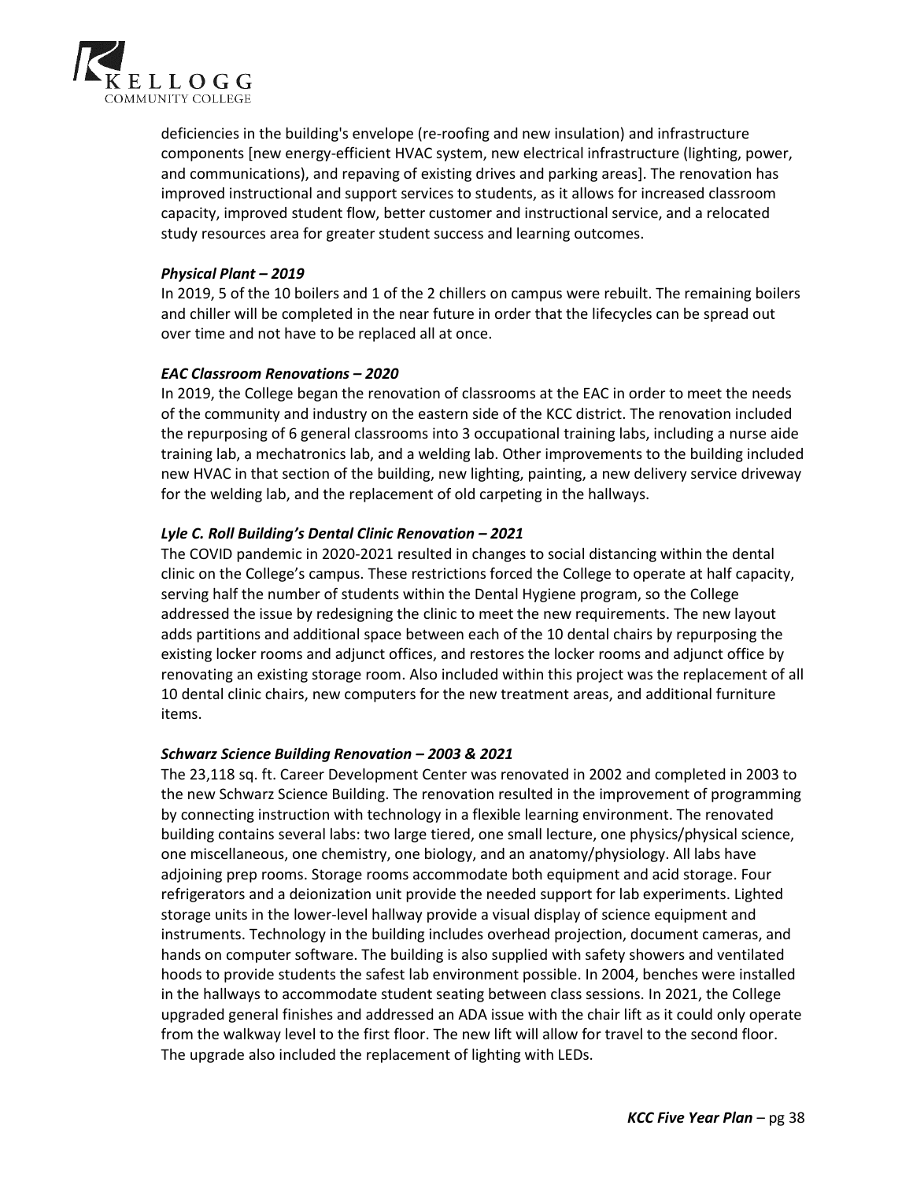deficiencies in the building's envelope (re-roofing and new insulation) and infrastructure components [new energy-efficient HVAC system, new electrical infrastructure (lighting, power, and communications), and repaving of existing drives and parking areas]. The renovation has improved instructional and support services to students, as it allows for increased classroom capacity, improved student flow, better customer and instructional service, and a relocated study resources area for greater student success and learning outcomes.

***Physical Plant – 2019***

In 2019, 5 of the 10 boilers and 1 of the 2 chillers on campus were rebuilt. The remaining boilers and chiller will be completed in the near future in order that the lifecycles can be spread out over time and not have to be replaced all at once.

***EAC Classroom Renovations – 2020***

In 2019, the College began the renovation of classrooms at the EAC in order to meet the needs of the community and industry on the eastern side of the KCC district. The renovation included the repurposing of 6 general classrooms into 3 occupational training labs, including a nurse aide training lab, a mechatronics lab, and a welding lab. Other improvements to the building included new HVAC in that section of the building, new lighting, painting, a new delivery service driveway for the welding lab, and the replacement of old carpeting in the hallways.

***Lyle C. Roll Building's Dental Clinic Renovation – 2021***

The COVID pandemic in 2020-2021 resulted in changes to social distancing within the dental clinic on the College's campus. These restrictions forced the College to operate at half capacity, serving half the number of students within the Dental Hygiene program, so the College addressed the issue by redesigning the clinic to meet the new requirements. The new layout adds partitions and additional space between each of the 10 dental chairs by repurposing the existing locker rooms and adjunct offices, and restores the locker rooms and adjunct office by renovating an existing storage room. Also included within this project was the replacement of all 10 dental clinic chairs, new computers for the new treatment areas, and additional furniture items.

***Schwarz Science Building Renovation – 2003 & 2021***

The 23,118 sq. ft. Career Development Center was renovated in 2002 and completed in 2003 to the new Schwarz Science Building. The renovation resulted in the improvement of programming by connecting instruction with technology in a flexible learning environment. The renovated building contains several labs: two large tiered, one small lecture, one physics/physical science, one miscellaneous, one chemistry, one biology, and an anatomy/physiology. All labs have adjoining prep rooms. Storage rooms accommodate both equipment and acid storage. Four refrigerators and a deionization unit provide the needed support for lab experiments. Lighted storage units in the lower-level hallway provide a visual display of science equipment and instruments. Technology in the building includes overhead projection, document cameras, and hands on computer software. The building is also supplied with safety showers and ventilated hoods to provide students the safest lab environment possible. In 2004, benches were installed in the hallways to accommodate student seating between class sessions. In 2021, the College upgraded general finishes and addressed an ADA issue with the chair lift as it could only operate from the walkway level to the first floor. The new lift will allow for travel to the second floor. The upgrade also included the replacement of lighting with LEDs.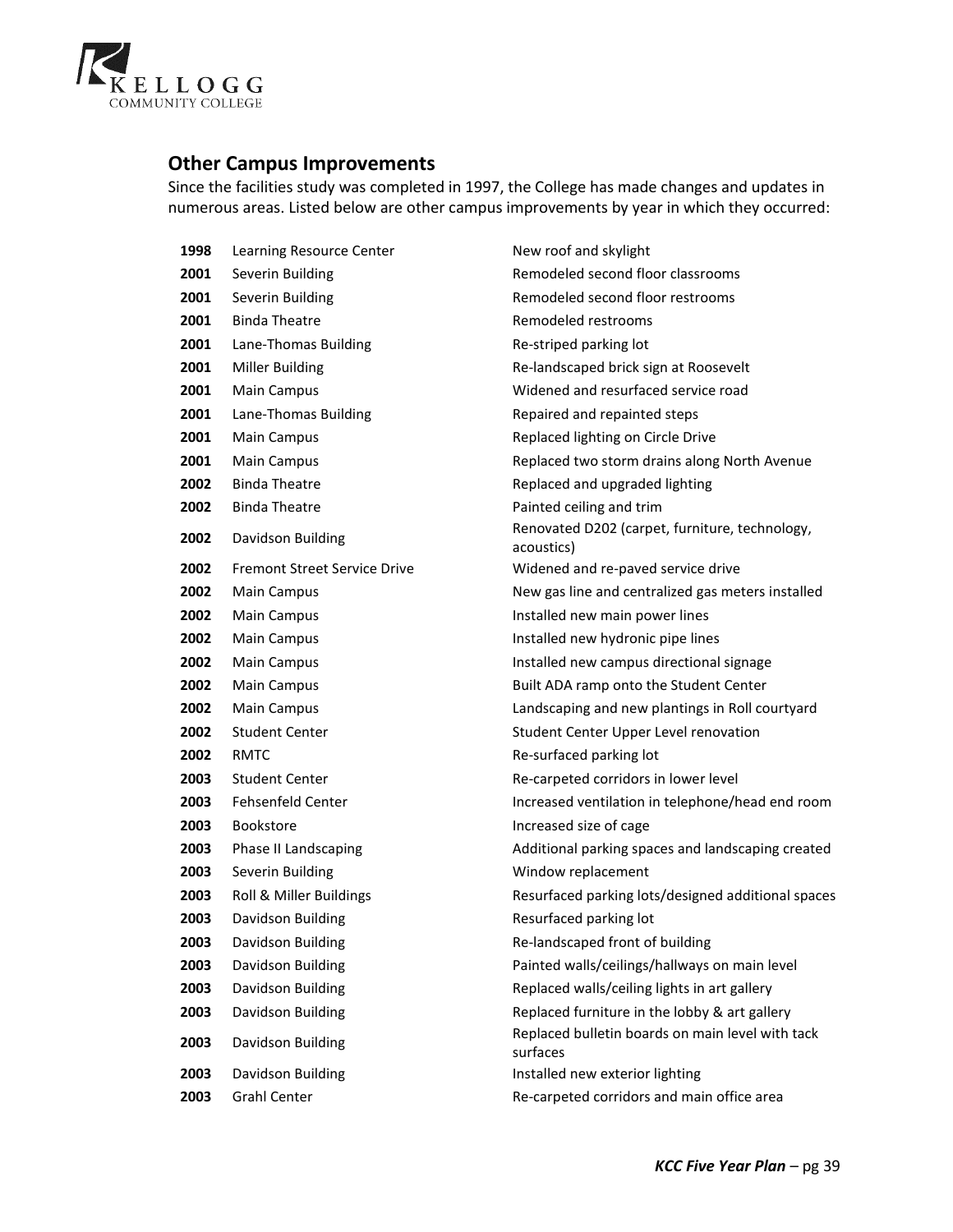## Other Campus Improvements

Since the facilities study was completed in 1997, the College has made changes and updates in numerous areas. Listed below are other campus improvements by year in which they occurred:

| | | |
|---|---|---|
| **1998** | Learning Resource Center | New roof and skylight |
| **2001** | Severin Building | Remodeled second floor classrooms |
| **2001** | Severin Building | Remodeled second floor restrooms |
| **2001** | Binda Theatre | Remodeled restrooms |
| **2001** | Lane-Thomas Building | Re-striped parking lot |
| **2001** | Miller Building | Re-landscaped brick sign at Roosevelt |
| **2001** | Main Campus | Widened and resurfaced service road |
| **2001** | Lane-Thomas Building | Repaired and repainted steps |
| **2001** | Main Campus | Replaced lighting on Circle Drive |
| **2001** | Main Campus | Replaced two storm drains along North Avenue |
| **2002** | Binda Theatre | Replaced and upgraded lighting |
| **2002** | Binda Theatre | Painted ceiling and trim |
| **2002** | Davidson Building | Renovated D202 (carpet, furniture, technology, acoustics) |
| **2002** | Fremont Street Service Drive | Widened and re-paved service drive |
| **2002** | Main Campus | New gas line and centralized gas meters installed |
| **2002** | Main Campus | Installed new main power lines |
| **2002** | Main Campus | Installed new hydronic pipe lines |
| **2002** | Main Campus | Installed new campus directional signage |
| **2002** | Main Campus | Built ADA ramp onto the Student Center |
| **2002** | Main Campus | Landscaping and new plantings in Roll courtyard |
| **2002** | Student Center | Student Center Upper Level renovation |
| **2002** | RMTC | Re-surfaced parking lot |
| **2003** | Student Center | Re-carpeted corridors in lower level |
| **2003** | Fehsenfeld Center | Increased ventilation in telephone/head end room |
| **2003** | Bookstore | Increased size of cage |
| **2003** | Phase II Landscaping | Additional parking spaces and landscaping created |
| **2003** | Severin Building | Window replacement |
| **2003** | Roll & Miller Buildings | Resurfaced parking lots/designed additional spaces |
| **2003** | Davidson Building | Resurfaced parking lot |
| **2003** | Davidson Building | Re-landscaped front of building |
| **2003** | Davidson Building | Painted walls/ceilings/hallways on main level |
| **2003** | Davidson Building | Replaced walls/ceiling lights in art gallery |
| **2003** | Davidson Building | Replaced furniture in the lobby & art gallery |
| **2003** | Davidson Building | Replaced bulletin boards on main level with tack surfaces |
| **2003** | Davidson Building | Installed new exterior lighting |
| **2003** | Grahl Center | Re-carpeted corridors and main office area |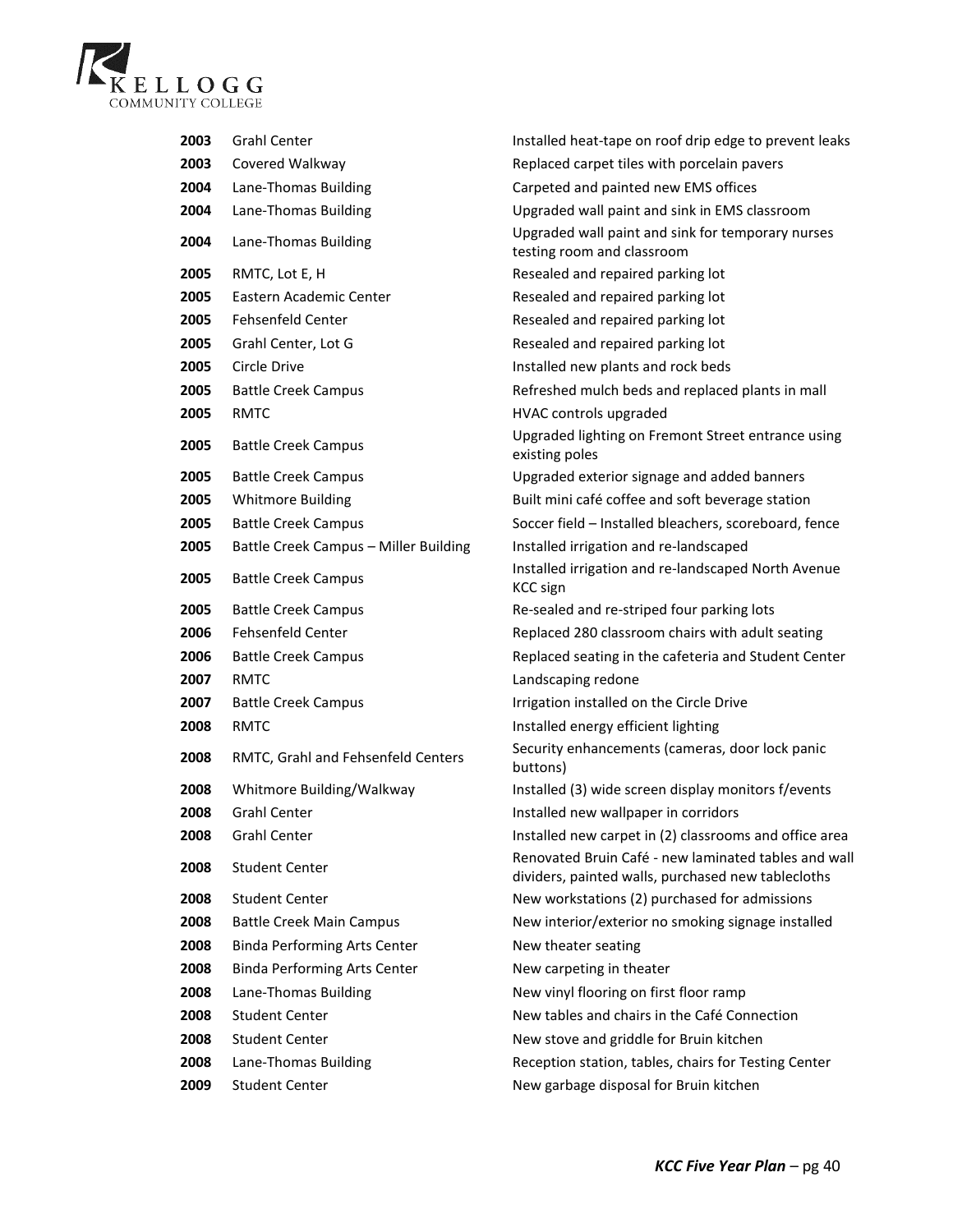| | | |
|---|---|---|
| **2003** | Grahl Center | Installed heat-tape on roof drip edge to prevent leaks |
| **2003** | Covered Walkway | Replaced carpet tiles with porcelain pavers |
| **2004** | Lane-Thomas Building | Carpeted and painted new EMS offices |
| **2004** | Lane-Thomas Building | Upgraded wall paint and sink in EMS classroom |
| **2004** | Lane-Thomas Building | Upgraded wall paint and sink for temporary nurses testing room and classroom |
| **2005** | RMTC, Lot E, H | Resealed and repaired parking lot |
| **2005** | Eastern Academic Center | Resealed and repaired parking lot |
| **2005** | Fehsenfeld Center | Resealed and repaired parking lot |
| **2005** | Grahl Center, Lot G | Resealed and repaired parking lot |
| **2005** | Circle Drive | Installed new plants and rock beds |
| **2005** | Battle Creek Campus | Refreshed mulch beds and replaced plants in mall |
| **2005** | RMTC | HVAC controls upgraded |
| **2005** | Battle Creek Campus | Upgraded lighting on Fremont Street entrance using existing poles |
| **2005** | Battle Creek Campus | Upgraded exterior signage and added banners |
| **2005** | Whitmore Building | Built mini café coffee and soft beverage station |
| **2005** | Battle Creek Campus | Soccer field – Installed bleachers, scoreboard, fence |
| **2005** | Battle Creek Campus – Miller Building | Installed irrigation and re-landscaped |
| **2005** | Battle Creek Campus | Installed irrigation and re-landscaped North Avenue KCC sign |
| **2005** | Battle Creek Campus | Re-sealed and re-striped four parking lots |
| **2006** | Fehsenfeld Center | Replaced 280 classroom chairs with adult seating |
| **2006** | Battle Creek Campus | Replaced seating in the cafeteria and Student Center |
| **2007** | RMTC | Landscaping redone |
| **2007** | Battle Creek Campus | Irrigation installed on the Circle Drive |
| **2008** | RMTC | Installed energy efficient lighting |
| **2008** | RMTC, Grahl and Fehsenfeld Centers | Security enhancements (cameras, door lock panic buttons) |
| **2008** | Whitmore Building/Walkway | Installed (3) wide screen display monitors f/events |
| **2008** | Grahl Center | Installed new wallpaper in corridors |
| **2008** | Grahl Center | Installed new carpet in (2) classrooms and office area |
| **2008** | Student Center | Renovated Bruin Café - new laminated tables and wall dividers, painted walls, purchased new tablecloths |
| **2008** | Student Center | New workstations (2) purchased for admissions |
| **2008** | Battle Creek Main Campus | New interior/exterior no smoking signage installed |
| **2008** | Binda Performing Arts Center | New theater seating |
| **2008** | Binda Performing Arts Center | New carpeting in theater |
| **2008** | Lane-Thomas Building | New vinyl flooring on first floor ramp |
| **2008** | Student Center | New tables and chairs in the Café Connection |
| **2008** | Student Center | New stove and griddle for Bruin kitchen |
| **2008** | Lane-Thomas Building | Reception station, tables, chairs for Testing Center |
| **2009** | Student Center | New garbage disposal for Bruin kitchen |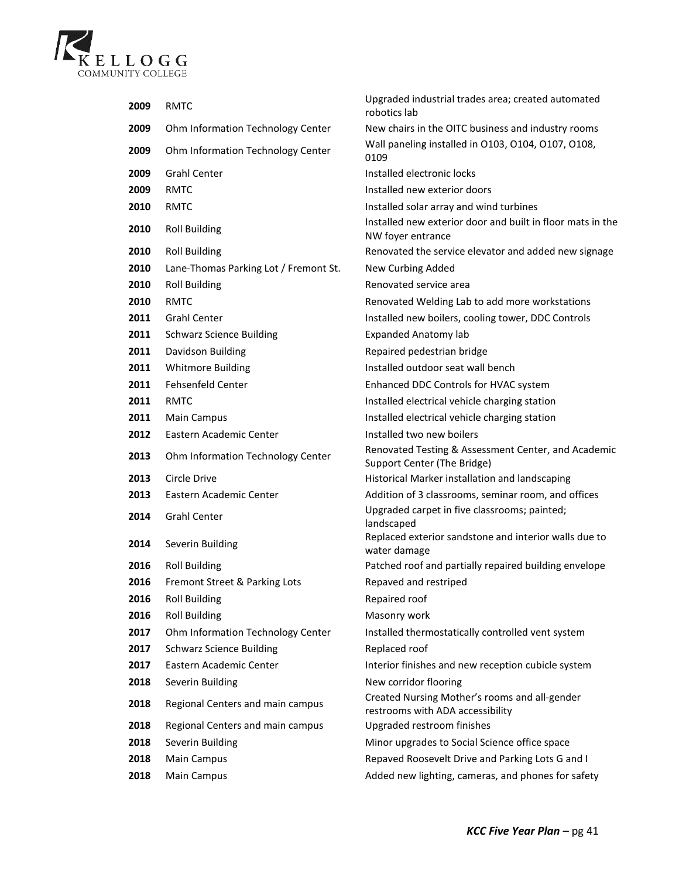| | | |
|---|---|---|
| **2009** | RMTC | Upgraded industrial trades area; created automated robotics lab |
| **2009** | Ohm Information Technology Center | New chairs in the OITC business and industry rooms |
| **2009** | Ohm Information Technology Center | Wall paneling installed in O103, O104, O107, O108, 0109 |
| **2009** | Grahl Center | Installed electronic locks |
| **2009** | RMTC | Installed new exterior doors |
| **2010** | RMTC | Installed solar array and wind turbines |
| **2010** | Roll Building | Installed new exterior door and built in floor mats in the NW foyer entrance |
| **2010** | Roll Building | Renovated the service elevator and added new signage |
| **2010** | Lane-Thomas Parking Lot / Fremont St. | New Curbing Added |
| **2010** | Roll Building | Renovated service area |
| **2010** | RMTC | Renovated Welding Lab to add more workstations |
| **2011** | Grahl Center | Installed new boilers, cooling tower, DDC Controls |
| **2011** | Schwarz Science Building | Expanded Anatomy lab |
| **2011** | Davidson Building | Repaired pedestrian bridge |
| **2011** | Whitmore Building | Installed outdoor seat wall bench |
| **2011** | Fehsenfeld Center | Enhanced DDC Controls for HVAC system |
| **2011** | RMTC | Installed electrical vehicle charging station |
| **2011** | Main Campus | Installed electrical vehicle charging station |
| **2012** | Eastern Academic Center | Installed two new boilers |
| **2013** | Ohm Information Technology Center | Renovated Testing & Assessment Center, and Academic Support Center (The Bridge) |
| **2013** | Circle Drive | Historical Marker installation and landscaping |
| **2013** | Eastern Academic Center | Addition of 3 classrooms, seminar room, and offices |
| **2014** | Grahl Center | Upgraded carpet in five classrooms; painted; landscaped |
| **2014** | Severin Building | Replaced exterior sandstone and interior walls due to water damage |
| **2016** | Roll Building | Patched roof and partially repaired building envelope |
| **2016** | Fremont Street & Parking Lots | Repaved and restriped |
| **2016** | Roll Building | Repaired roof |
| **2016** | Roll Building | Masonry work |
| **2017** | Ohm Information Technology Center | Installed thermostatically controlled vent system |
| **2017** | Schwarz Science Building | Replaced roof |
| **2017** | Eastern Academic Center | Interior finishes and new reception cubicle system |
| **2018** | Severin Building | New corridor flooring |
| **2018** | Regional Centers and main campus | Created Nursing Mother's rooms and all-gender restrooms with ADA accessibility |
| **2018** | Regional Centers and main campus | Upgraded restroom finishes |
| **2018** | Severin Building | Minor upgrades to Social Science office space |
| **2018** | Main Campus | Repaved Roosevelt Drive and Parking Lots G and I |
| **2018** | Main Campus | Added new lighting, cameras, and phones for safety |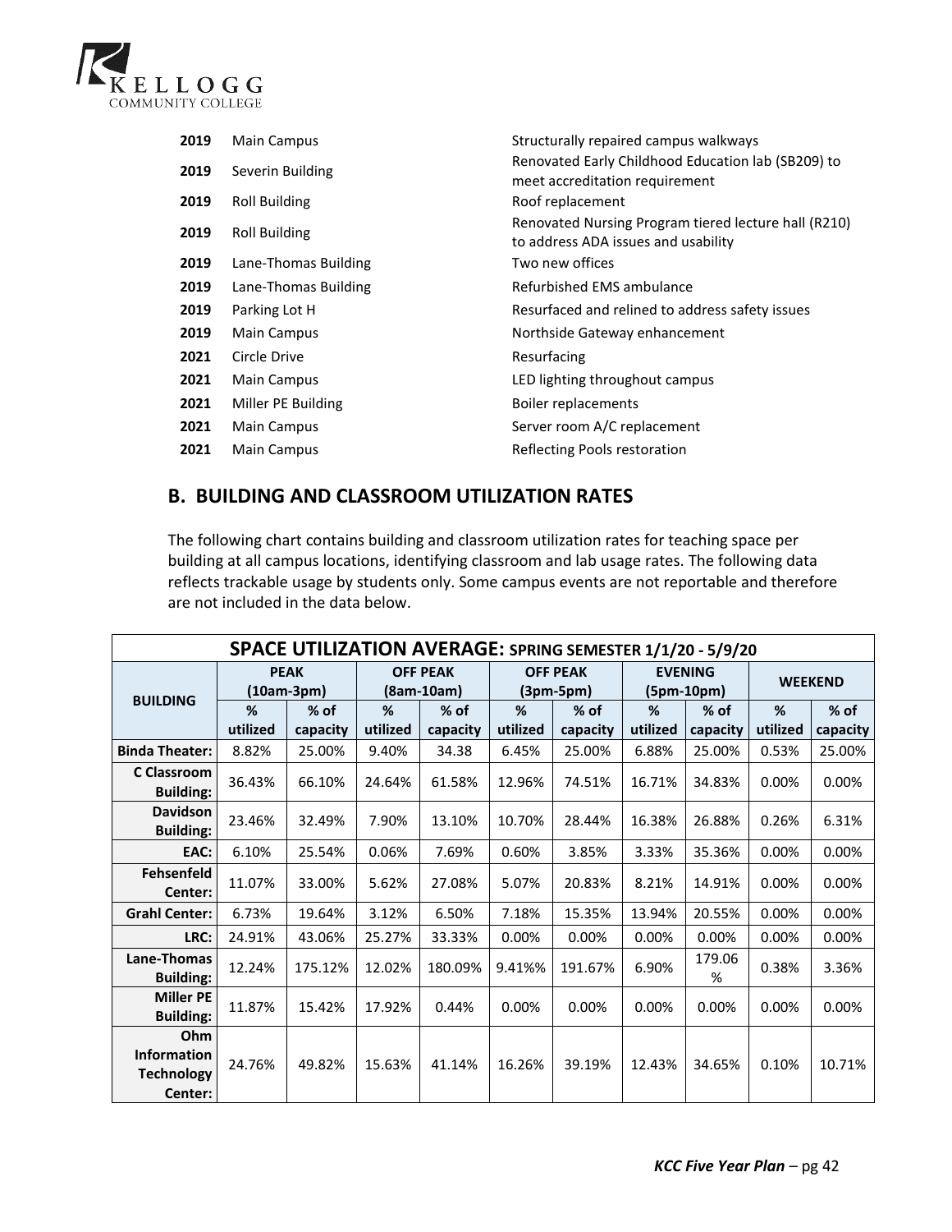| | | |
|---|---|---|
| **2019** | Main Campus | Structurally repaired campus walkways |
| **2019** | Severin Building | Renovated Early Childhood Education lab (SB209) to meet accreditation requirement |
| **2019** | Roll Building | Roof replacement |
| **2019** | Roll Building | Renovated Nursing Program tiered lecture hall (R210) to address ADA issues and usability |
| **2019** | Lane-Thomas Building | Two new offices |
| **2019** | Lane-Thomas Building | Refurbished EMS ambulance |
| **2019** | Parking Lot H | Resurfaced and relined to address safety issues |
| **2019** | Main Campus | Northside Gateway enhancement |
| **2021** | Circle Drive | Resurfacing |
| **2021** | Main Campus | LED lighting throughout campus |
| **2021** | Miller PE Building | Boiler replacements |
| **2021** | Main Campus | Server room A/C replacement |
| **2021** | Main Campus | Reflecting Pools restoration |

## B. BUILDING AND CLASSROOM UTILIZATION RATES

The following chart contains building and classroom utilization rates for teaching space per building at all campus locations, identifying classroom and lab usage rates. The following data reflects trackable usage by students only. Some campus events are not reportable and therefore are not included in the data below.

**SPACE UTILIZATION AVERAGE: SPRING SEMESTER 1/1/20 - 5/9/20**

| BUILDING | PEAK (10am-3pm) | | OFF PEAK (8am-10am) | | OFF PEAK (3pm-5pm) | | EVENING (5pm-10pm) | | WEEKEND | |
|---|---|---|---|---|---|---|---|---|---|---|
| | % utilized | % of capacity | % utilized | % of capacity | % utilized | % of capacity | % utilized | % of capacity | % utilized | % of capacity |
| **Binda Theater:** | 8.82% | 25.00% | 9.40% | 34.38 | 6.45% | 25.00% | 6.88% | 25.00% | 0.53% | 25.00% |
| **C Classroom Building:** | 36.43% | 66.10% | 24.64% | 61.58% | 12.96% | 74.51% | 16.71% | 34.83% | 0.00% | 0.00% |
| **Davidson Building:** | 23.46% | 32.49% | 7.90% | 13.10% | 10.70% | 28.44% | 16.38% | 26.88% | 0.26% | 6.31% |
| **EAC:** | 6.10% | 25.54% | 0.06% | 7.69% | 0.60% | 3.85% | 3.33% | 35.36% | 0.00% | 0.00% |
| **Fehsenfeld Center:** | 11.07% | 33.00% | 5.62% | 27.08% | 5.07% | 20.83% | 8.21% | 14.91% | 0.00% | 0.00% |
| **Grahl Center:** | 6.73% | 19.64% | 3.12% | 6.50% | 7.18% | 15.35% | 13.94% | 20.55% | 0.00% | 0.00% |
| **LRC:** | 24.91% | 43.06% | 25.27% | 33.33% | 0.00% | 0.00% | 0.00% | 0.00% | 0.00% | 0.00% |
| **Lane-Thomas Building:** | 12.24% | 175.12% | 12.02% | 180.09% | 9.41%% | 191.67% | 6.90% | 179.06 % | 0.38% | 3.36% |
| **Miller PE Building:** | 11.87% | 15.42% | 17.92% | 0.44% | 0.00% | 0.00% | 0.00% | 0.00% | 0.00% | 0.00% |
| **Ohm Information Technology Center:** | 24.76% | 49.82% | 15.63% | 41.14% | 16.26% | 39.19% | 12.43% | 34.65% | 0.10% | 10.71% |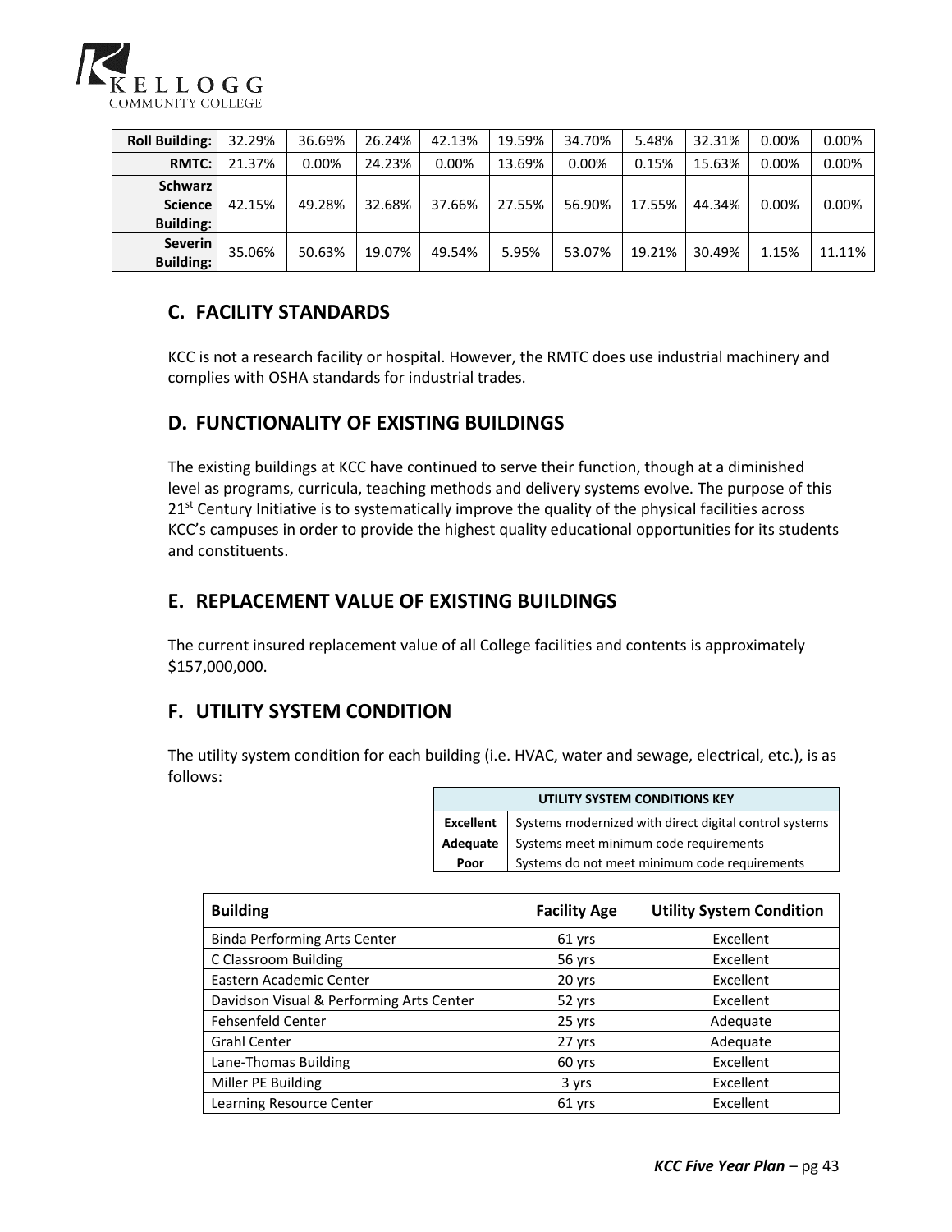| Roll Building: | 32.29% | 36.69% | 26.24% | 42.13% | 19.59% | 34.70% | 5.48% | 32.31% | 0.00% | 0.00% |
|---|---|---|---|---|---|---|---|---|---|---|
| RMTC: | 21.37% | 0.00% | 24.23% | 0.00% | 13.69% | 0.00% | 0.15% | 15.63% | 0.00% | 0.00% |
| Schwarz Science Building: | 42.15% | 49.28% | 32.68% | 37.66% | 27.55% | 56.90% | 17.55% | 44.34% | 0.00% | 0.00% |
| Severin Building: | 35.06% | 50.63% | 19.07% | 49.54% | 5.95% | 53.07% | 19.21% | 30.49% | 1.15% | 11.11% |

## C. FACILITY STANDARDS

KCC is not a research facility or hospital. However, the RMTC does use industrial machinery and complies with OSHA standards for industrial trades.

## D. FUNCTIONALITY OF EXISTING BUILDINGS

The existing buildings at KCC have continued to serve their function, though at a diminished level as programs, curricula, teaching methods and delivery systems evolve. The purpose of this 21st Century Initiative is to systematically improve the quality of the physical facilities across KCC's campuses in order to provide the highest quality educational opportunities for its students and constituents.

## E. REPLACEMENT VALUE OF EXISTING BUILDINGS

The current insured replacement value of all College facilities and contents is approximately $157,000,000.

## F. UTILITY SYSTEM CONDITION

The utility system condition for each building (i.e. HVAC, water and sewage, electrical, etc.), is as follows:

| UTILITY SYSTEM CONDITIONS KEY | |
|---|---|
| **Excellent** | Systems modernized with direct digital control systems |
| **Adequate** | Systems meet minimum code requirements |
| **Poor** | Systems do not meet minimum code requirements |

| Building | Facility Age | Utility System Condition |
|---|---|---|
| Binda Performing Arts Center | 61 yrs | Excellent |
| C Classroom Building | 56 yrs | Excellent |
| Eastern Academic Center | 20 yrs | Excellent |
| Davidson Visual & Performing Arts Center | 52 yrs | Excellent |
| Fehsenfeld Center | 25 yrs | Adequate |
| Grahl Center | 27 yrs | Adequate |
| Lane-Thomas Building | 60 yrs | Excellent |
| Miller PE Building | 3 yrs | Excellent |
| Learning Resource Center | 61 yrs | Excellent |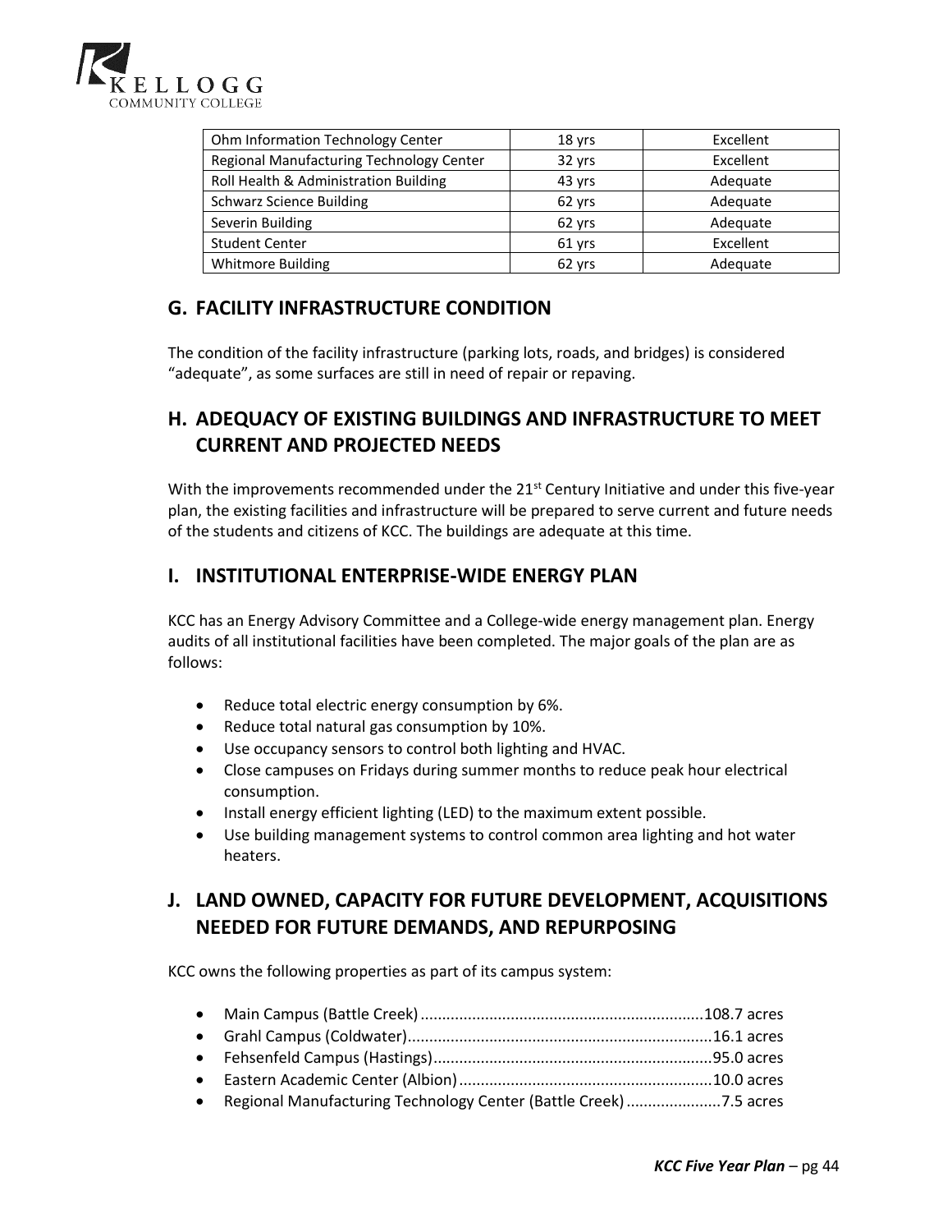| Ohm Information Technology Center | 18 yrs | Excellent |
|---|---|---|
| Regional Manufacturing Technology Center | 32 yrs | Excellent |
| Roll Health & Administration Building | 43 yrs | Adequate |
| Schwarz Science Building | 62 yrs | Adequate |
| Severin Building | 62 yrs | Adequate |
| Student Center | 61 yrs | Excellent |
| Whitmore Building | 62 yrs | Adequate |

## G. FACILITY INFRASTRUCTURE CONDITION

The condition of the facility infrastructure (parking lots, roads, and bridges) is considered "adequate", as some surfaces are still in need of repair or repaving.

## H. ADEQUACY OF EXISTING BUILDINGS AND INFRASTRUCTURE TO MEET CURRENT AND PROJECTED NEEDS

With the improvements recommended under the 21st Century Initiative and under this five-year plan, the existing facilities and infrastructure will be prepared to serve current and future needs of the students and citizens of KCC. The buildings are adequate at this time.

## I. INSTITUTIONAL ENTERPRISE-WIDE ENERGY PLAN

KCC has an Energy Advisory Committee and a College-wide energy management plan. Energy audits of all institutional facilities have been completed. The major goals of the plan are as follows:

- Reduce total electric energy consumption by 6%.
- Reduce total natural gas consumption by 10%.
- Use occupancy sensors to control both lighting and HVAC.
- Close campuses on Fridays during summer months to reduce peak hour electrical consumption.
- Install energy efficient lighting (LED) to the maximum extent possible.
- Use building management systems to control common area lighting and hot water heaters.

## J. LAND OWNED, CAPACITY FOR FUTURE DEVELOPMENT, ACQUISITIONS NEEDED FOR FUTURE DEMANDS, AND REPURPOSING

KCC owns the following properties as part of its campus system:

- Main Campus (Battle Creek) ..................................................................108.7 acres
- Grahl Campus (Coldwater).......................................................................16.1 acres
- Fehsenfeld Campus (Hastings).................................................................95.0 acres
- Eastern Academic Center (Albion)...........................................................10.0 acres
- Regional Manufacturing Technology Center (Battle Creek) ......................7.5 acres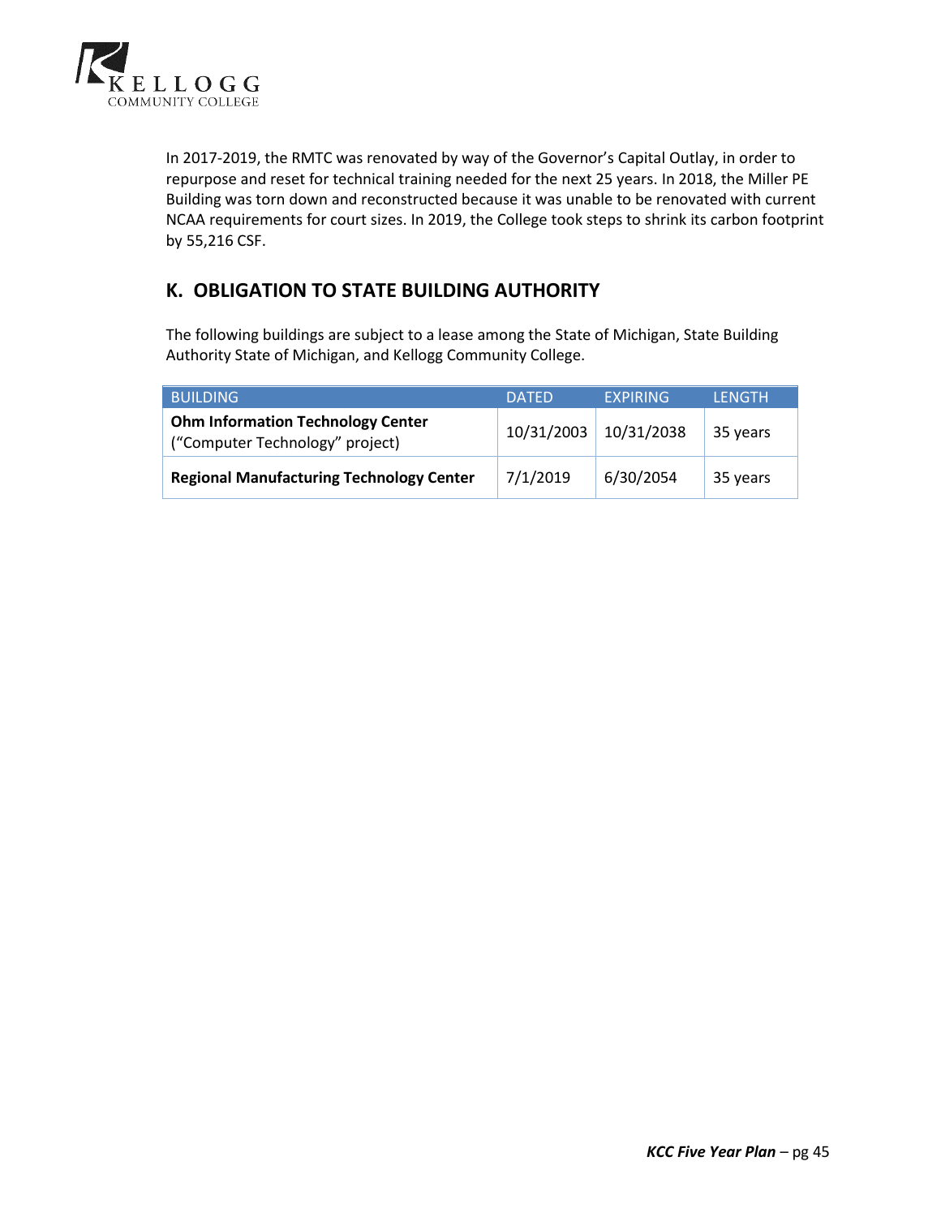In 2017-2019, the RMTC was renovated by way of the Governor's Capital Outlay, in order to repurpose and reset for technical training needed for the next 25 years. In 2018, the Miller PE Building was torn down and reconstructed because it was unable to be renovated with current NCAA requirements for court sizes. In 2019, the College took steps to shrink its carbon footprint by 55,216 CSF.

## K. OBLIGATION TO STATE BUILDING AUTHORITY

The following buildings are subject to a lease among the State of Michigan, State Building Authority State of Michigan, and Kellogg Community College.

| BUILDING | DATED | EXPIRING | LENGTH |
| --- | --- | --- | --- |
| **Ohm Information Technology Center** ("Computer Technology" project) | 10/31/2003 | 10/31/2038 | 35 years |
| **Regional Manufacturing Technology Center** | 7/1/2019 | 6/30/2054 | 35 years |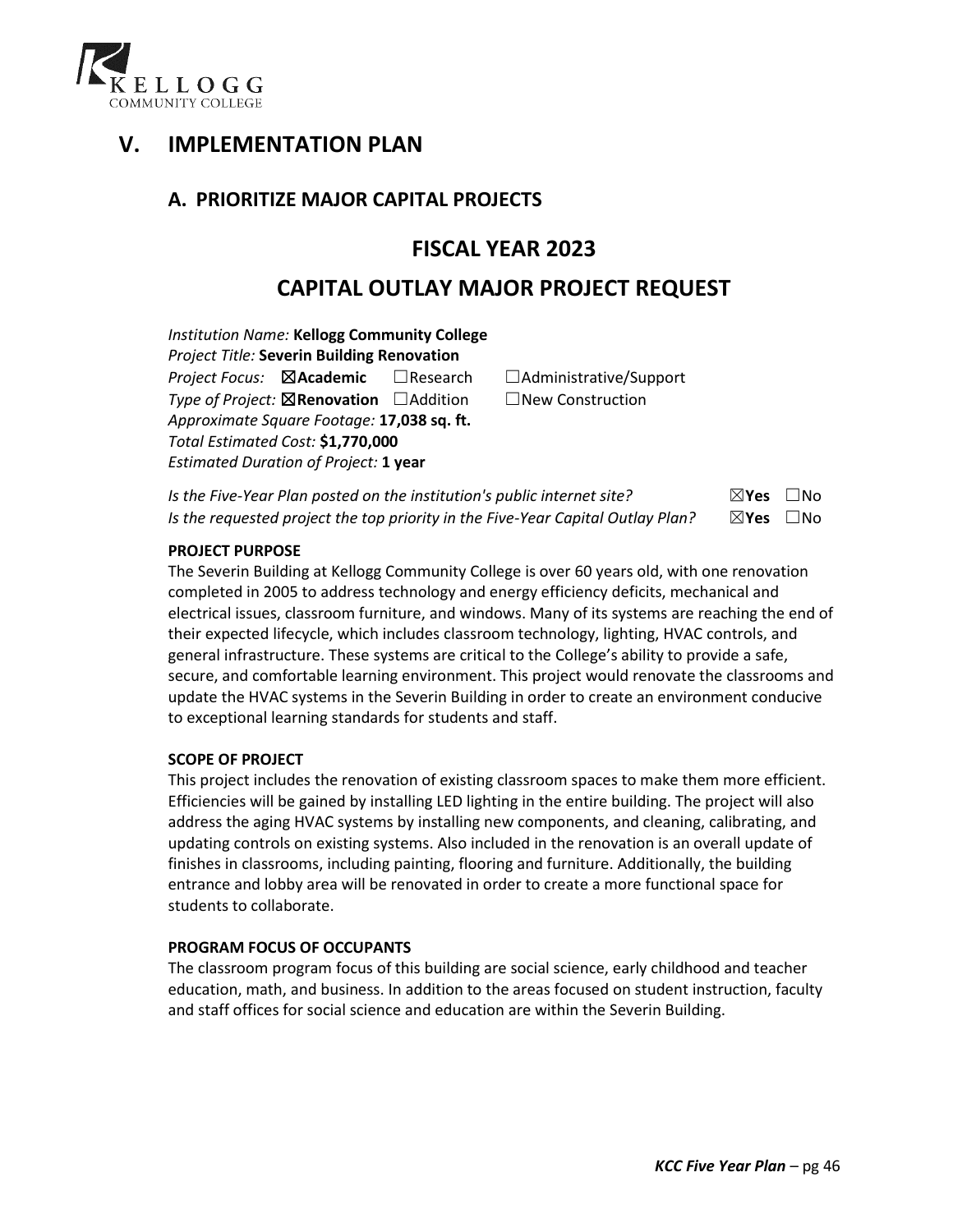# V. IMPLEMENTATION PLAN

## A. PRIORITIZE MAJOR CAPITAL PROJECTS

## FISCAL YEAR 2023

## CAPITAL OUTLAY MAJOR PROJECT REQUEST

*Institution Name:* **Kellogg Community College**
*Project Title:* **Severin Building Renovation**
*Project Focus:* ☒**Academic** ☐Research ☐Administrative/Support
*Type of Project:* ☒**Renovation** ☐Addition ☐New Construction
*Approximate Square Footage:* **17,038 sq. ft.**
*Total Estimated Cost:* **$1,770,000**
*Estimated Duration of Project:* **1 year**

*Is the Five-Year Plan posted on the institution's public internet site?* ☒**Yes** ☐No
*Is the requested project the top priority in the Five-Year Capital Outlay Plan?* ☒**Yes** ☐No

**PROJECT PURPOSE**

The Severin Building at Kellogg Community College is over 60 years old, with one renovation completed in 2005 to address technology and energy efficiency deficits, mechanical and electrical issues, classroom furniture, and windows. Many of its systems are reaching the end of their expected lifecycle, which includes classroom technology, lighting, HVAC controls, and general infrastructure. These systems are critical to the College's ability to provide a safe, secure, and comfortable learning environment. This project would renovate the classrooms and update the HVAC systems in the Severin Building in order to create an environment conducive to exceptional learning standards for students and staff.

**SCOPE OF PROJECT**

This project includes the renovation of existing classroom spaces to make them more efficient. Efficiencies will be gained by installing LED lighting in the entire building. The project will also address the aging HVAC systems by installing new components, and cleaning, calibrating, and updating controls on existing systems. Also included in the renovation is an overall update of finishes in classrooms, including painting, flooring and furniture. Additionally, the building entrance and lobby area will be renovated in order to create a more functional space for students to collaborate.

**PROGRAM FOCUS OF OCCUPANTS**

The classroom program focus of this building are social science, early childhood and teacher education, math, and business. In addition to the areas focused on student instruction, faculty and staff offices for social science and education are within the Severin Building.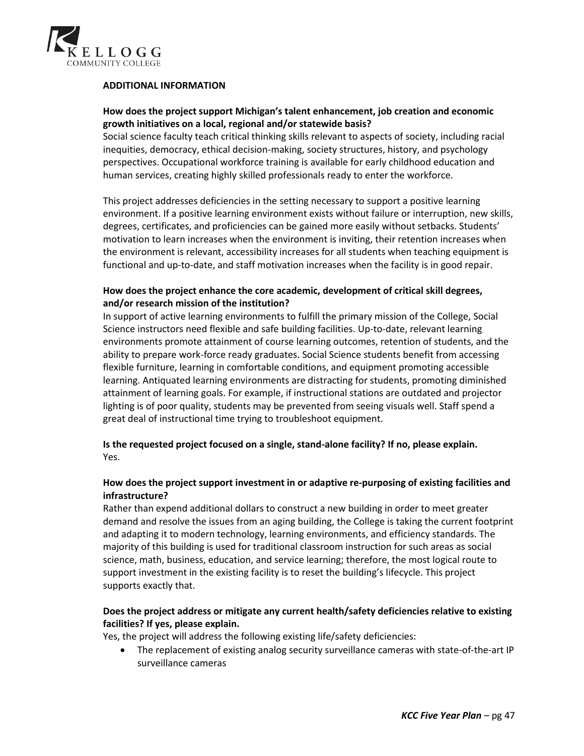**ADDITIONAL INFORMATION**

**How does the project support Michigan's talent enhancement, job creation and economic growth initiatives on a local, regional and/or statewide basis?**

Social science faculty teach critical thinking skills relevant to aspects of society, including racial inequities, democracy, ethical decision-making, society structures, history, and psychology perspectives. Occupational workforce training is available for early childhood education and human services, creating highly skilled professionals ready to enter the workforce.

This project addresses deficiencies in the setting necessary to support a positive learning environment. If a positive learning environment exists without failure or interruption, new skills, degrees, certificates, and proficiencies can be gained more easily without setbacks. Students' motivation to learn increases when the environment is inviting, their retention increases when the environment is relevant, accessibility increases for all students when teaching equipment is functional and up-to-date, and staff motivation increases when the facility is in good repair.

**How does the project enhance the core academic, development of critical skill degrees, and/or research mission of the institution?**

In support of active learning environments to fulfill the primary mission of the College, Social Science instructors need flexible and safe building facilities. Up-to-date, relevant learning environments promote attainment of course learning outcomes, retention of students, and the ability to prepare work-force ready graduates. Social Science students benefit from accessing flexible furniture, learning in comfortable conditions, and equipment promoting accessible learning. Antiquated learning environments are distracting for students, promoting diminished attainment of learning goals. For example, if instructional stations are outdated and projector lighting is of poor quality, students may be prevented from seeing visuals well. Staff spend a great deal of instructional time trying to troubleshoot equipment.

**Is the requested project focused on a single, stand-alone facility? If no, please explain.**

Yes.

**How does the project support investment in or adaptive re-purposing of existing facilities and infrastructure?**

Rather than expend additional dollars to construct a new building in order to meet greater demand and resolve the issues from an aging building, the College is taking the current footprint and adapting it to modern technology, learning environments, and efficiency standards. The majority of this building is used for traditional classroom instruction for such areas as social science, math, business, education, and service learning; therefore, the most logical route to support investment in the existing facility is to reset the building's lifecycle. This project supports exactly that.

**Does the project address or mitigate any current health/safety deficiencies relative to existing facilities? If yes, please explain.**

Yes, the project will address the following existing life/safety deficiencies:

- The replacement of existing analog security surveillance cameras with state-of-the-art IP surveillance cameras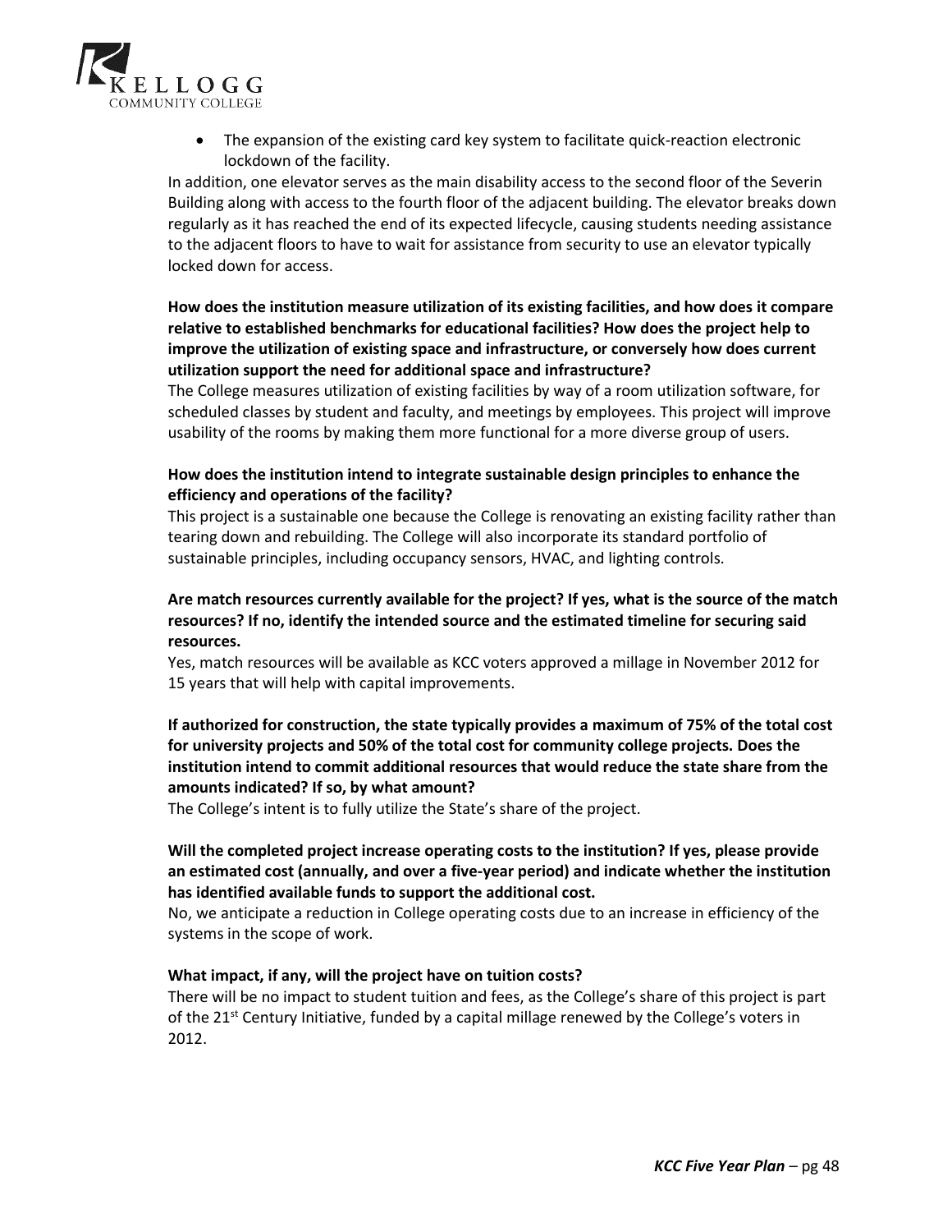- The expansion of the existing card key system to facilitate quick-reaction electronic lockdown of the facility.

In addition, one elevator serves as the main disability access to the second floor of the Severin Building along with access to the fourth floor of the adjacent building. The elevator breaks down regularly as it has reached the end of its expected lifecycle, causing students needing assistance to the adjacent floors to have to wait for assistance from security to use an elevator typically locked down for access.

**How does the institution measure utilization of its existing facilities, and how does it compare relative to established benchmarks for educational facilities? How does the project help to improve the utilization of existing space and infrastructure, or conversely how does current utilization support the need for additional space and infrastructure?**

The College measures utilization of existing facilities by way of a room utilization software, for scheduled classes by student and faculty, and meetings by employees. This project will improve usability of the rooms by making them more functional for a more diverse group of users.

**How does the institution intend to integrate sustainable design principles to enhance the efficiency and operations of the facility?**

This project is a sustainable one because the College is renovating an existing facility rather than tearing down and rebuilding. The College will also incorporate its standard portfolio of sustainable principles, including occupancy sensors, HVAC, and lighting controls.

**Are match resources currently available for the project? If yes, what is the source of the match resources? If no, identify the intended source and the estimated timeline for securing said resources.**

Yes, match resources will be available as KCC voters approved a millage in November 2012 for 15 years that will help with capital improvements.

**If authorized for construction, the state typically provides a maximum of 75% of the total cost for university projects and 50% of the total cost for community college projects. Does the institution intend to commit additional resources that would reduce the state share from the amounts indicated? If so, by what amount?**

The College's intent is to fully utilize the State's share of the project.

**Will the completed project increase operating costs to the institution? If yes, please provide an estimated cost (annually, and over a five-year period) and indicate whether the institution has identified available funds to support the additional cost.**

No, we anticipate a reduction in College operating costs due to an increase in efficiency of the systems in the scope of work.

**What impact, if any, will the project have on tuition costs?**

There will be no impact to student tuition and fees, as the College's share of this project is part of the 21st Century Initiative, funded by a capital millage renewed by the College's voters in 2012.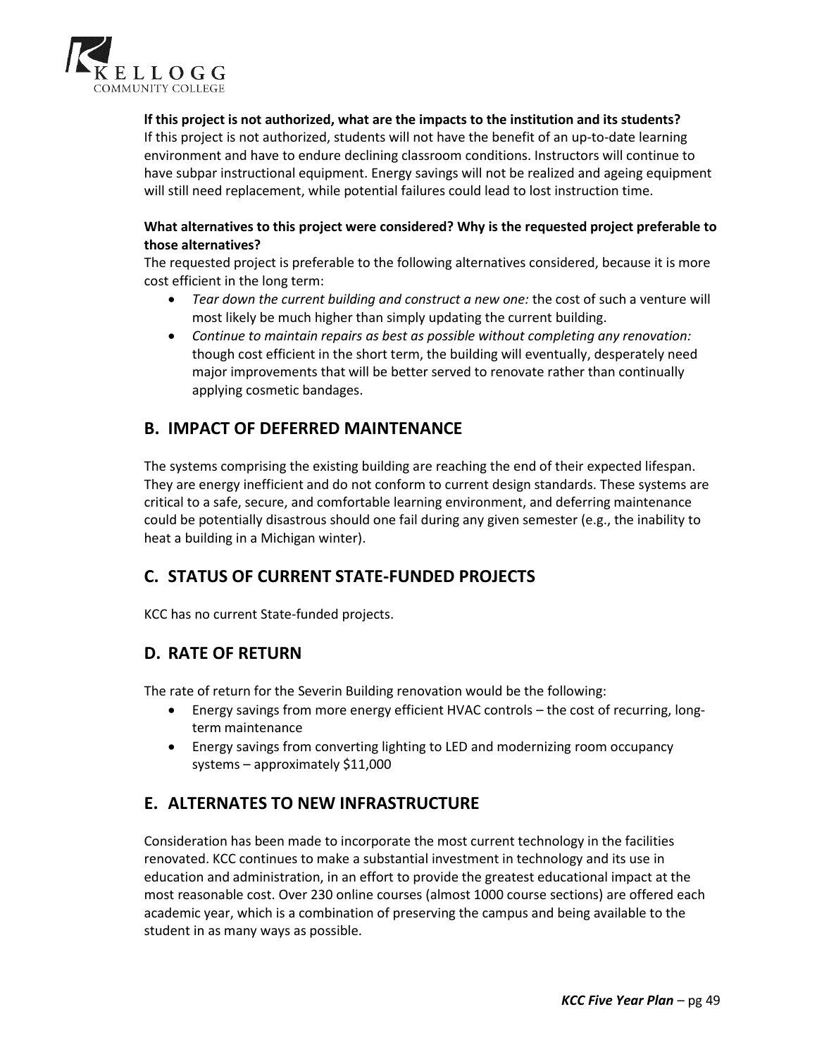**If this project is not authorized, what are the impacts to the institution and its students?**
If this project is not authorized, students will not have the benefit of an up-to-date learning environment and have to endure declining classroom conditions. Instructors will continue to have subpar instructional equipment. Energy savings will not be realized and ageing equipment will still need replacement, while potential failures could lead to lost instruction time.

**What alternatives to this project were considered? Why is the requested project preferable to those alternatives?**
The requested project is preferable to the following alternatives considered, because it is more cost efficient in the long term:

- *Tear down the current building and construct a new one:* the cost of such a venture will most likely be much higher than simply updating the current building.
- *Continue to maintain repairs as best as possible without completing any renovation:* though cost efficient in the short term, the building will eventually, desperately need major improvements that will be better served to renovate rather than continually applying cosmetic bandages.

## B. IMPACT OF DEFERRED MAINTENANCE

The systems comprising the existing building are reaching the end of their expected lifespan. They are energy inefficient and do not conform to current design standards. These systems are critical to a safe, secure, and comfortable learning environment, and deferring maintenance could be potentially disastrous should one fail during any given semester (e.g., the inability to heat a building in a Michigan winter).

## C. STATUS OF CURRENT STATE-FUNDED PROJECTS

KCC has no current State-funded projects.

## D. RATE OF RETURN

The rate of return for the Severin Building renovation would be the following:

- Energy savings from more energy efficient HVAC controls – the cost of recurring, long-term maintenance
- Energy savings from converting lighting to LED and modernizing room occupancy systems – approximately $11,000

## E. ALTERNATES TO NEW INFRASTRUCTURE

Consideration has been made to incorporate the most current technology in the facilities renovated. KCC continues to make a substantial investment in technology and its use in education and administration, in an effort to provide the greatest educational impact at the most reasonable cost. Over 230 online courses (almost 1000 course sections) are offered each academic year, which is a combination of preserving the campus and being available to the student in as many ways as possible.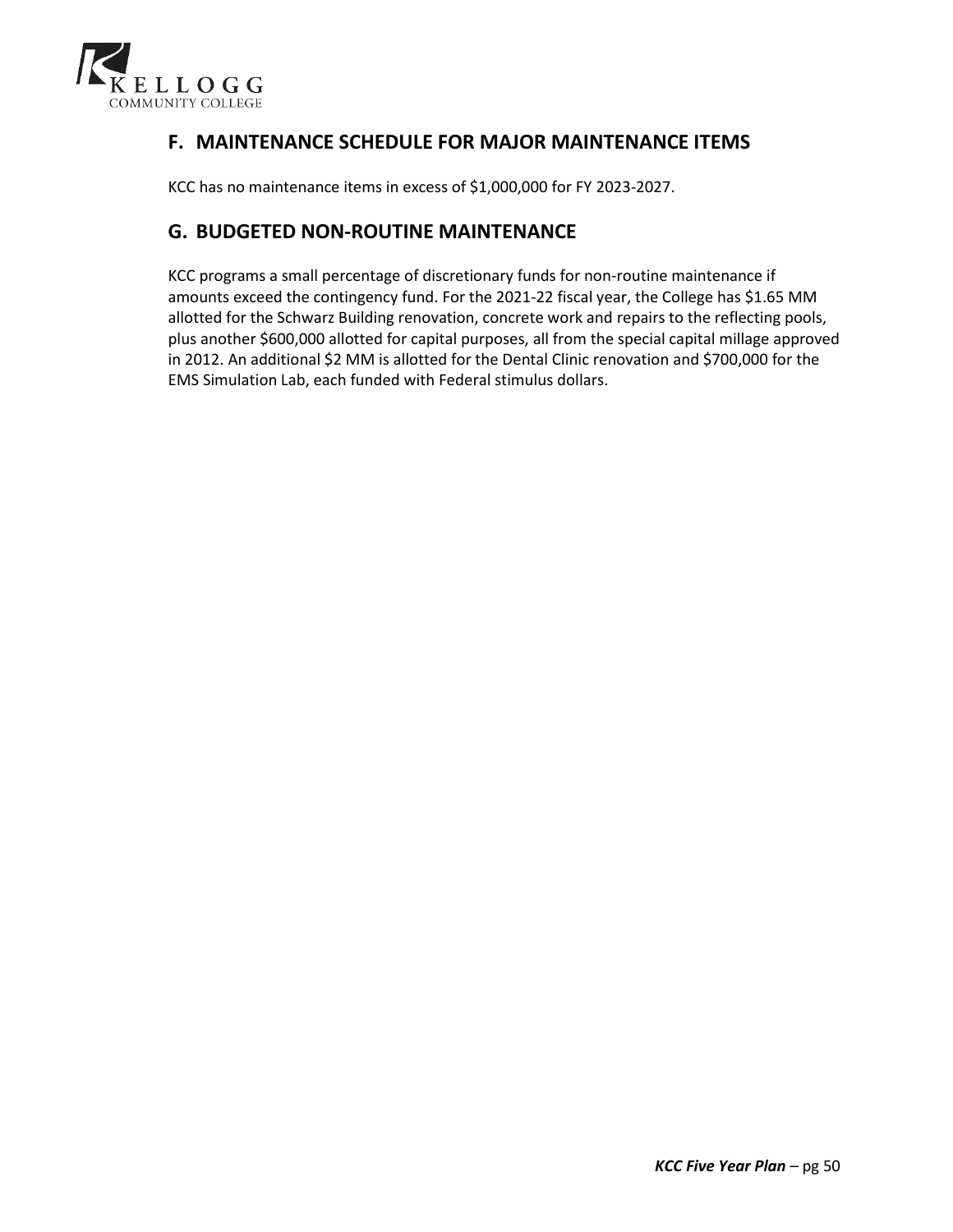## F. MAINTENANCE SCHEDULE FOR MAJOR MAINTENANCE ITEMS

KCC has no maintenance items in excess of $1,000,000 for FY 2023-2027.

## G. BUDGETED NON-ROUTINE MAINTENANCE

KCC programs a small percentage of discretionary funds for non-routine maintenance if amounts exceed the contingency fund. For the 2021-22 fiscal year, the College has $1.65 MM allotted for the Schwarz Building renovation, concrete work and repairs to the reflecting pools, plus another $600,000 allotted for capital purposes, all from the special capital millage approved in 2012. An additional $2 MM is allotted for the Dental Clinic renovation and $700,000 for the EMS Simulation Lab, each funded with Federal stimulus dollars.